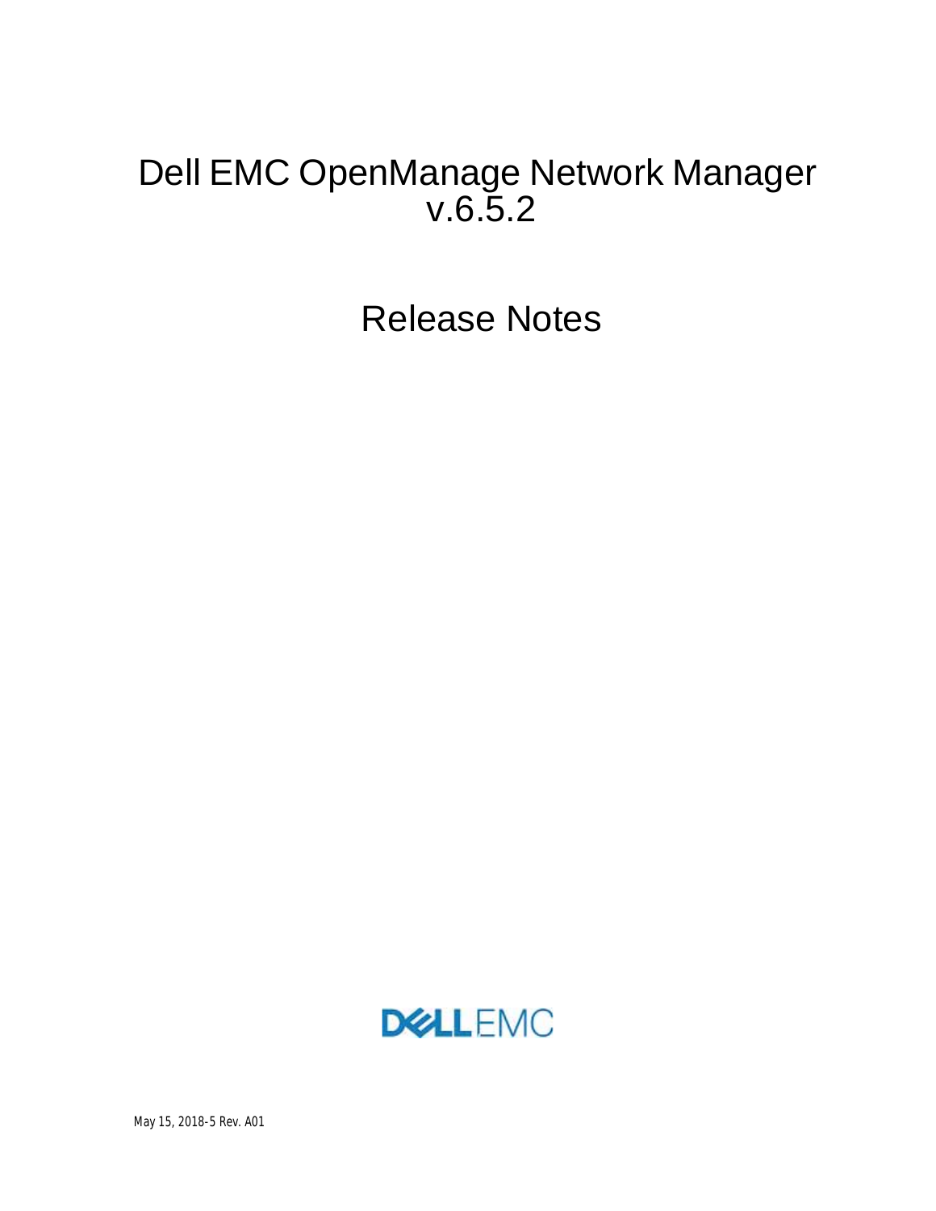# Dell EMC OpenManage Network Manager v.6.5.2

# Release Notes

DELL EMC

May 15, 2018-5 Rev. A01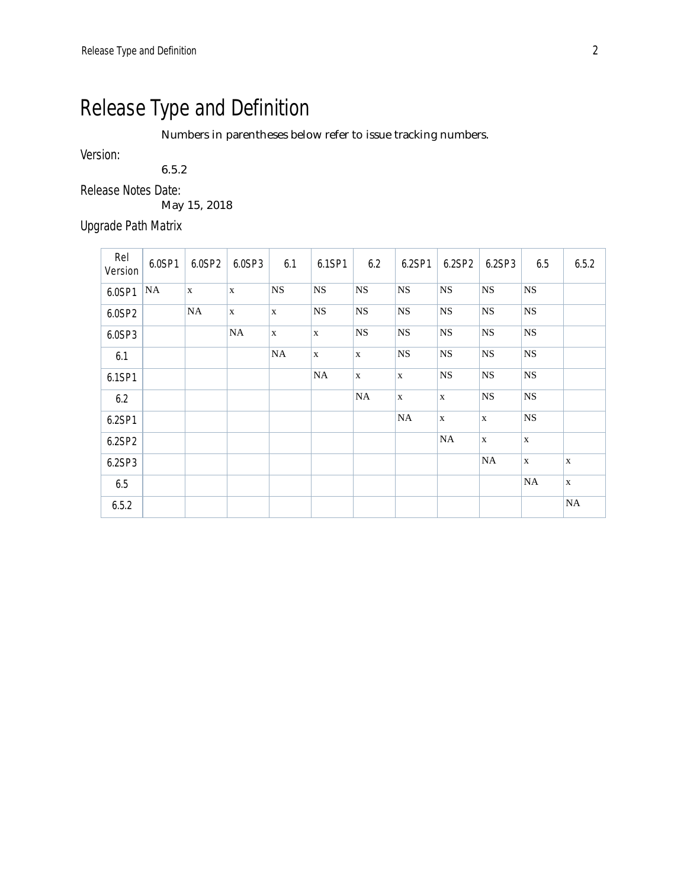# Release Type and Definition

Numbers in parentheses below refer to issue tracking numbers.

Version:

6.5.2

Release Notes Date:

May 15, 2018

Upgrade Path Matrix

| Rel Version | 6.0SP1 | 6.0SP2 | 6.0SP3 | 6.1 | 6.1SP1 | 6.2 | 6.2SP1 | 6.2SP2 | 6.2SP3 | 6.5 | 6.5.2 |
|---|---|---|---|---|---|---|---|---|---|---|---|
| 6.0SP1 | NA | x | x | NS | NS | NS | NS | NS | NS | NS | |
| 6.0SP2 | | NA | x | x | NS | NS | NS | NS | NS | NS | |
| 6.0SP3 | | | NA | x | x | NS | NS | NS | NS | NS | |
| 6.1 | | | | NA | x | x | NS | NS | NS | NS | |
| 6.1SP1 | | | | | NA | x | x | NS | NS | NS | |
| 6.2 | | | | | | NA | x | x | NS | NS | |
| 6.2SP1 | | | | | | | NA | x | x | NS | |
| 6.2SP2 | | | | | | | | NA | x | x | |
| 6.2SP3 | | | | | | | | | NA | x | x |
| 6.5 | | | | | | | | | | NA | x |
| 6.5.2 | | | | | | | | | | | NA |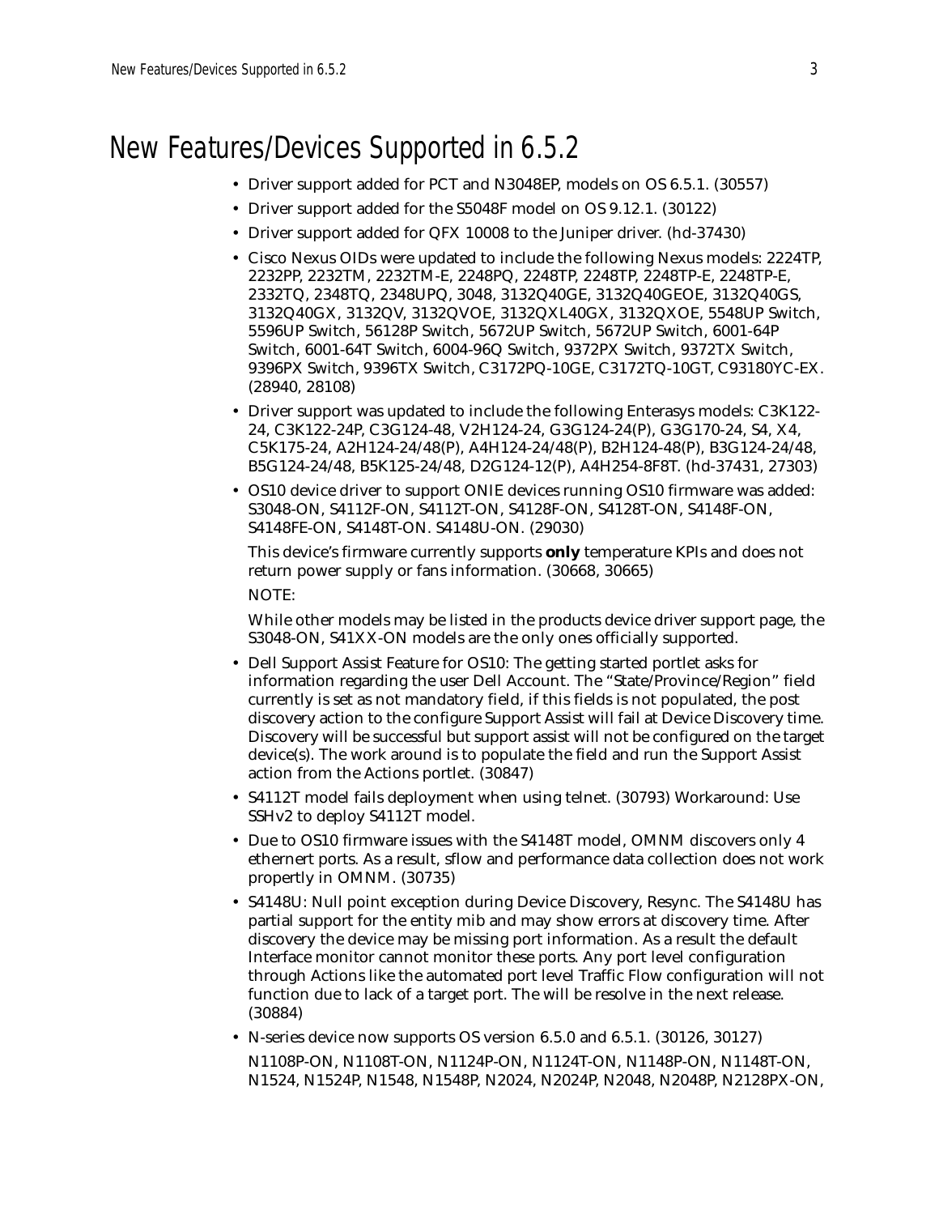# New Features/Devices Supported in 6.5.2

- Driver support added for PCT and N3048EP, models on OS 6.5.1. (30557)
- Driver support added for the S5048F model on OS 9.12.1. (30122)
- Driver support added for QFX 10008 to the Juniper driver. (hd-37430)
- Cisco Nexus OIDs were updated to include the following Nexus models: 2224TP, 2232PP, 2232TM, 2232TM-E, 2248PQ, 2248TP, 2248TP, 2248TP-E, 2248TP-E, 2332TQ, 2348TQ, 2348UPQ, 3048, 3132Q40GE, 3132Q40GEOE, 3132Q40GS, 3132Q40GX, 3132QV, 3132QVOE, 3132QXL40GX, 3132QXOE, 5548UP Switch, 5596UP Switch, 56128P Switch, 5672UP Switch, 5672UP Switch, 6001-64P Switch, 6001-64T Switch, 6004-96Q Switch, 9372PX Switch, 9372TX Switch, 9396PX Switch, 9396TX Switch, C3172PQ-10GE, C3172TQ-10GT, C93180YC-EX. (28940, 28108)
- Driver support was updated to include the following Enterasys models: C3K122-24, C3K122-24P, C3G124-48, V2H124-24, G3G124-24(P), G3G170-24, S4, X4, C5K175-24, A2H124-24/48(P), A4H124-24/48(P), B2H124-48(P), B3G124-24/48, B5G124-24/48, B5K125-24/48, D2G124-12(P), A4H254-8F8T. (hd-37431, 27303)
- OS10 device driver to support ONIE devices running OS10 firmware was added: S3048-ON, S4112F-ON, S4112T-ON, S4128F-ON, S4128T-ON, S4148F-ON, S4148FE-ON, S4148T-ON. S4148U-ON. (29030)

  This device's firmware currently supports **only** temperature KPIs and does not return power supply or fans information. (30668, 30665)

  NOTE:

  While other models may be listed in the products device driver support page, the S3048-ON, S41XX-ON models are the only ones officially supported.
- Dell Support Assist Feature for OS10: The getting started portlet asks for information regarding the user Dell Account. The "State/Province/Region" field currently is set as not mandatory field, if this fields is not populated, the post discovery action to the configure Support Assist will fail at Device Discovery time. Discovery will be successful but support assist will not be configured on the target device(s). The work around is to populate the field and run the Support Assist action from the Actions portlet. (30847)
- S4112T model fails deployment when using telnet. (30793) Workaround: Use SSHv2 to deploy S4112T model.
- Due to OS10 firmware issues with the S4148T model, OMNM discovers only 4 ethernert ports. As a result, sflow and performance data collection does not work propertly in OMNM. (30735)
- S4148U: Null point exception during Device Discovery, Resync. The S4148U has partial support for the entity mib and may show errors at discovery time. After discovery the device may be missing port information. As a result the default Interface monitor cannot monitor these ports. Any port level configuration through Actions like the automated port level Traffic Flow configuration will not function due to lack of a target port. The will be resolve in the next release. (30884)
- N-series device now supports OS version 6.5.0 and 6.5.1. (30126, 30127)

  N1108P-ON, N1108T-ON, N1124P-ON, N1124T-ON, N1148P-ON, N1148T-ON, N1524, N1524P, N1548, N1548P, N2024, N2024P, N2048, N2048P, N2128PX-ON,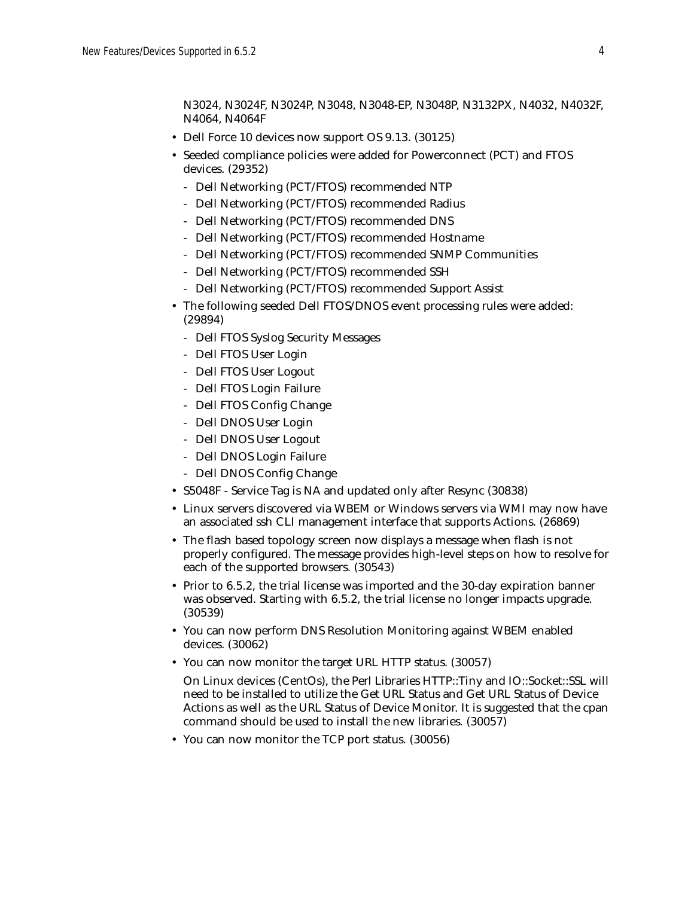N3024, N3024F, N3024P, N3048, N3048-EP, N3048P, N3132PX, N4032, N4032F, N4064, N4064F

- Dell Force 10 devices now support OS 9.13. (30125)
- Seeded compliance policies were added for Powerconnect (PCT) and FTOS devices. (29352)
  - Dell Networking (PCT/FTOS) recommended NTP
  - Dell Networking (PCT/FTOS) recommended Radius
  - Dell Networking (PCT/FTOS) recommended DNS
  - Dell Networking (PCT/FTOS) recommended Hostname
  - Dell Networking (PCT/FTOS) recommended SNMP Communities
  - Dell Networking (PCT/FTOS) recommended SSH
  - Dell Networking (PCT/FTOS) recommended Support Assist
- The following seeded Dell FTOS/DNOS event processing rules were added: (29894)
  - Dell FTOS Syslog Security Messages
  - Dell FTOS User Login
  - Dell FTOS User Logout
  - Dell FTOS Login Failure
  - Dell FTOS Config Change
  - Dell DNOS User Login
  - Dell DNOS User Logout
  - Dell DNOS Login Failure
  - Dell DNOS Config Change
- S5048F - Service Tag is NA and updated only after Resync (30838)
- Linux servers discovered via WBEM or Windows servers via WMI may now have an associated ssh CLI management interface that supports Actions. (26869)
- The flash based topology screen now displays a message when flash is not properly configured. The message provides high-level steps on how to resolve for each of the supported browsers. (30543)
- Prior to 6.5.2, the trial license was imported and the 30-day expiration banner was observed. Starting with 6.5.2, the trial license no longer impacts upgrade. (30539)
- You can now perform DNS Resolution Monitoring against WBEM enabled devices. (30062)
- You can now monitor the target URL HTTP status. (30057)

  On Linux devices (CentOs), the Perl Libraries HTTP::Tiny and IO::Socket::SSL will need to be installed to utilize the Get URL Status and Get URL Status of Device Actions as well as the URL Status of Device Monitor. It is suggested that the cpan command should be used to install the new libraries. (30057)
- You can now monitor the TCP port status. (30056)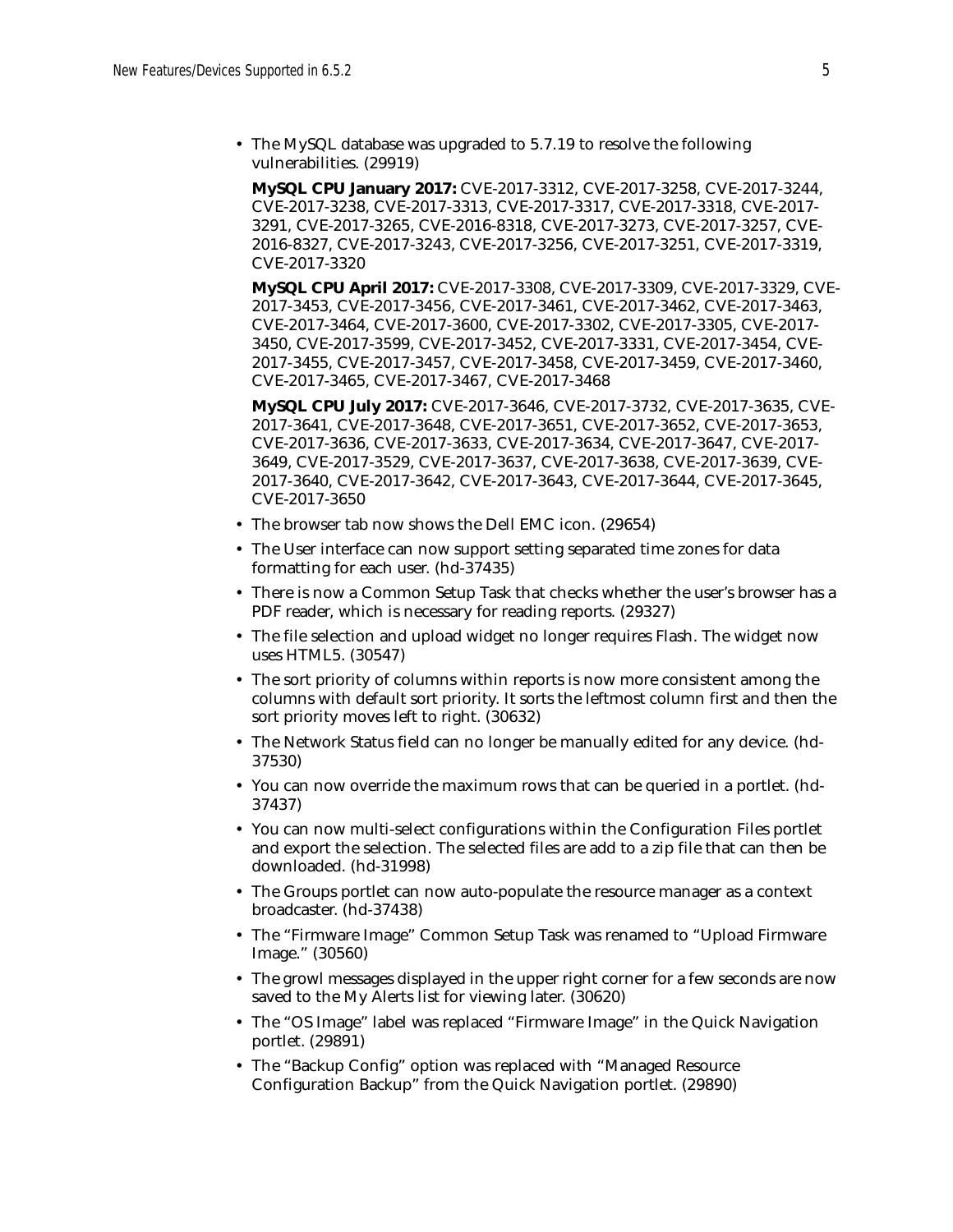- The MySQL database was upgraded to 5.7.19 to resolve the following vulnerabilities. (29919)

  **MySQL CPU January 2017:** CVE-2017-3312, CVE-2017-3258, CVE-2017-3244, CVE-2017-3238, CVE-2017-3313, CVE-2017-3317, CVE-2017-3318, CVE-2017-3291, CVE-2017-3265, CVE-2016-8318, CVE-2017-3273, CVE-2017-3257, CVE-2016-8327, CVE-2017-3243, CVE-2017-3256, CVE-2017-3251, CVE-2017-3319, CVE-2017-3320

  **MySQL CPU April 2017:** CVE-2017-3308, CVE-2017-3309, CVE-2017-3329, CVE-2017-3453, CVE-2017-3456, CVE-2017-3461, CVE-2017-3462, CVE-2017-3463, CVE-2017-3464, CVE-2017-3600, CVE-2017-3302, CVE-2017-3305, CVE-2017-3450, CVE-2017-3599, CVE-2017-3452, CVE-2017-3331, CVE-2017-3454, CVE-2017-3455, CVE-2017-3457, CVE-2017-3458, CVE-2017-3459, CVE-2017-3460, CVE-2017-3465, CVE-2017-3467, CVE-2017-3468

  **MySQL CPU July 2017:** CVE-2017-3646, CVE-2017-3732, CVE-2017-3635, CVE-2017-3641, CVE-2017-3648, CVE-2017-3651, CVE-2017-3652, CVE-2017-3653, CVE-2017-3636, CVE-2017-3633, CVE-2017-3634, CVE-2017-3647, CVE-2017-3649, CVE-2017-3529, CVE-2017-3637, CVE-2017-3638, CVE-2017-3639, CVE-2017-3640, CVE-2017-3642, CVE-2017-3643, CVE-2017-3644, CVE-2017-3645, CVE-2017-3650

- The browser tab now shows the Dell EMC icon. (29654)
- The User interface can now support setting separated time zones for data formatting for each user. (hd-37435)
- There is now a Common Setup Task that checks whether the user's browser has a PDF reader, which is necessary for reading reports. (29327)
- The file selection and upload widget no longer requires Flash. The widget now uses HTML5. (30547)
- The sort priority of columns within reports is now more consistent among the columns with default sort priority. It sorts the leftmost column first and then the sort priority moves left to right. (30632)
- The Network Status field can no longer be manually edited for any device. (hd-37530)
- You can now override the maximum rows that can be queried in a portlet. (hd-37437)
- You can now multi-select configurations within the Configuration Files portlet and export the selection. The selected files are add to a zip file that can then be downloaded. (hd-31998)
- The Groups portlet can now auto-populate the resource manager as a context broadcaster. (hd-37438)
- The "Firmware Image" Common Setup Task was renamed to "Upload Firmware Image." (30560)
- The growl messages displayed in the upper right corner for a few seconds are now saved to the My Alerts list for viewing later. (30620)
- The "OS Image" label was replaced "Firmware Image" in the Quick Navigation portlet. (29891)
- The "Backup Config" option was replaced with "Managed Resource Configuration Backup" from the Quick Navigation portlet. (29890)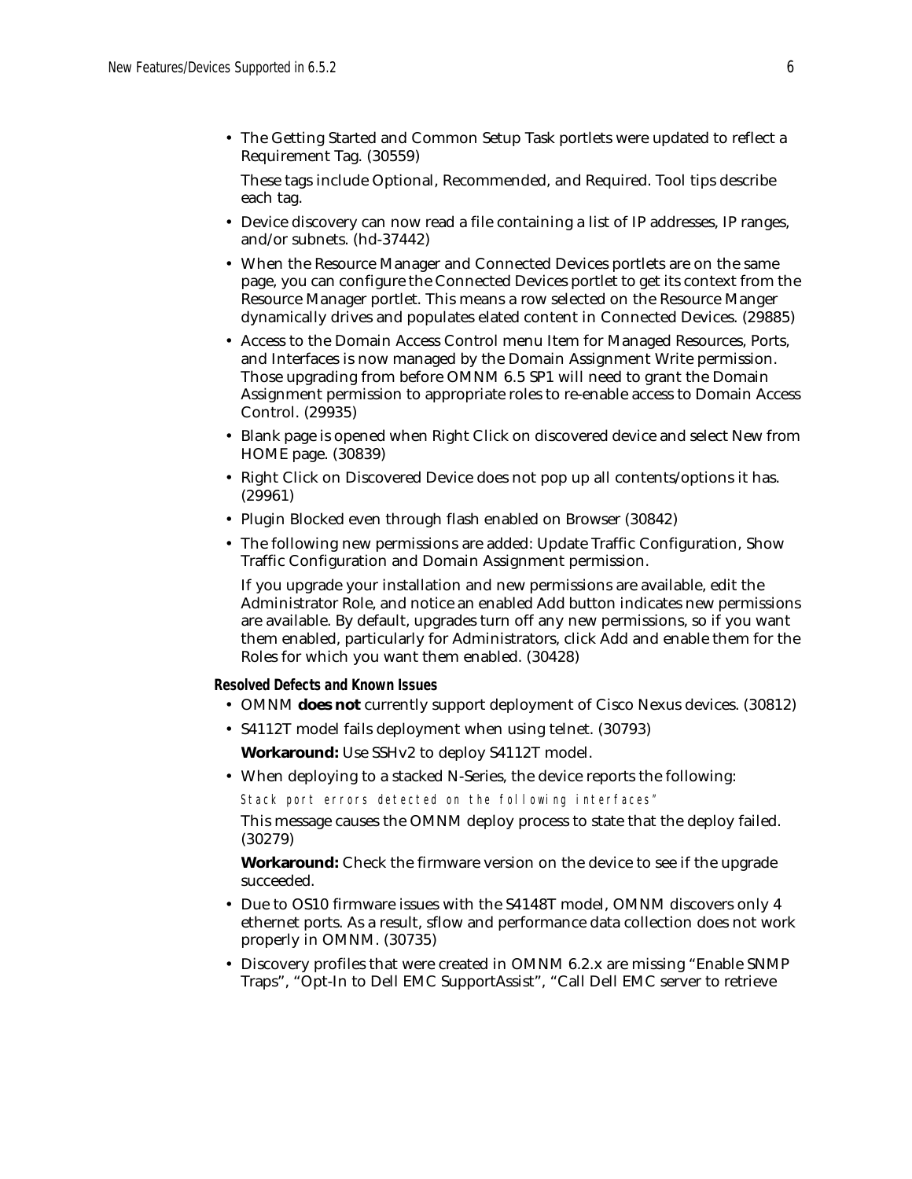- The Getting Started and Common Setup Task portlets were updated to reflect a Requirement Tag. (30559)

  These tags include Optional, Recommended, and Required. Tool tips describe each tag.

- Device discovery can now read a file containing a list of IP addresses, IP ranges, and/or subnets. (hd-37442)
- When the Resource Manager and Connected Devices portlets are on the same page, you can configure the Connected Devices portlet to get its context from the Resource Manager portlet. This means a row selected on the Resource Manger dynamically drives and populates elated content in Connected Devices. (29885)
- Access to the Domain Access Control menu Item for Managed Resources, Ports, and Interfaces is now managed by the Domain Assignment Write permission. Those upgrading from before OMNM 6.5 SP1 will need to grant the Domain Assignment permission to appropriate roles to re-enable access to Domain Access Control. (29935)
- Blank page is opened when Right Click on discovered device and select New from HOME page. (30839)
- Right Click on Discovered Device does not pop up all contents/options it has. (29961)
- Plugin Blocked even through flash enabled on Browser (30842)
- The following new permissions are added: Update Traffic Configuration, Show Traffic Configuration and Domain Assignment permission.

  If you upgrade your installation and new permissions are available, edit the Administrator Role, and notice an enabled Add button indicates new permissions are available. By default, upgrades turn off any new permissions, so if you want them enabled, particularly for Administrators, click Add and enable them for the Roles for which you want them enabled. (30428)

### Resolved Defects and Known Issues

- OMNM **does not** currently support deployment of Cisco Nexus devices. (30812)
- S4112T model fails deployment when using telnet. (30793)

  **Workaround:** Use SSHv2 to deploy S4112T model.

- When deploying to a stacked N-Series, the device reports the following:

  ```
  Stack port errors detected on the following interfaces"
  ```

  This message causes the OMNM deploy process to state that the deploy failed. (30279)

  **Workaround:** Check the firmware version on the device to see if the upgrade succeeded.

- Due to OS10 firmware issues with the S4148T model, OMNM discovers only 4 ethernet ports. As a result, sflow and performance data collection does not work properly in OMNM. (30735)
- Discovery profiles that were created in OMNM 6.2.x are missing "Enable SNMP Traps", "Opt-In to Dell EMC SupportAssist", "Call Dell EMC server to retrieve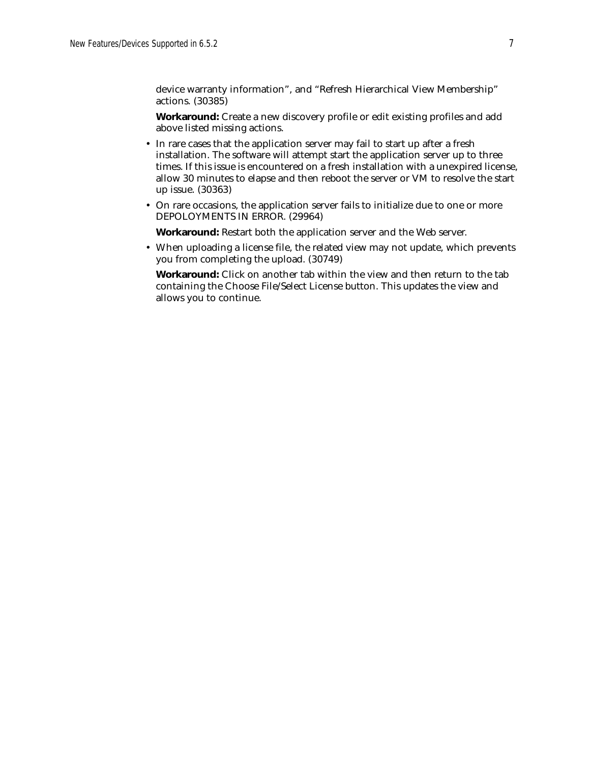device warranty information", and "Refresh Hierarchical View Membership" actions. (30385)

**Workaround:** Create a new discovery profile or edit existing profiles and add above listed missing actions.

- In rare cases that the application server may fail to start up after a fresh installation. The software will attempt start the application server up to three times. If this issue is encountered on a fresh installation with a unexpired license, allow 30 minutes to elapse and then reboot the server or VM to resolve the start up issue. (30363)
- On rare occasions, the application server fails to initialize due to one or more DEPOLOYMENTS IN ERROR. (29964)

  **Workaround:** Restart both the application server and the Web server.
- When uploading a license file, the related view may not update, which prevents you from completing the upload. (30749)

  **Workaround:** Click on another tab within the view and then return to the tab containing the Choose File/Select License button. This updates the view and allows you to continue.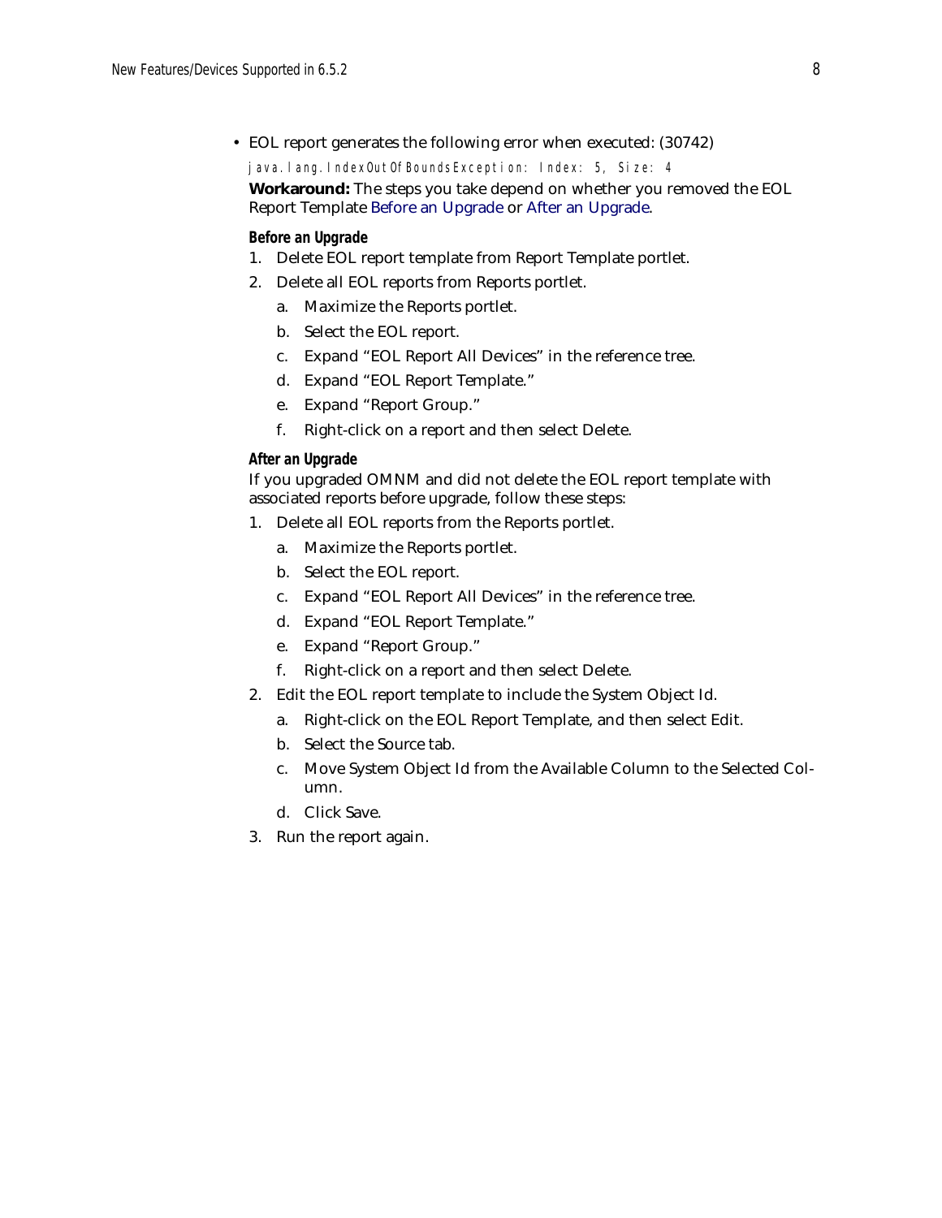- EOL report generates the following error when executed: (30742)

  ```
  java.lang.IndexOutOfBoundsException: Index: 5, Size: 4
  ```

  **Workaround:** The steps you take depend on whether you removed the EOL Report Template Before an Upgrade or After an Upgrade.

  #### Before an Upgrade

  1. Delete EOL report template from Report Template portlet.
  2. Delete all EOL reports from Reports portlet.
     a. Maximize the Reports portlet.
     b. Select the EOL report.
     c. Expand "EOL Report All Devices" in the reference tree.
     d. Expand "EOL Report Template."
     e. Expand "Report Group."
     f. Right-click on a report and then select Delete.

  #### After an Upgrade

  If you upgraded OMNM and did not delete the EOL report template with associated reports before upgrade, follow these steps:

  1. Delete all EOL reports from the Reports portlet.
     a. Maximize the Reports portlet.
     b. Select the EOL report.
     c. Expand "EOL Report All Devices" in the reference tree.
     d. Expand "EOL Report Template."
     e. Expand "Report Group."
     f. Right-click on a report and then select Delete.
  2. Edit the EOL report template to include the System Object Id.
     a. Right-click on the EOL Report Template, and then select Edit.
     b. Select the Source tab.
     c. Move System Object Id from the Available Column to the Selected Column.
     d. Click Save.
  3. Run the report again.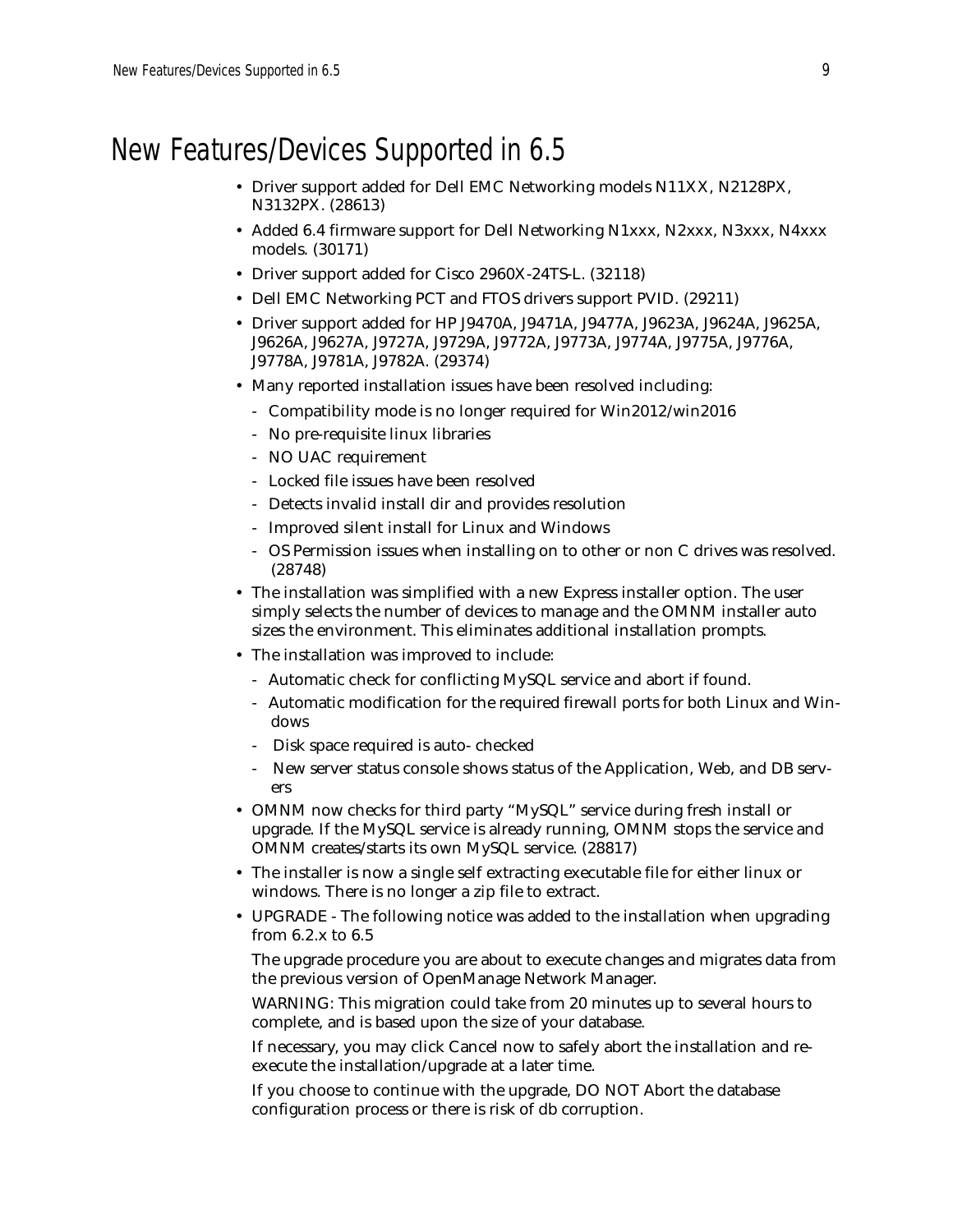# New Features/Devices Supported in 6.5

- Driver support added for Dell EMC Networking models N11XX, N2128PX, N3132PX. (28613)
- Added 6.4 firmware support for Dell Networking N1xxx, N2xxx, N3xxx, N4xxx models. (30171)
- Driver support added for Cisco 2960X-24TS-L. (32118)
- Dell EMC Networking PCT and FTOS drivers support PVID. (29211)
- Driver support added for HP J9470A, J9471A, J9477A, J9623A, J9624A, J9625A, J9626A, J9627A, J9727A, J9729A, J9772A, J9773A, J9774A, J9775A, J9776A, J9778A, J9781A, J9782A. (29374)
- Many reported installation issues have been resolved including:
  - Compatibility mode is no longer required for Win2012/win2016
  - No pre-requisite linux libraries
  - NO UAC requirement
  - Locked file issues have been resolved
  - Detects invalid install dir and provides resolution
  - Improved silent install for Linux and Windows
  - OS Permission issues when installing on to other or non C drives was resolved. (28748)
- The installation was simplified with a new Express installer option. The user simply selects the number of devices to manage and the OMNM installer auto sizes the environment. This eliminates additional installation prompts.
- The installation was improved to include:
  - Automatic check for conflicting MySQL service and abort if found.
  - Automatic modification for the required firewall ports for both Linux and Windows
  - Disk space required is auto- checked
  - New server status console shows status of the Application, Web, and DB servers
- OMNM now checks for third party "MySQL" service during fresh install or upgrade. If the MySQL service is already running, OMNM stops the service and OMNM creates/starts its own MySQL service. (28817)
- The installer is now a single self extracting executable file for either linux or windows. There is no longer a zip file to extract.
- UPGRADE - The following notice was added to the installation when upgrading from 6.2.x to 6.5

  The upgrade procedure you are about to execute changes and migrates data from the previous version of OpenManage Network Manager.

  WARNING: This migration could take from 20 minutes up to several hours to complete, and is based upon the size of your database.

  If necessary, you may click Cancel now to safely abort the installation and re-execute the installation/upgrade at a later time.

  If you choose to continue with the upgrade, DO NOT Abort the database configuration process or there is risk of db corruption.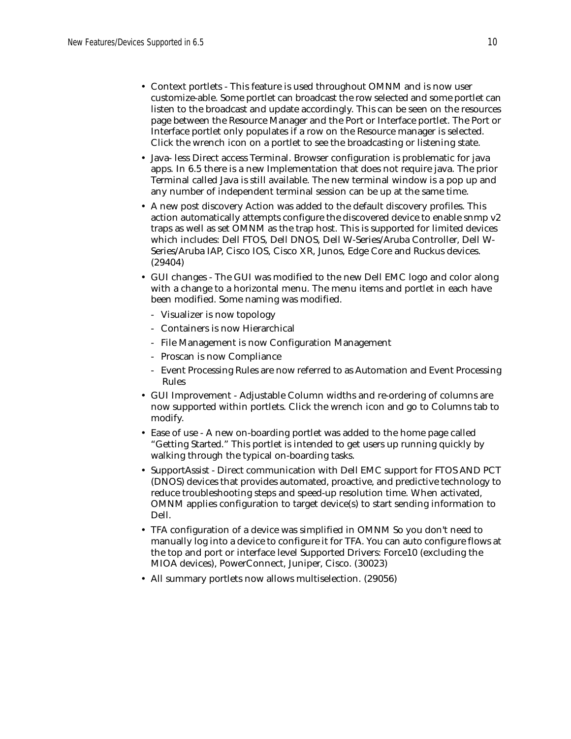- Context portlets - This feature is used throughout OMNM and is now user customize-able. Some portlet can broadcast the row selected and some portlet can listen to the broadcast and update accordingly. This can be seen on the resources page between the Resource Manager and the Port or Interface portlet. The Port or Interface portlet only populates if a row on the Resource manager is selected. Click the wrench icon on a portlet to see the broadcasting or listening state.
- Java- less Direct access Terminal. Browser configuration is problematic for java apps. In 6.5 there is a new Implementation that does not require java. The prior Terminal called Java is still available. The new terminal window is a pop up and any number of independent terminal session can be up at the same time.
- A new post discovery Action was added to the default discovery profiles. This action automatically attempts configure the discovered device to enable snmp v2 traps as well as set OMNM as the trap host. This is supported for limited devices which includes: Dell FTOS, Dell DNOS, Dell W-Series/Aruba Controller, Dell W-Series/Aruba IAP, Cisco IOS, Cisco XR, Junos, Edge Core and Ruckus devices. (29404)
- GUI changes - The GUI was modified to the new Dell EMC logo and color along with a change to a horizontal menu. The menu items and portlet in each have been modified. Some naming was modified.
  - Visualizer is now topology
  - Containers is now Hierarchical
  - File Management is now Configuration Management
  - Proscan is now Compliance
  - Event Processing Rules are now referred to as Automation and Event Processing Rules
- GUI Improvement - Adjustable Column widths and re-ordering of columns are now supported within portlets. Click the wrench icon and go to Columns tab to modify.
- Ease of use - A new on-boarding portlet was added to the home page called "Getting Started." This portlet is intended to get users up running quickly by walking through the typical on-boarding tasks.
- SupportAssist - Direct communication with Dell EMC support for FTOS AND PCT (DNOS) devices that provides automated, proactive, and predictive technology to reduce troubleshooting steps and speed-up resolution time. When activated, OMNM applies configuration to target device(s) to start sending information to Dell.
- TFA configuration of a device was simplified in OMNM So you don't need to manually log into a device to configure it for TFA. You can auto configure flows at the top and port or interface level Supported Drivers: Force10 (excluding the MIOA devices), PowerConnect, Juniper, Cisco. (30023)
- All summary portlets now allows multiselection. (29056)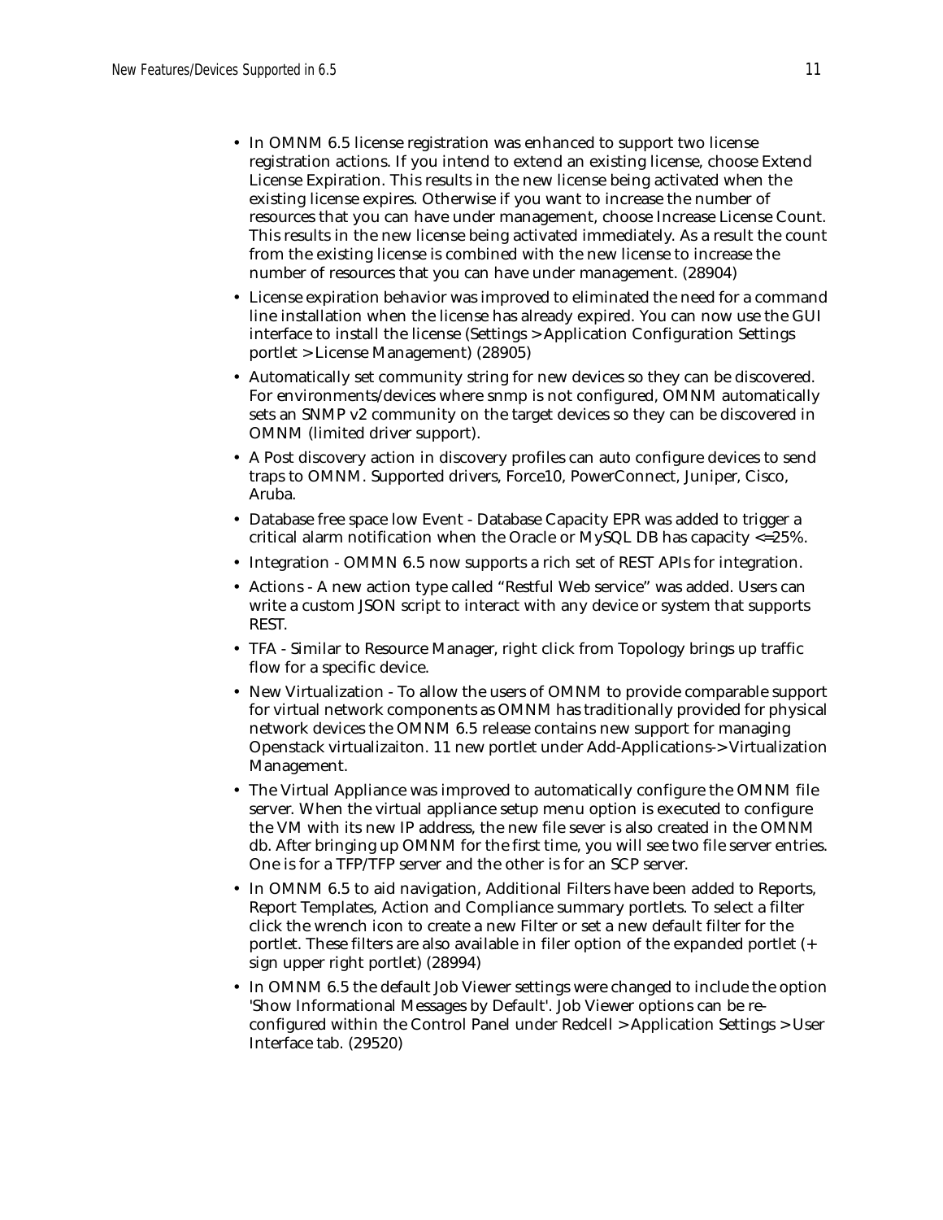- In OMNM 6.5 license registration was enhanced to support two license registration actions. If you intend to extend an existing license, choose Extend License Expiration. This results in the new license being activated when the existing license expires. Otherwise if you want to increase the number of resources that you can have under management, choose Increase License Count. This results in the new license being activated immediately. As a result the count from the existing license is combined with the new license to increase the number of resources that you can have under management. (28904)
- License expiration behavior was improved to eliminated the need for a command line installation when the license has already expired. You can now use the GUI interface to install the license (Settings > Application Configuration Settings portlet > License Management) (28905)
- Automatically set community string for new devices so they can be discovered. For environments/devices where snmp is not configured, OMNM automatically sets an SNMP v2 community on the target devices so they can be discovered in OMNM (limited driver support).
- A Post discovery action in discovery profiles can auto configure devices to send traps to OMNM. Supported drivers, Force10, PowerConnect, Juniper, Cisco, Aruba.
- Database free space low Event - Database Capacity EPR was added to trigger a critical alarm notification when the Oracle or MySQL DB has capacity <=25%.
- Integration - OMMN 6.5 now supports a rich set of REST APIs for integration.
- Actions - A new action type called "Restful Web service" was added. Users can write a custom JSON script to interact with any device or system that supports REST.
- TFA - Similar to Resource Manager, right click from Topology brings up traffic flow for a specific device.
- New Virtualization - To allow the users of OMNM to provide comparable support for virtual network components as OMNM has traditionally provided for physical network devices the OMNM 6.5 release contains new support for managing Openstack virtualizaiton. 11 new portlet under Add-Applications-> Virtualization Management.
- The Virtual Appliance was improved to automatically configure the OMNM file server. When the virtual appliance setup menu option is executed to configure the VM with its new IP address, the new file sever is also created in the OMNM db. After bringing up OMNM for the first time, you will see two file server entries. One is for a TFP/TFP server and the other is for an SCP server.
- In OMNM 6.5 to aid navigation, Additional Filters have been added to Reports, Report Templates, Action and Compliance summary portlets. To select a filter click the wrench icon to create a new Filter or set a new default filter for the portlet. These filters are also available in filer option of the expanded portlet (+ sign upper right portlet) (28994)
- In OMNM 6.5 the default Job Viewer settings were changed to include the option 'Show Informational Messages by Default'. Job Viewer options can be re-configured within the Control Panel under Redcell > Application Settings > User Interface tab. (29520)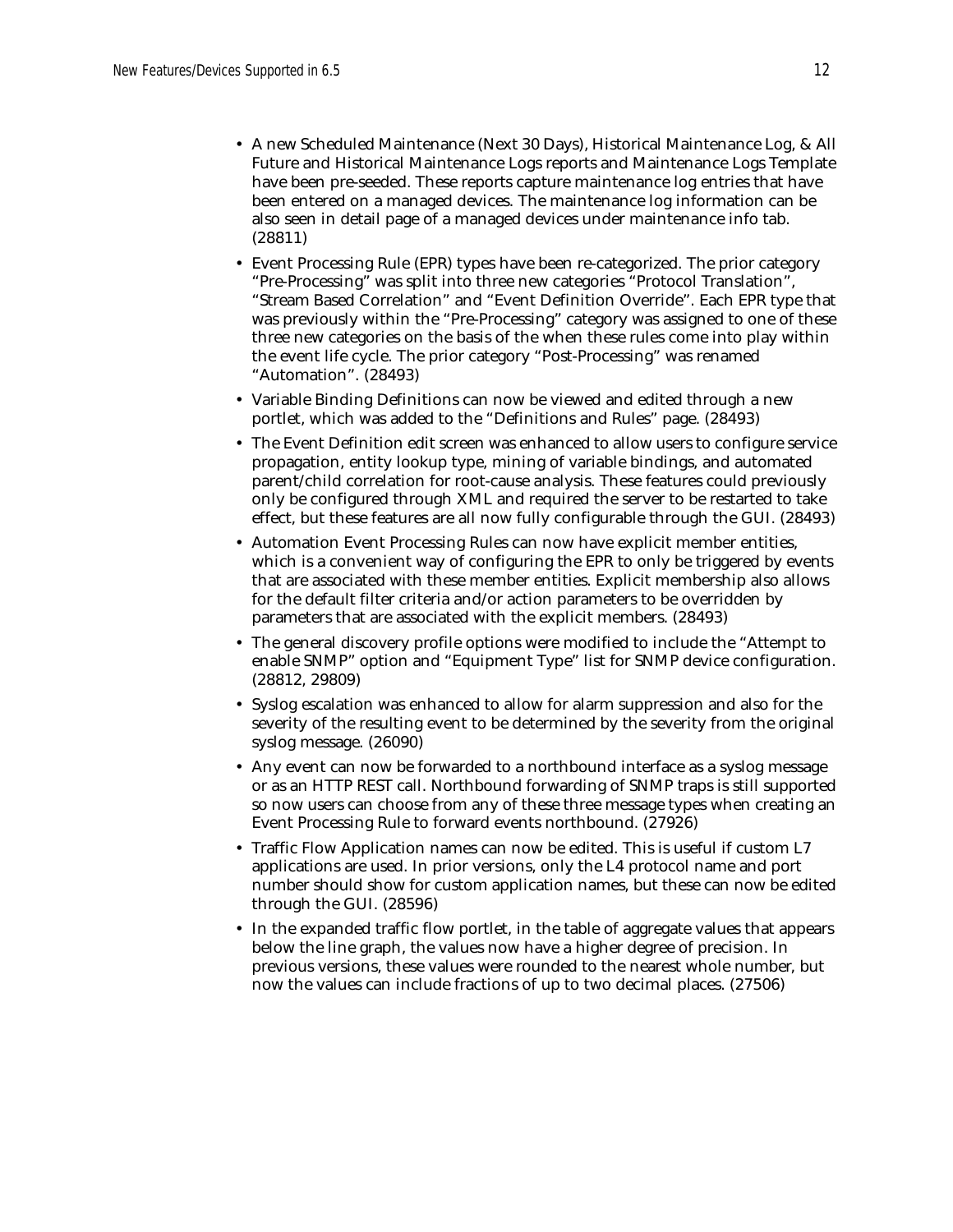- A new Scheduled Maintenance (Next 30 Days), Historical Maintenance Log, & All Future and Historical Maintenance Logs reports and Maintenance Logs Template have been pre-seeded. These reports capture maintenance log entries that have been entered on a managed devices. The maintenance log information can be also seen in detail page of a managed devices under maintenance info tab. (28811)
- Event Processing Rule (EPR) types have been re-categorized. The prior category "Pre-Processing" was split into three new categories "Protocol Translation", "Stream Based Correlation" and "Event Definition Override". Each EPR type that was previously within the "Pre-Processing" category was assigned to one of these three new categories on the basis of the when these rules come into play within the event life cycle. The prior category "Post-Processing" was renamed "Automation". (28493)
- Variable Binding Definitions can now be viewed and edited through a new portlet, which was added to the "Definitions and Rules" page. (28493)
- The Event Definition edit screen was enhanced to allow users to configure service propagation, entity lookup type, mining of variable bindings, and automated parent/child correlation for root-cause analysis. These features could previously only be configured through XML and required the server to be restarted to take effect, but these features are all now fully configurable through the GUI. (28493)
- Automation Event Processing Rules can now have explicit member entities, which is a convenient way of configuring the EPR to only be triggered by events that are associated with these member entities. Explicit membership also allows for the default filter criteria and/or action parameters to be overridden by parameters that are associated with the explicit members. (28493)
- The general discovery profile options were modified to include the "Attempt to enable SNMP" option and "Equipment Type" list for SNMP device configuration. (28812, 29809)
- Syslog escalation was enhanced to allow for alarm suppression and also for the severity of the resulting event to be determined by the severity from the original syslog message. (26090)
- Any event can now be forwarded to a northbound interface as a syslog message or as an HTTP REST call. Northbound forwarding of SNMP traps is still supported so now users can choose from any of these three message types when creating an Event Processing Rule to forward events northbound. (27926)
- Traffic Flow Application names can now be edited. This is useful if custom L7 applications are used. In prior versions, only the L4 protocol name and port number should show for custom application names, but these can now be edited through the GUI. (28596)
- In the expanded traffic flow portlet, in the table of aggregate values that appears below the line graph, the values now have a higher degree of precision. In previous versions, these values were rounded to the nearest whole number, but now the values can include fractions of up to two decimal places. (27506)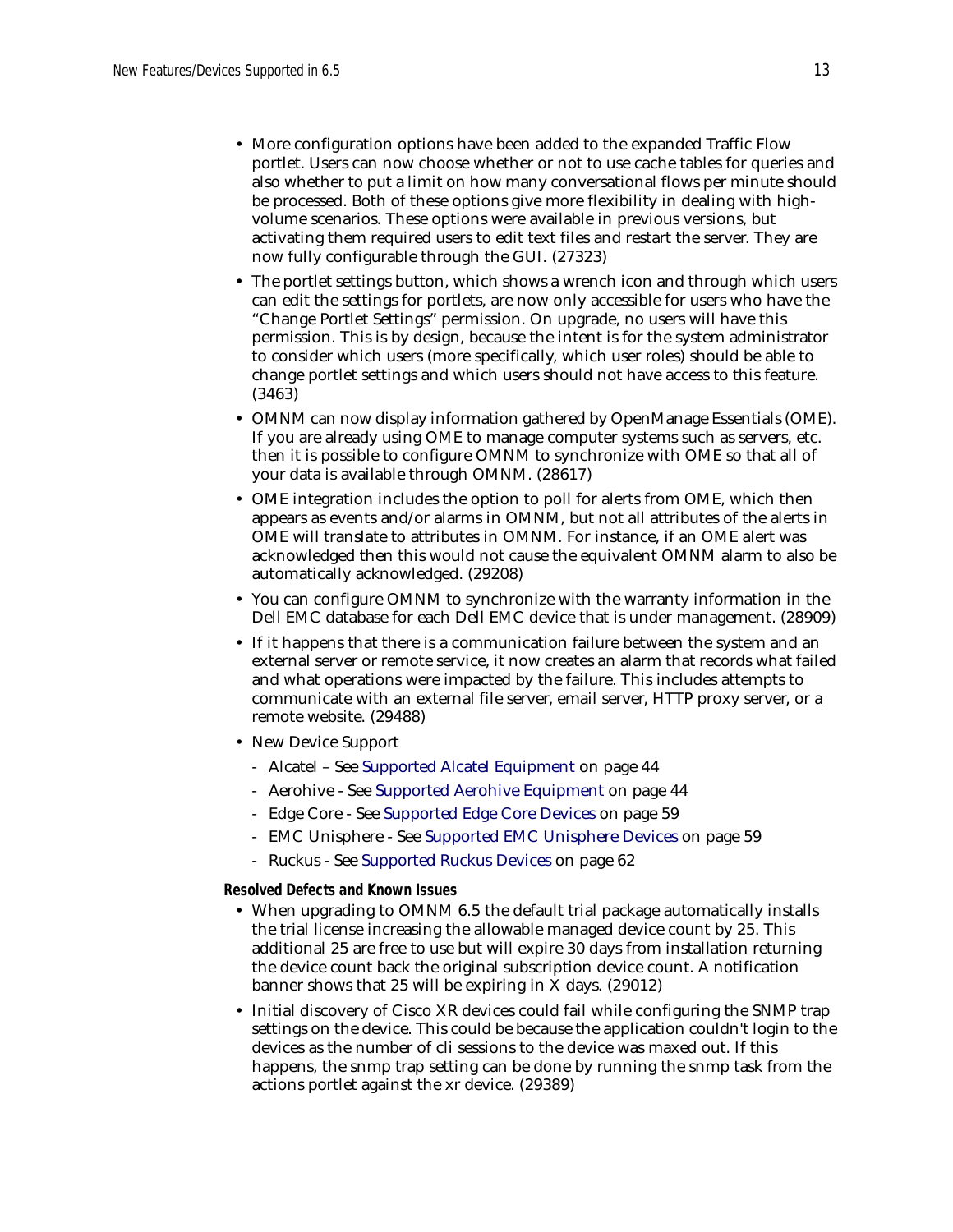- More configuration options have been added to the expanded Traffic Flow portlet. Users can now choose whether or not to use cache tables for queries and also whether to put a limit on how many conversational flows per minute should be processed. Both of these options give more flexibility in dealing with high-volume scenarios. These options were available in previous versions, but activating them required users to edit text files and restart the server. They are now fully configurable through the GUI. (27323)
- The portlet settings button, which shows a wrench icon and through which users can edit the settings for portlets, are now only accessible for users who have the "Change Portlet Settings" permission. On upgrade, no users will have this permission. This is by design, because the intent is for the system administrator to consider which users (more specifically, which user roles) should be able to change portlet settings and which users should not have access to this feature. (3463)
- OMNM can now display information gathered by OpenManage Essentials (OME). If you are already using OME to manage computer systems such as servers, etc. then it is possible to configure OMNM to synchronize with OME so that all of your data is available through OMNM. (28617)
- OME integration includes the option to poll for alerts from OME, which then appears as events and/or alarms in OMNM, but not all attributes of the alerts in OME will translate to attributes in OMNM. For instance, if an OME alert was acknowledged then this would not cause the equivalent OMNM alarm to also be automatically acknowledged. (29208)
- You can configure OMNM to synchronize with the warranty information in the Dell EMC database for each Dell EMC device that is under management. (28909)
- If it happens that there is a communication failure between the system and an external server or remote service, it now creates an alarm that records what failed and what operations were impacted by the failure. This includes attempts to communicate with an external file server, email server, HTTP proxy server, or a remote website. (29488)
- New Device Support
  - Alcatel – See Supported Alcatel Equipment on page 44
  - Aerohive - See Supported Aerohive Equipment on page 44
  - Edge Core - See Supported Edge Core Devices on page 59
  - EMC Unisphere - See Supported EMC Unisphere Devices on page 59
  - Ruckus - See Supported Ruckus Devices on page 62

#### Resolved Defects and Known Issues

- When upgrading to OMNM 6.5 the default trial package automatically installs the trial license increasing the allowable managed device count by 25. This additional 25 are free to use but will expire 30 days from installation returning the device count back the original subscription device count. A notification banner shows that 25 will be expiring in X days. (29012)
- Initial discovery of Cisco XR devices could fail while configuring the SNMP trap settings on the device. This could be because the application couldn't login to the devices as the number of cli sessions to the device was maxed out. If this happens, the snmp trap setting can be done by running the snmp task from the actions portlet against the xr device. (29389)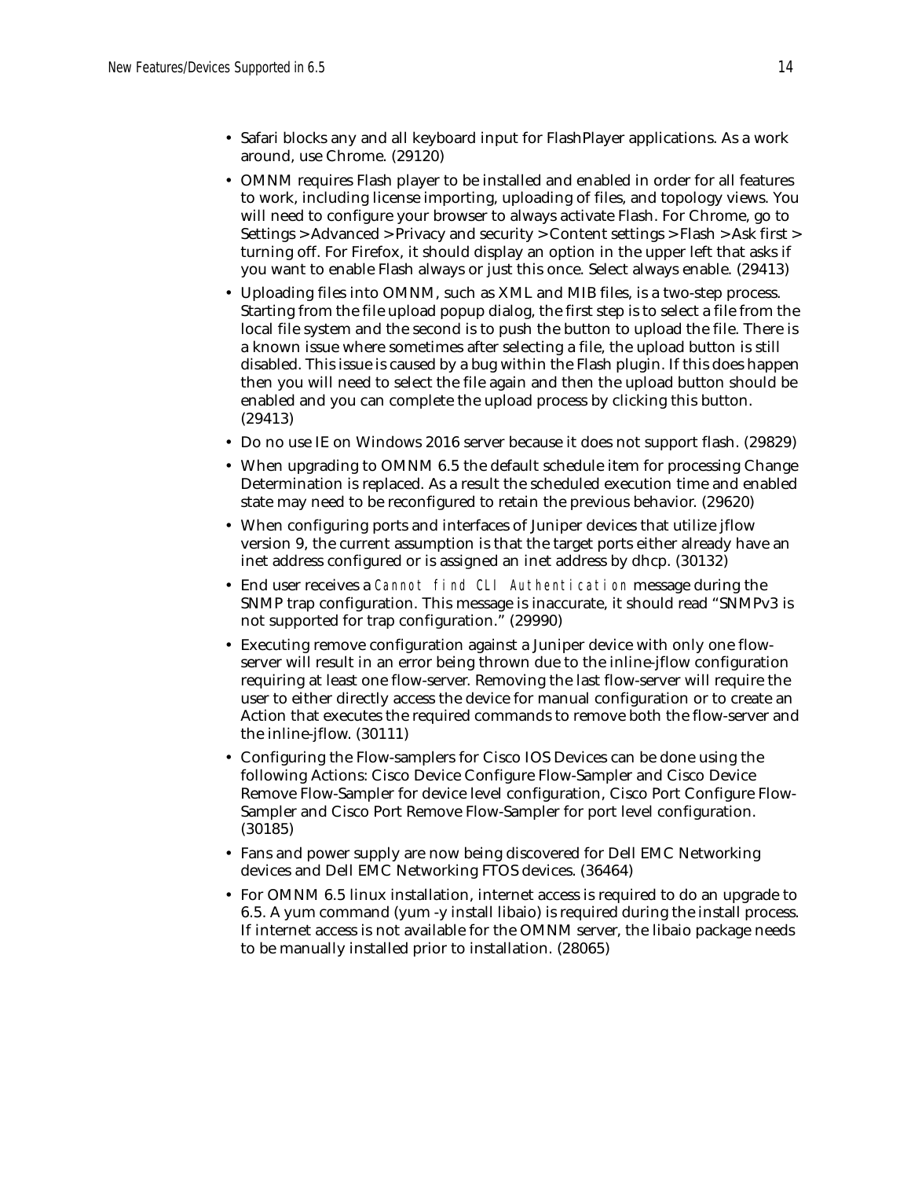- Safari blocks any and all keyboard input for FlashPlayer applications. As a work around, use Chrome. (29120)
- OMNM requires Flash player to be installed and enabled in order for all features to work, including license importing, uploading of files, and topology views. You will need to configure your browser to always activate Flash. For Chrome, go to Settings > Advanced > Privacy and security > Content settings > Flash > Ask first > turning off. For Firefox, it should display an option in the upper left that asks if you want to enable Flash always or just this once. Select always enable. (29413)
- Uploading files into OMNM, such as XML and MIB files, is a two-step process. Starting from the file upload popup dialog, the first step is to select a file from the local file system and the second is to push the button to upload the file. There is a known issue where sometimes after selecting a file, the upload button is still disabled. This issue is caused by a bug within the Flash plugin. If this does happen then you will need to select the file again and then the upload button should be enabled and you can complete the upload process by clicking this button. (29413)
- Do no use IE on Windows 2016 server because it does not support flash. (29829)
- When upgrading to OMNM 6.5 the default schedule item for processing Change Determination is replaced. As a result the scheduled execution time and enabled state may need to be reconfigured to retain the previous behavior. (29620)
- When configuring ports and interfaces of Juniper devices that utilize jflow version 9, the current assumption is that the target ports either already have an inet address configured or is assigned an inet address by dhcp. (30132)
- End user receives a `Cannot find CLI Authentication` message during the SNMP trap configuration. This message is inaccurate, it should read "SNMPv3 is not supported for trap configuration." (29990)
- Executing remove configuration against a Juniper device with only one flow-server will result in an error being thrown due to the inline-jflow configuration requiring at least one flow-server. Removing the last flow-server will require the user to either directly access the device for manual configuration or to create an Action that executes the required commands to remove both the flow-server and the inline-jflow. (30111)
- Configuring the Flow-samplers for Cisco IOS Devices can be done using the following Actions: Cisco Device Configure Flow-Sampler and Cisco Device Remove Flow-Sampler for device level configuration, Cisco Port Configure Flow-Sampler and Cisco Port Remove Flow-Sampler for port level configuration. (30185)
- Fans and power supply are now being discovered for Dell EMC Networking devices and Dell EMC Networking FTOS devices. (36464)
- For OMNM 6.5 linux installation, internet access is required to do an upgrade to 6.5. A yum command (yum -y install libaio) is required during the install process. If internet access is not available for the OMNM server, the libaio package needs to be manually installed prior to installation. (28065)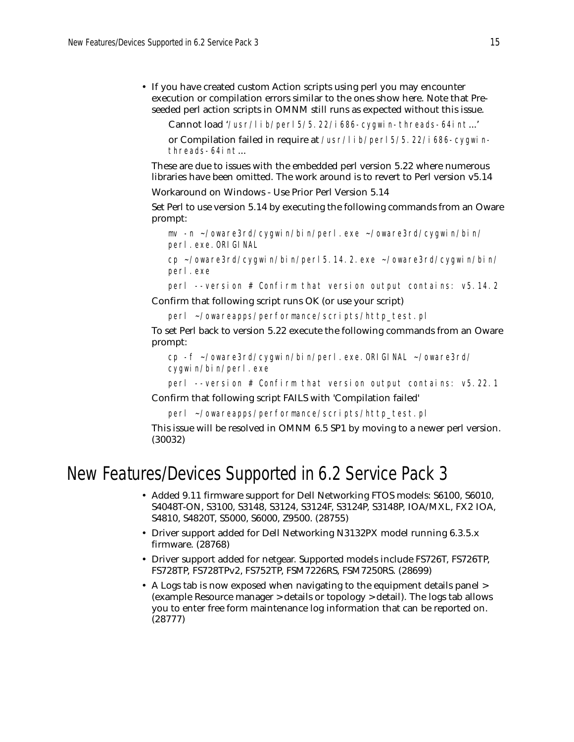- If you have created custom Action scripts using perl you may encounter execution or compilation errors similar to the ones show here. Note that Pre-seeded perl action scripts in OMNM still runs as expected without this issue.

  Cannot load '`/usr/lib/perl5/5.22/i686-cygwin-threads-64int`...'

  or Compilation failed in require at `/usr/lib/perl5/5.22/i686-cygwin-threads-64int`...

  These are due to issues with the embedded perl version 5.22 where numerous libraries have been omitted. The work around is to revert to Perl version v5.14

  Workaround on Windows - Use Prior Perl Version 5.14

  Set Perl to use version 5.14 by executing the following commands from an Oware prompt:

  ```
  mv -n ~/oware3rd/cygwin/bin/perl.exe ~/oware3rd/cygwin/bin/perl.exe.ORIGINAL
  cp ~/oware3rd/cygwin/bin/perl5.14.2.exe ~/oware3rd/cygwin/bin/perl.exe
  perl --version # Confirm that version output contains: v5.14.2
  ```

  Confirm that following script runs OK (or use your script)

  ```
  perl ~/owareapps/performance/scripts/http_test.pl
  ```

  To set Perl back to version 5.22 execute the following commands from an Oware prompt:

  ```
  cp -f ~/oware3rd/cygwin/bin/perl.exe.ORIGINAL ~/oware3rd/cygwin/bin/perl.exe
  perl --version # Confirm that version output contains: v5.22.1
  ```

  Confirm that following script FAILS with 'Compilation failed'

  ```
  perl ~/owareapps/performance/scripts/http_test.pl
  ```

  This issue will be resolved in OMNM 6.5 SP1 by moving to a newer perl version. (30032)

# New Features/Devices Supported in 6.2 Service Pack 3

- Added 9.11 firmware support for Dell Networking FTOS models: S6100, S6010, S4048T-ON, S3100, S3148, S3124, S3124F, S3124P, S3148P, IOA/MXL, FX2 IOA, S4810, S4820T, S5000, S6000, Z9500. (28755)
- Driver support added for Dell Networking N3132PX model running 6.3.5.x firmware. (28768)
- Driver support added for netgear. Supported models include FS726T, FS726TP, FS728TP, FS728TPv2, FS752TP, FSM7226RS, FSM7250RS. (28699)
- A Logs tab is now exposed when navigating to the equipment details panel > (example Resource manager > details or topology > detail). The logs tab allows you to enter free form maintenance log information that can be reported on. (28777)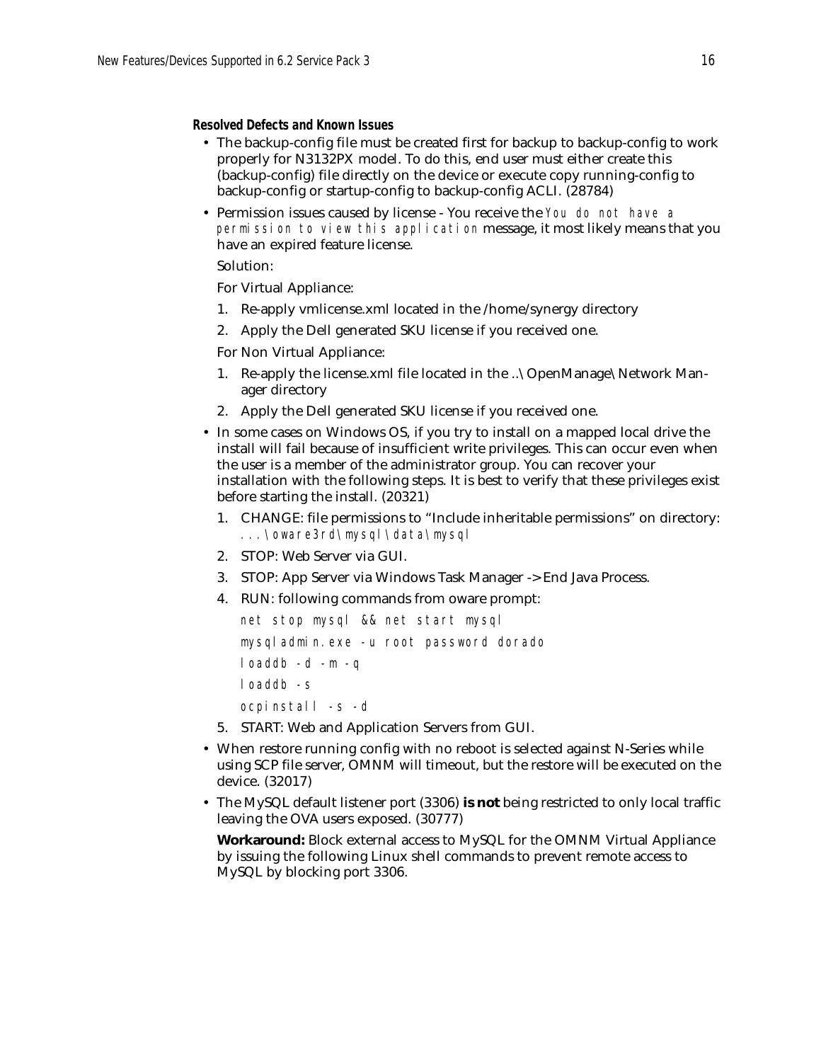#### Resolved Defects and Known Issues

- The backup-config file must be created first for backup to backup-config to work properly for N3132PX model. To do this, end user must either create this (backup-config) file directly on the device or execute copy running-config to backup-config or startup-config to backup-config ACLI. (28784)
- Permission issues caused by license - You receive the `You do not have a permission to view this application` message, it most likely means that you have an expired feature license.

  Solution:

  For Virtual Appliance:

  1. Re-apply vmlicense.xml located in the /home/synergy directory
  2. Apply the Dell generated SKU license if you received one.

  For Non Virtual Appliance:

  1. Re-apply the license.xml file located in the ..\OpenManage\Network Manager directory
  2. Apply the Dell generated SKU license if you received one.
- In some cases on Windows OS, if you try to install on a mapped local drive the install will fail because of insufficient write privileges. This can occur even when the user is a member of the administrator group. You can recover your installation with the following steps. It is best to verify that these privileges exist before starting the install. (20321)
  1. CHANGE: file permissions to “Include inheritable permissions” on directory: `...\oware3rd\mysql\data\mysql`
  2. STOP: Web Server via GUI.
  3. STOP: App Server via Windows Task Manager -> End Java Process.
  4. RUN: following commands from oware prompt:

     ```
     net stop mysql && net start mysql
     mysqladmin.exe -u root password dorado
     loaddb -d -m -q
     loaddb -s
     ocpinstall -s -d
     ```
  5. START: Web and Application Servers from GUI.
- When restore running config with no reboot is selected against N-Series while using SCP file server, OMNM will timeout, but the restore will be executed on the device. (32017)
- The MySQL default listener port (3306) **is not** being restricted to only local traffic leaving the OVA users exposed. (30777)

  **Workaround:** Block external access to MySQL for the OMNM Virtual Appliance by issuing the following Linux shell commands to prevent remote access to MySQL by blocking port 3306.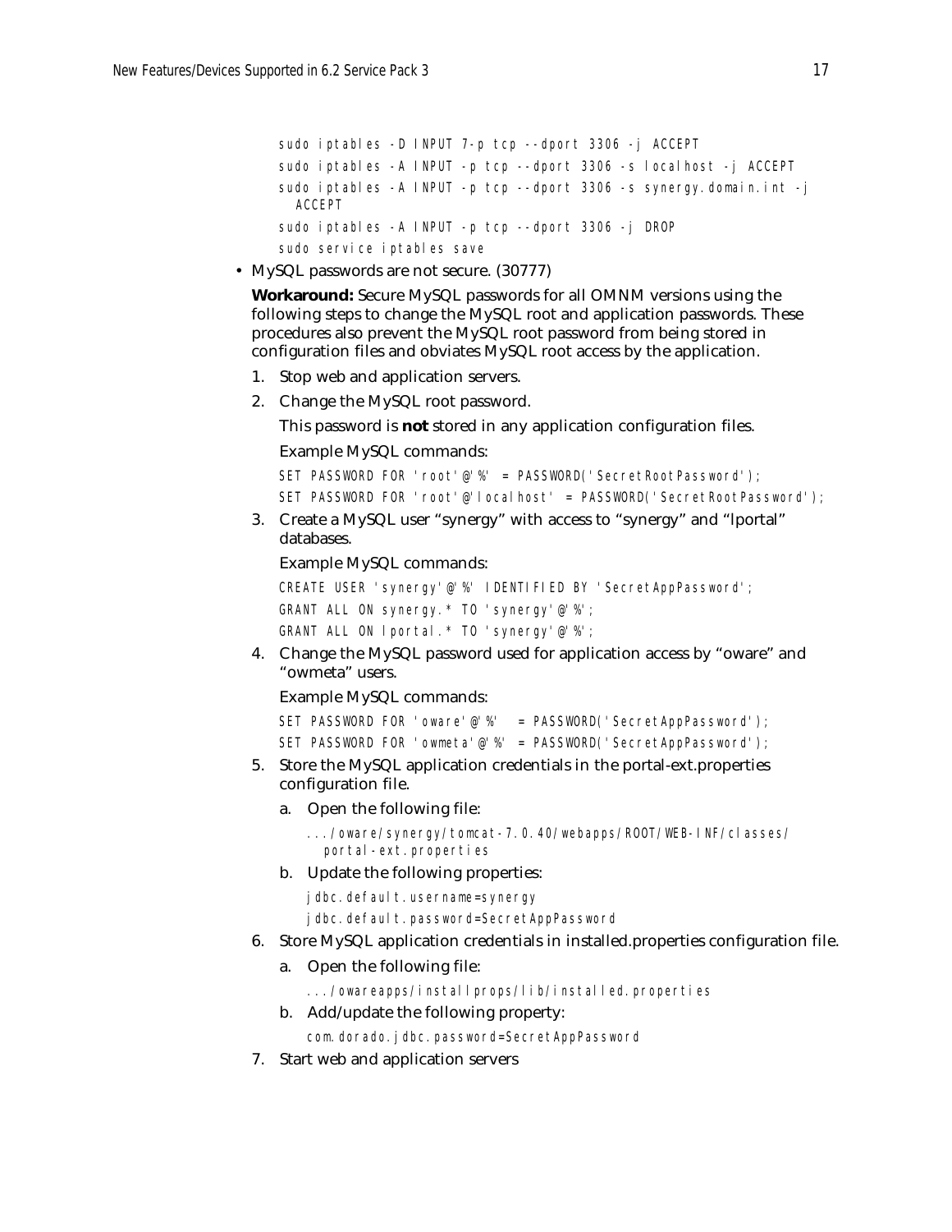```
sudo iptables -D INPUT 7-p tcp --dport 3306 -j ACCEPT
sudo iptables -A INPUT -p tcp --dport 3306 -s localhost -j ACCEPT
sudo iptables -A INPUT -p tcp --dport 3306 -s synergy.domain.int -j
  ACCEPT
sudo iptables -A INPUT -p tcp --dport 3306 -j DROP
sudo service iptables save
```

- MySQL passwords are not secure. (30777)

  **Workaround:** Secure MySQL passwords for all OMNM versions using the following steps to change the MySQL root and application passwords. These procedures also prevent the MySQL root password from being stored in configuration files and obviates MySQL root access by the application.

  1. Stop web and application servers.
  2. Change the MySQL root password.

     This password is **not** stored in any application configuration files.

     Example MySQL commands:

     ```
     SET PASSWORD FOR 'root'@'%' = PASSWORD('SecretRootPassword');
     SET PASSWORD FOR 'root'@'localhost' = PASSWORD('SecretRootPassword');
     ```

  3. Create a MySQL user "synergy" with access to "synergy" and "lportal" databases.

     Example MySQL commands:

     ```
     CREATE USER 'synergy'@'%' IDENTIFIED BY 'SecretAppPassword';
     GRANT ALL ON synergy.* TO 'synergy'@'%';
     GRANT ALL ON lportal.* TO 'synergy'@'%';
     ```

  4. Change the MySQL password used for application access by "oware" and "owmeta" users.

     Example MySQL commands:

     ```
     SET PASSWORD FOR 'oware'@'%'  = PASSWORD('SecretAppPassword');
     SET PASSWORD FOR 'owmeta'@'%' = PASSWORD('SecretAppPassword');
     ```

  5. Store the MySQL application credentials in the portal-ext.properties configuration file.

     a. Open the following file:

        ```
        .../oware/synergy/tomcat-7.0.40/webapps/ROOT/WEB-INF/classes/
          portal-ext.properties
        ```

     b. Update the following properties:

        ```
        jdbc.default.username=synergy
        jdbc.default.password=SecretAppPassword
        ```

  6. Store MySQL application credentials in installed.properties configuration file.

     a. Open the following file:

        ```
        .../owareapps/installprops/lib/installed.properties
        ```

     b. Add/update the following property:

        ```
        com.dorado.jdbc.password=SecretAppPassword
        ```

  7. Start web and application servers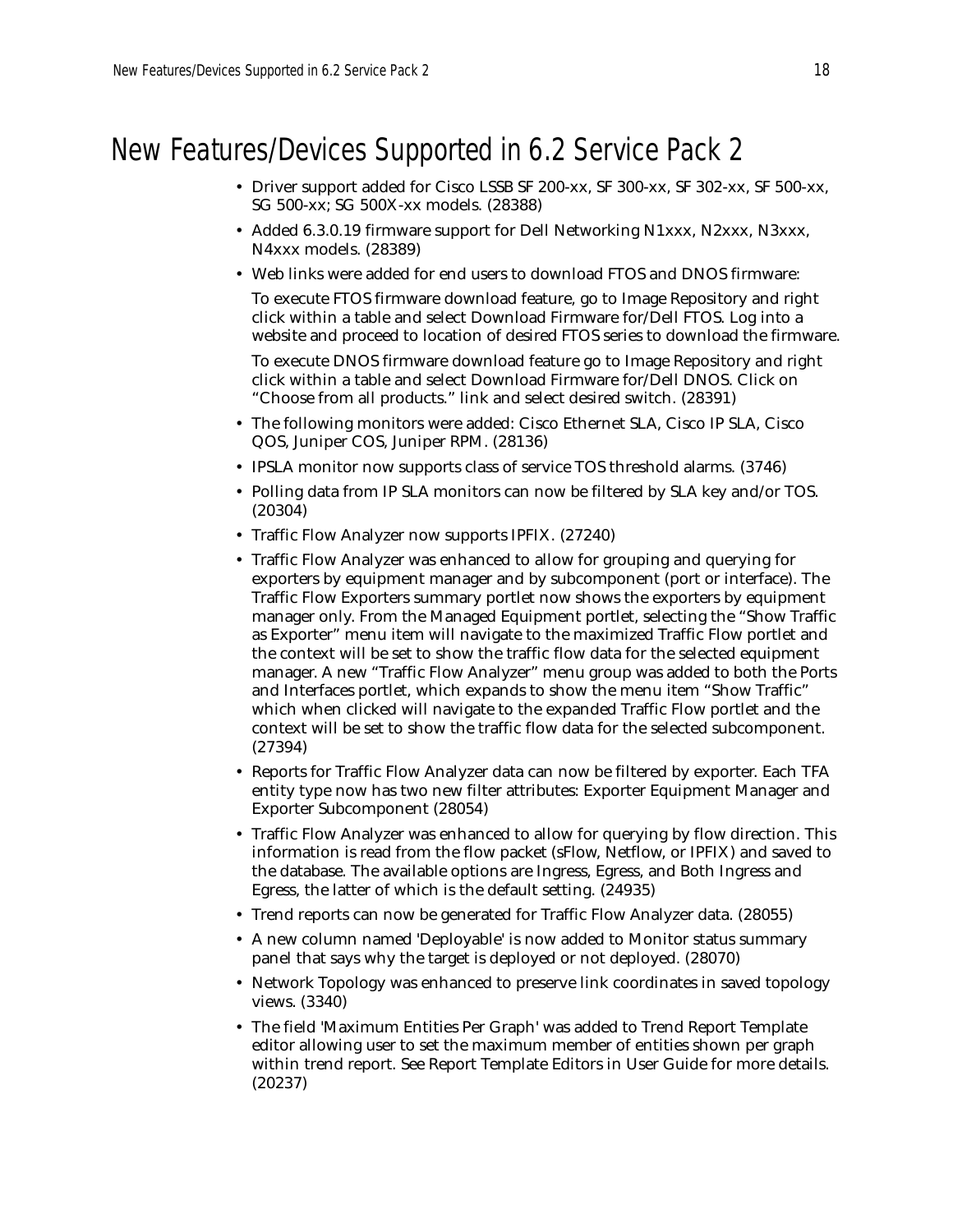# New Features/Devices Supported in 6.2 Service Pack 2

- Driver support added for Cisco LSSB SF 200-xx, SF 300-xx, SF 302-xx, SF 500-xx, SG 500-xx; SG 500X-xx models. (28388)
- Added 6.3.0.19 firmware support for Dell Networking N1xxx, N2xxx, N3xxx, N4xxx models. (28389)
- Web links were added for end users to download FTOS and DNOS firmware:

  To execute FTOS firmware download feature, go to Image Repository and right click within a table and select Download Firmware for/Dell FTOS. Log into a website and proceed to location of desired FTOS series to download the firmware.

  To execute DNOS firmware download feature go to Image Repository and right click within a table and select Download Firmware for/Dell DNOS. Click on "Choose from all products." link and select desired switch. (28391)
- The following monitors were added: Cisco Ethernet SLA, Cisco IP SLA, Cisco QOS, Juniper COS, Juniper RPM. (28136)
- IPSLA monitor now supports class of service TOS threshold alarms. (3746)
- Polling data from IP SLA monitors can now be filtered by SLA key and/or TOS. (20304)
- Traffic Flow Analyzer now supports IPFIX. (27240)
- Traffic Flow Analyzer was enhanced to allow for grouping and querying for exporters by equipment manager and by subcomponent (port or interface). The Traffic Flow Exporters summary portlet now shows the exporters by equipment manager only. From the Managed Equipment portlet, selecting the "Show Traffic as Exporter" menu item will navigate to the maximized Traffic Flow portlet and the context will be set to show the traffic flow data for the selected equipment manager. A new "Traffic Flow Analyzer" menu group was added to both the Ports and Interfaces portlet, which expands to show the menu item "Show Traffic" which when clicked will navigate to the expanded Traffic Flow portlet and the context will be set to show the traffic flow data for the selected subcomponent. (27394)
- Reports for Traffic Flow Analyzer data can now be filtered by exporter. Each TFA entity type now has two new filter attributes: Exporter Equipment Manager and Exporter Subcomponent (28054)
- Traffic Flow Analyzer was enhanced to allow for querying by flow direction. This information is read from the flow packet (sFlow, Netflow, or IPFIX) and saved to the database. The available options are Ingress, Egress, and Both Ingress and Egress, the latter of which is the default setting. (24935)
- Trend reports can now be generated for Traffic Flow Analyzer data. (28055)
- A new column named 'Deployable' is now added to Monitor status summary panel that says why the target is deployed or not deployed. (28070)
- Network Topology was enhanced to preserve link coordinates in saved topology views. (3340)
- The field 'Maximum Entities Per Graph' was added to Trend Report Template editor allowing user to set the maximum member of entities shown per graph within trend report. See Report Template Editors in User Guide for more details. (20237)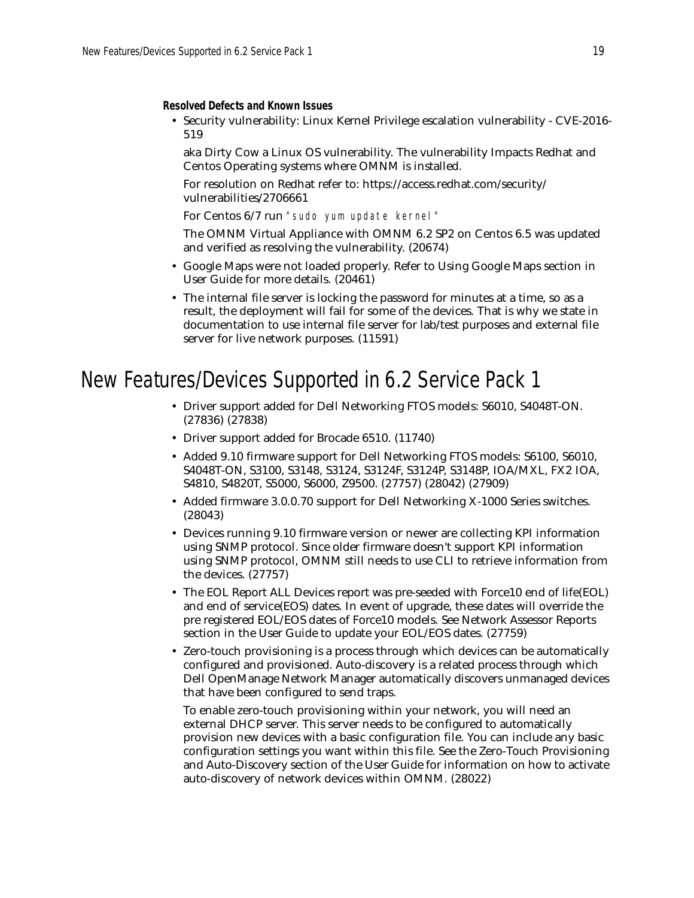#### Resolved Defects and Known Issues

- Security vulnerability: Linux Kernel Privilege escalation vulnerability - CVE-2016-519

  aka Dirty Cow a Linux OS vulnerability. The vulnerability Impacts Redhat and Centos Operating systems where OMNM is installed.

  For resolution on Redhat refer to: https://access.redhat.com/security/vulnerabilities/2706661

  For Centos 6/7 run `"sudo yum update kernel"`

  The OMNM Virtual Appliance with OMNM 6.2 SP2 on Centos 6.5 was updated and verified as resolving the vulnerability. (20674)

- Google Maps were not loaded properly. Refer to Using Google Maps section in User Guide for more details. (20461)
- The internal file server is locking the password for minutes at a time, so as a result, the deployment will fail for some of the devices. That is why we state in documentation to use internal file server for lab/test purposes and external file server for live network purposes. (11591)

# New Features/Devices Supported in 6.2 Service Pack 1

- Driver support added for Dell Networking FTOS models: S6010, S4048T-ON. (27836) (27838)
- Driver support added for Brocade 6510. (11740)
- Added 9.10 firmware support for Dell Networking FTOS models: S6100, S6010, S4048T-ON, S3100, S3148, S3124, S3124F, S3124P, S3148P, IOA/MXL, FX2 IOA, S4810, S4820T, S5000, S6000, Z9500. (27757) (28042) (27909)
- Added firmware 3.0.0.70 support for Dell Networking X-1000 Series switches. (28043)
- Devices running 9.10 firmware version or newer are collecting KPI information using SNMP protocol. Since older firmware doesn't support KPI information using SNMP protocol, OMNM still needs to use CLI to retrieve information from the devices. (27757)
- The EOL Report ALL Devices report was pre-seeded with Force10 end of life(EOL) and end of service(EOS) dates. In event of upgrade, these dates will override the pre registered EOL/EOS dates of Force10 models. See Network Assessor Reports section in the User Guide to update your EOL/EOS dates. (27759)
- Zero-touch provisioning is a process through which devices can be automatically configured and provisioned. Auto-discovery is a related process through which Dell OpenManage Network Manager automatically discovers unmanaged devices that have been configured to send traps.

  To enable zero-touch provisioning within your network, you will need an external DHCP server. This server needs to be configured to automatically provision new devices with a basic configuration file. You can include any basic configuration settings you want within this file. See the Zero-Touch Provisioning and Auto-Discovery section of the User Guide for information on how to activate auto-discovery of network devices within OMNM. (28022)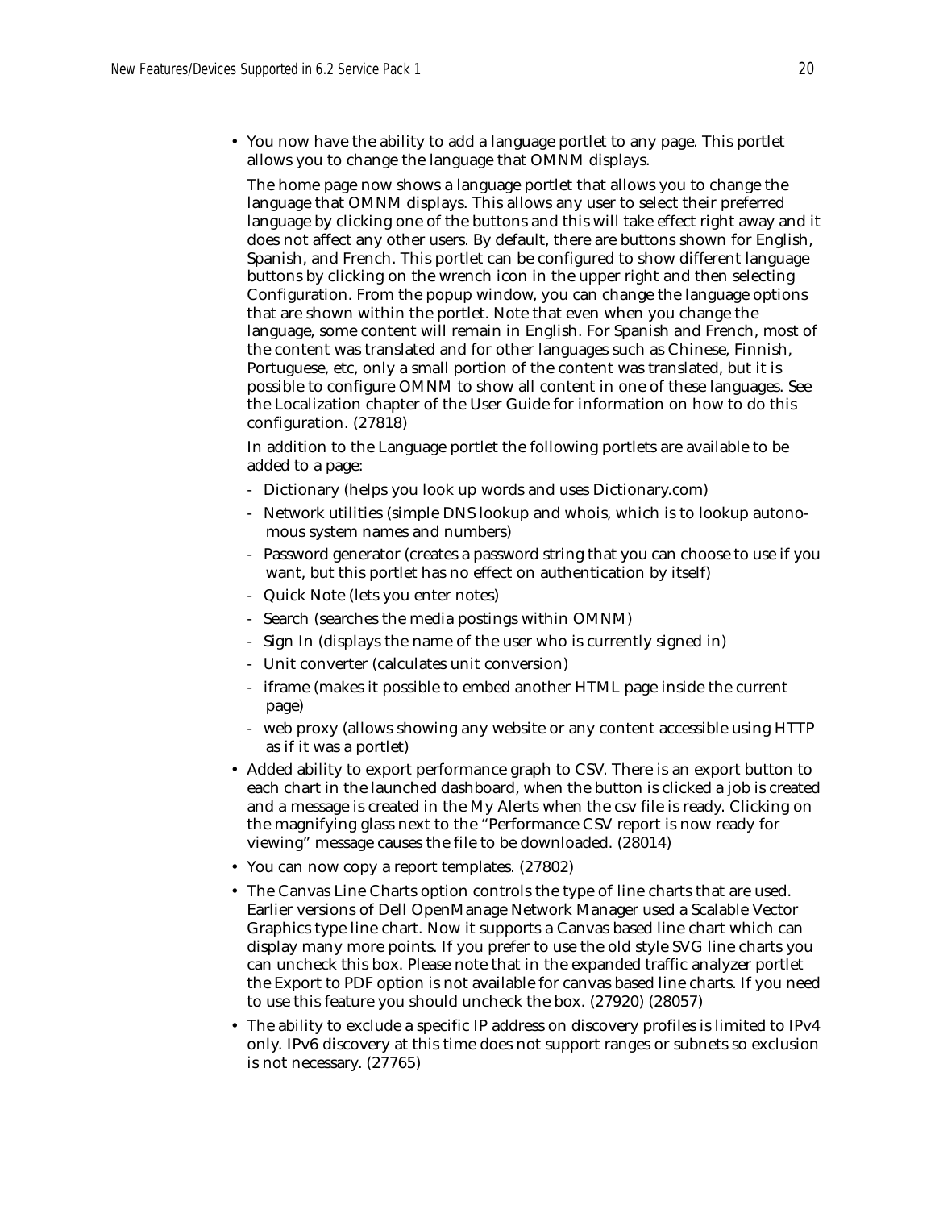- You now have the ability to add a language portlet to any page. This portlet allows you to change the language that OMNM displays.

  The home page now shows a language portlet that allows you to change the language that OMNM displays. This allows any user to select their preferred language by clicking one of the buttons and this will take effect right away and it does not affect any other users. By default, there are buttons shown for English, Spanish, and French. This portlet can be configured to show different language buttons by clicking on the wrench icon in the upper right and then selecting Configuration. From the popup window, you can change the language options that are shown within the portlet. Note that even when you change the language, some content will remain in English. For Spanish and French, most of the content was translated and for other languages such as Chinese, Finnish, Portuguese, etc, only a small portion of the content was translated, but it is possible to configure OMNM to show all content in one of these languages. See the Localization chapter of the User Guide for information on how to do this configuration. (27818)

  In addition to the Language portlet the following portlets are available to be added to a page:

  - Dictionary (helps you look up words and uses Dictionary.com)
  - Network utilities (simple DNS lookup and whois, which is to lookup autonomous system names and numbers)
  - Password generator (creates a password string that you can choose to use if you want, but this portlet has no effect on authentication by itself)
  - Quick Note (lets you enter notes)
  - Search (searches the media postings within OMNM)
  - Sign In (displays the name of the user who is currently signed in)
  - Unit converter (calculates unit conversion)
  - iframe (makes it possible to embed another HTML page inside the current page)
  - web proxy (allows showing any website or any content accessible using HTTP as if it was a portlet)

- Added ability to export performance graph to CSV. There is an export button to each chart in the launched dashboard, when the button is clicked a job is created and a message is created in the My Alerts when the csv file is ready. Clicking on the magnifying glass next to the "Performance CSV report is now ready for viewing" message causes the file to be downloaded. (28014)
- You can now copy a report templates. (27802)
- The Canvas Line Charts option controls the type of line charts that are used. Earlier versions of Dell OpenManage Network Manager used a Scalable Vector Graphics type line chart. Now it supports a Canvas based line chart which can display many more points. If you prefer to use the old style SVG line charts you can uncheck this box. Please note that in the expanded traffic analyzer portlet the Export to PDF option is not available for canvas based line charts. If you need to use this feature you should uncheck the box. (27920) (28057)
- The ability to exclude a specific IP address on discovery profiles is limited to IPv4 only. IPv6 discovery at this time does not support ranges or subnets so exclusion is not necessary. (27765)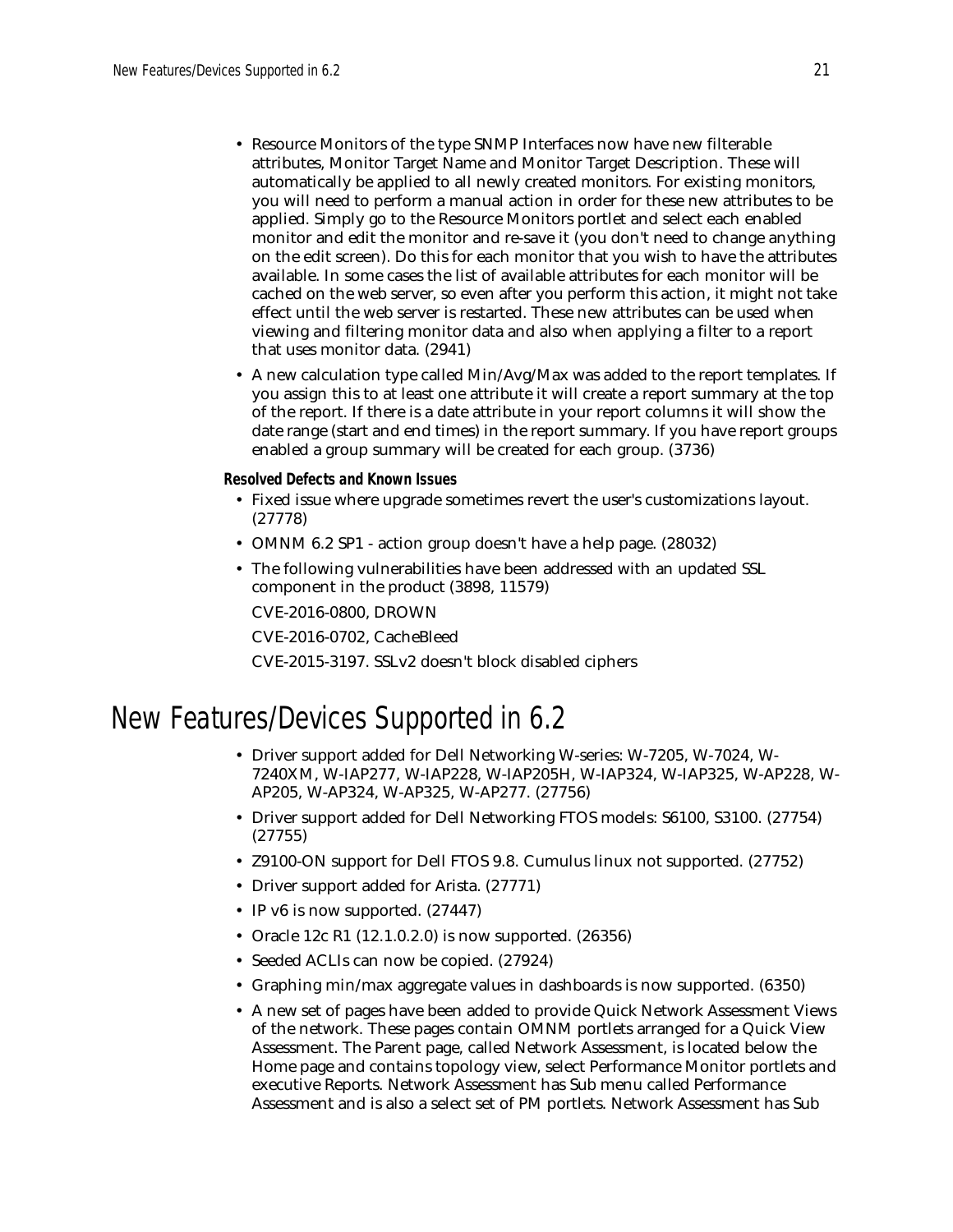- Resource Monitors of the type SNMP Interfaces now have new filterable attributes, Monitor Target Name and Monitor Target Description. These will automatically be applied to all newly created monitors. For existing monitors, you will need to perform a manual action in order for these new attributes to be applied. Simply go to the Resource Monitors portlet and select each enabled monitor and edit the monitor and re-save it (you don't need to change anything on the edit screen). Do this for each monitor that you wish to have the attributes available. In some cases the list of available attributes for each monitor will be cached on the web server, so even after you perform this action, it might not take effect until the web server is restarted. These new attributes can be used when viewing and filtering monitor data and also when applying a filter to a report that uses monitor data. (2941)
- A new calculation type called Min/Avg/Max was added to the report templates. If you assign this to at least one attribute it will create a report summary at the top of the report. If there is a date attribute in your report columns it will show the date range (start and end times) in the report summary. If you have report groups enabled a group summary will be created for each group. (3736)

#### Resolved Defects and Known Issues

- Fixed issue where upgrade sometimes revert the user's customizations layout. (27778)
- OMNM 6.2 SP1 - action group doesn't have a help page. (28032)
- The following vulnerabilities have been addressed with an updated SSL component in the product (3898, 11579)

  CVE-2016-0800, DROWN

  CVE-2016-0702, CacheBleed

  CVE-2015-3197. SSLv2 doesn't block disabled ciphers

# New Features/Devices Supported in 6.2

- Driver support added for Dell Networking W-series: W-7205, W-7024, W-7240XM, W-IAP277, W-IAP228, W-IAP205H, W-IAP324, W-IAP325, W-AP228, W-AP205, W-AP324, W-AP325, W-AP277. (27756)
- Driver support added for Dell Networking FTOS models: S6100, S3100. (27754) (27755)
- Z9100-ON support for Dell FTOS 9.8. Cumulus linux not supported. (27752)
- Driver support added for Arista. (27771)
- IP v6 is now supported. (27447)
- Oracle 12c R1 (12.1.0.2.0) is now supported. (26356)
- Seeded ACLIs can now be copied. (27924)
- Graphing min/max aggregate values in dashboards is now supported. (6350)
- A new set of pages have been added to provide Quick Network Assessment Views of the network. These pages contain OMNM portlets arranged for a Quick View Assessment. The Parent page, called Network Assessment, is located below the Home page and contains topology view, select Performance Monitor portlets and executive Reports. Network Assessment has Sub menu called Performance Assessment and is also a select set of PM portlets. Network Assessment has Sub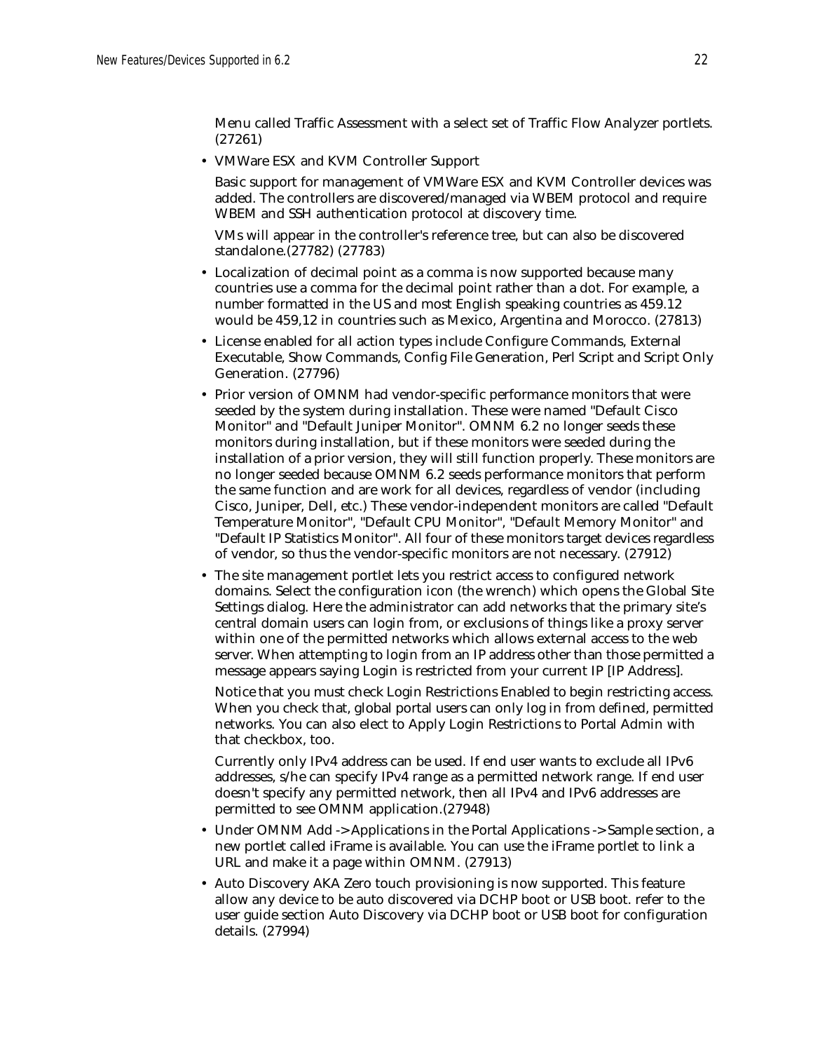Menu called Traffic Assessment with a select set of Traffic Flow Analyzer portlets. (27261)

- VMWare ESX and KVM Controller Support

  Basic support for management of VMWare ESX and KVM Controller devices was added. The controllers are discovered/managed via WBEM protocol and require WBEM and SSH authentication protocol at discovery time.

  VMs will appear in the controller's reference tree, but can also be discovered standalone.(27782) (27783)

- Localization of decimal point as a comma is now supported because many countries use a comma for the decimal point rather than a dot. For example, a number formatted in the US and most English speaking countries as 459.12 would be 459,12 in countries such as Mexico, Argentina and Morocco. (27813)
- License enabled for all action types include Configure Commands, External Executable, Show Commands, Config File Generation, Perl Script and Script Only Generation. (27796)
- Prior version of OMNM had vendor-specific performance monitors that were seeded by the system during installation. These were named "Default Cisco Monitor" and "Default Juniper Monitor". OMNM 6.2 no longer seeds these monitors during installation, but if these monitors were seeded during the installation of a prior version, they will still function properly. These monitors are no longer seeded because OMNM 6.2 seeds performance monitors that perform the same function and are work for all devices, regardless of vendor (including Cisco, Juniper, Dell, etc.) These vendor-independent monitors are called "Default Temperature Monitor", "Default CPU Monitor", "Default Memory Monitor" and "Default IP Statistics Monitor". All four of these monitors target devices regardless of vendor, so thus the vendor-specific monitors are not necessary. (27912)
- The site management portlet lets you restrict access to configured network domains. Select the configuration icon (the wrench) which opens the Global Site Settings dialog. Here the administrator can add networks that the primary site's central domain users can login from, or exclusions of things like a proxy server within one of the permitted networks which allows external access to the web server. When attempting to login from an IP address other than those permitted a message appears saying Login is restricted from your current IP [IP Address].

  Notice that you must check Login Restrictions Enabled to begin restricting access. When you check that, global portal users can only log in from defined, permitted networks. You can also elect to Apply Login Restrictions to Portal Admin with that checkbox, too.

  Currently only IPv4 address can be used. If end user wants to exclude all IPv6 addresses, s/he can specify IPv4 range as a permitted network range. If end user doesn't specify any permitted network, then all IPv4 and IPv6 addresses are permitted to see OMNM application.(27948)

- Under OMNM Add -> Applications in the Portal Applications -> Sample section, a new portlet called iFrame is available. You can use the iFrame portlet to link a URL and make it a page within OMNM. (27913)
- Auto Discovery AKA Zero touch provisioning is now supported. This feature allow any device to be auto discovered via DCHP boot or USB boot. refer to the user guide section Auto Discovery via DCHP boot or USB boot for configuration details. (27994)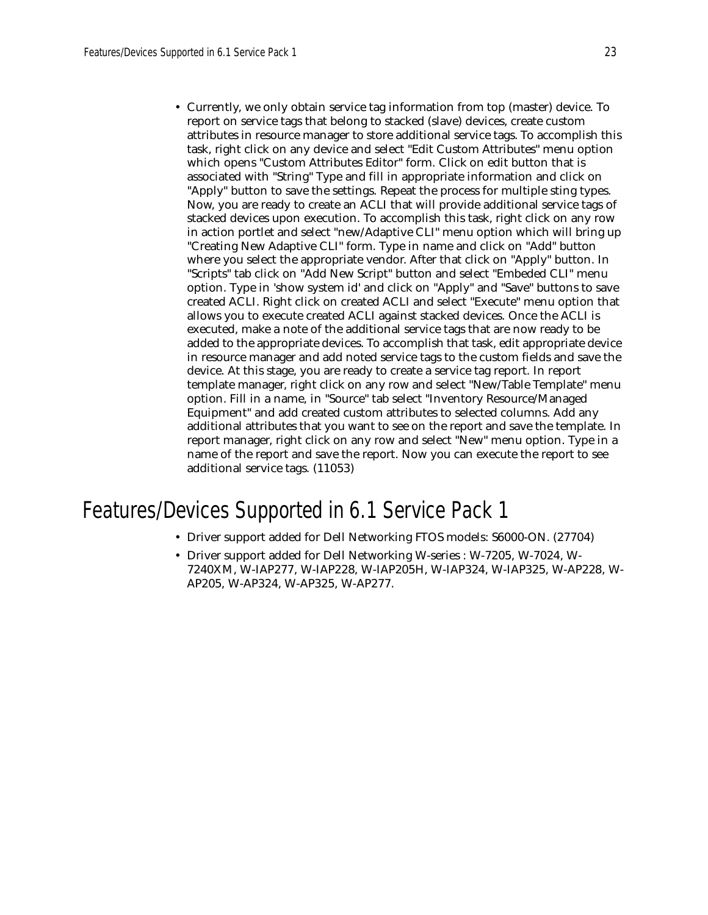- Currently, we only obtain service tag information from top (master) device. To report on service tags that belong to stacked (slave) devices, create custom attributes in resource manager to store additional service tags. To accomplish this task, right click on any device and select "Edit Custom Attributes" menu option which opens "Custom Attributes Editor" form. Click on edit button that is associated with "String" Type and fill in appropriate information and click on "Apply" button to save the settings. Repeat the process for multiple sting types. Now, you are ready to create an ACLI that will provide additional service tags of stacked devices upon execution. To accomplish this task, right click on any row in action portlet and select "new/Adaptive CLI" menu option which will bring up "Creating New Adaptive CLI" form. Type in name and click on "Add" button where you select the appropriate vendor. After that click on "Apply" button. In "Scripts" tab click on "Add New Script" button and select "Embeded CLI" menu option. Type in 'show system id' and click on "Apply" and "Save" buttons to save created ACLI. Right click on created ACLI and select "Execute" menu option that allows you to execute created ACLI against stacked devices. Once the ACLI is executed, make a note of the additional service tags that are now ready to be added to the appropriate devices. To accomplish that task, edit appropriate device in resource manager and add noted service tags to the custom fields and save the device. At this stage, you are ready to create a service tag report. In report template manager, right click on any row and select "New/Table Template" menu option. Fill in a name, in "Source" tab select "Inventory Resource/Managed Equipment" and add created custom attributes to selected columns. Add any additional attributes that you want to see on the report and save the template. In report manager, right click on any row and select "New" menu option. Type in a name of the report and save the report. Now you can execute the report to see additional service tags. (11053)

# Features/Devices Supported in 6.1 Service Pack 1

- Driver support added for Dell Networking FTOS models: S6000-ON. (27704)
- Driver support added for Dell Networking W-series : W-7205, W-7024, W-7240XM, W-IAP277, W-IAP228, W-IAP205H, W-IAP324, W-IAP325, W-AP228, W-AP205, W-AP324, W-AP325, W-AP277.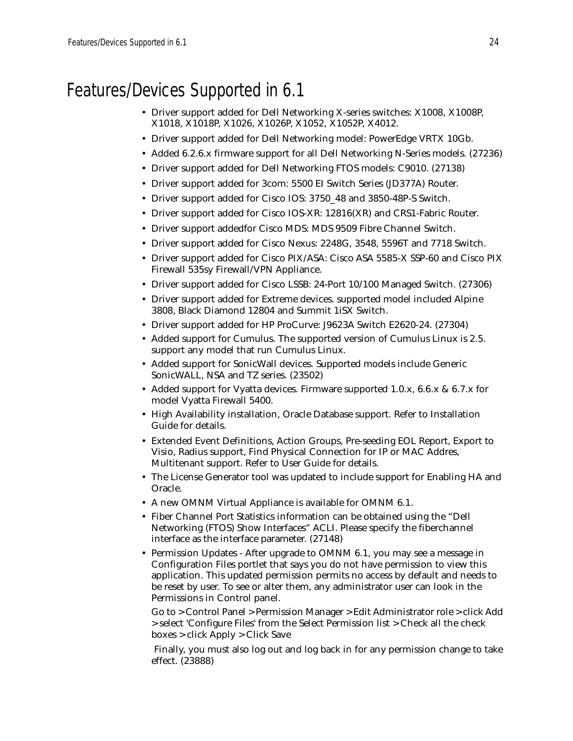# Features/Devices Supported in 6.1

- Driver support added for Dell Networking X-series switches: X1008, X1008P, X1018, X1018P, X1026, X1026P, X1052, X1052P, X4012.
- Driver support added for Dell Networking model: PowerEdge VRTX 10Gb.
- Added 6.2.6.x firmware support for all Dell Networking N-Series models. (27236)
- Driver support added for Dell Networking FTOS models: C9010. (27138)
- Driver support added for 3com: 5500 EI Switch Series (JD377A) Router.
- Driver support added for Cisco IOS: 3750_48 and 3850-48P-S Switch.
- Driver support added for Cisco IOS-XR: 12816(XR) and CRS1-Fabric Router.
- Driver support addedfor Cisco MDS: MDS 9509 Fibre Channel Switch.
- Driver support added for Cisco Nexus: 2248G, 3548, 5596T and 7718 Switch.
- Driver support added for Cisco PIX/ASA: Cisco ASA 5585-X SSP-60 and Cisco PIX Firewall 535sy Firewall/VPN Appliance.
- Driver support added for Cisco LSSB: 24-Port 10/100 Managed Switch. (27306)
- Driver support added for Extreme devices. supported model included Alpine 3808, Black Diamond 12804 and Summit 1iSX Switch.
- Driver support added for HP ProCurve: J9623A Switch E2620-24. (27304)
- Added support for Cumulus. The supported version of Cumulus Linux is 2.5. support any model that run Cumulus Linux.
- Added support for SonicWall devices. Supported models include Generic SonicWALL, NSA and TZ series. (23502)
- Added support for Vyatta devices. Firmware supported 1.0.x, 6.6.x & 6.7.x for model Vyatta Firewall 5400.
- High Availability installation, Oracle Database support. Refer to Installation Guide for details.
- Extended Event Definitions, Action Groups, Pre-seeding EOL Report, Export to Visio, Radius support, Find Physical Connection for IP or MAC Addres, Multitenant support. Refer to User Guide for details.
- The License Generator tool was updated to include support for Enabling HA and Oracle.
- A new OMNM Virtual Appliance is available for OMNM 6.1.
- Fiber Channel Port Statistics information can be obtained using the "Dell Networking (FTOS) Show Interfaces" ACLI. Please specify the fiberchannel interface as the interface parameter. (27148)
- Permission Updates - After upgrade to OMNM 6.1, you may see a message in Configuration Files portlet that says you do not have permission to view this application. This updated permission permits no access by default and needs to be reset by user. To see or alter them, any administrator user can look in the Permissions in Control panel.

  Go to > Control Panel > Permission Manager > Edit Administrator role > click Add > select 'Configure Files' from the Select Permission list > Check all the check boxes > click Apply > Click Save

  Finally, you must also log out and log back in for any permission change to take effect. (23888)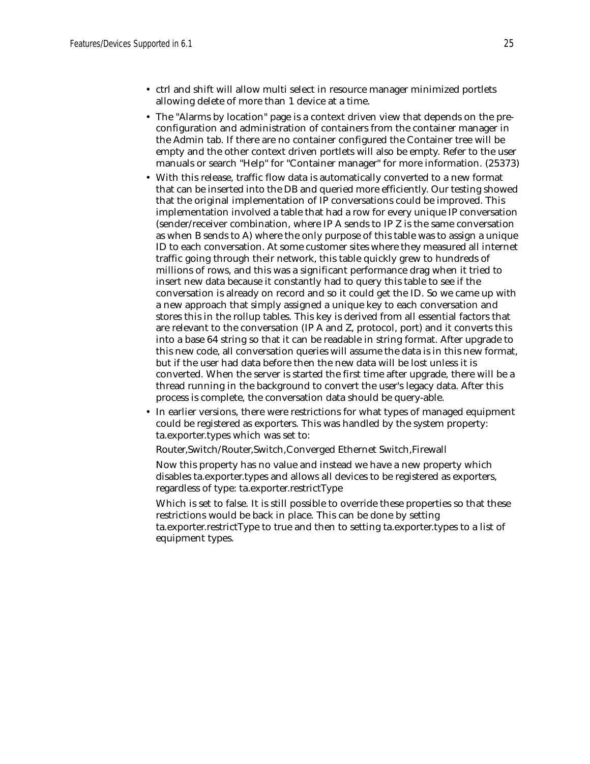- ctrl and shift will allow multi select in resource manager minimized portlets allowing delete of more than 1 device at a time.
- The "Alarms by location" page is a context driven view that depends on the pre-configuration and administration of containers from the container manager in the Admin tab. If there are no container configured the Container tree will be empty and the other context driven portlets will also be empty. Refer to the user manuals or search "Help" for "Container manager" for more information. (25373)
- With this release, traffic flow data is automatically converted to a new format that can be inserted into the DB and queried more efficiently. Our testing showed that the original implementation of IP conversations could be improved. This implementation involved a table that had a row for every unique IP conversation (sender/receiver combination, where IP A sends to IP Z is the same conversation as when B sends to A) where the only purpose of this table was to assign a unique ID to each conversation. At some customer sites where they measured all internet traffic going through their network, this table quickly grew to hundreds of millions of rows, and this was a significant performance drag when it tried to insert new data because it constantly had to query this table to see if the conversation is already on record and so it could get the ID. So we came up with a new approach that simply assigned a unique key to each conversation and stores this in the rollup tables. This key is derived from all essential factors that are relevant to the conversation (IP A and Z, protocol, port) and it converts this into a base 64 string so that it can be readable in string format. After upgrade to this new code, all conversation queries will assume the data is in this new format, but if the user had data before then the new data will be lost unless it is converted. When the server is started the first time after upgrade, there will be a thread running in the background to convert the user's legacy data. After this process is complete, the conversation data should be query-able.
- In earlier versions, there were restrictions for what types of managed equipment could be registered as exporters. This was handled by the system property: ta.exporter.types which was set to:

  Router,Switch/Router,Switch,Converged Ethernet Switch,Firewall

  Now this property has no value and instead we have a new property which disables ta.exporter.types and allows all devices to be registered as exporters, regardless of type: ta.exporter.restrictType

  Which is set to false. It is still possible to override these properties so that these restrictions would be back in place. This can be done by setting ta.exporter.restrictType to true and then to setting ta.exporter.types to a list of equipment types.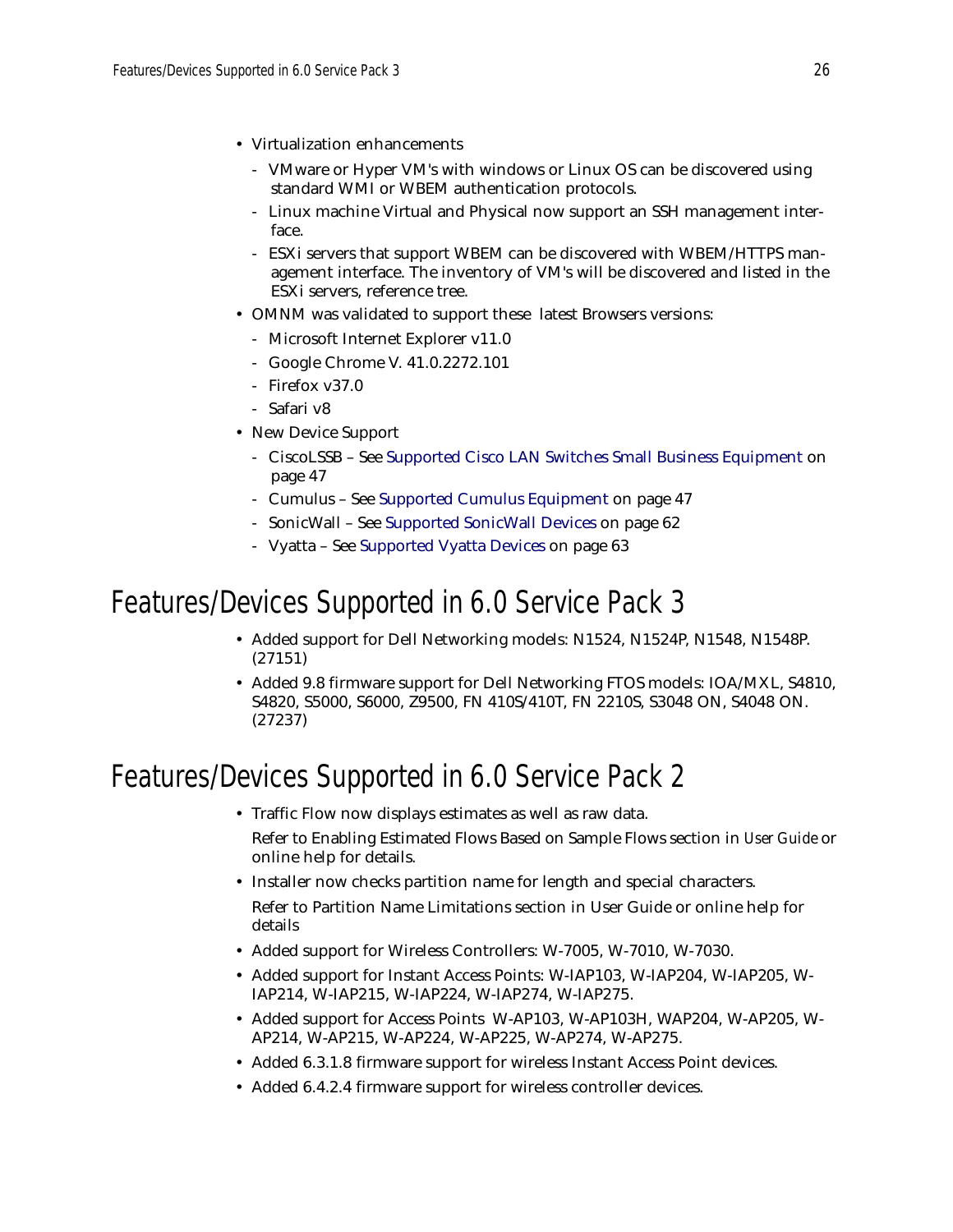- Virtualization enhancements
  - VMware or Hyper VM's with windows or Linux OS can be discovered using standard WMI or WBEM authentication protocols.
  - Linux machine Virtual and Physical now support an SSH management interface.
  - ESXi servers that support WBEM can be discovered with WBEM/HTTPS management interface. The inventory of VM's will be discovered and listed in the ESXi servers, reference tree.
- OMNM was validated to support these latest Browsers versions:
  - Microsoft Internet Explorer v11.0
  - Google Chrome V. 41.0.2272.101
  - Firefox v37.0
  - Safari v8
- New Device Support
  - CiscoLSSB – See Supported Cisco LAN Switches Small Business Equipment on page 47
  - Cumulus – See Supported Cumulus Equipment on page 47
  - SonicWall – See Supported SonicWall Devices on page 62
  - Vyatta – See Supported Vyatta Devices on page 63

# Features/Devices Supported in 6.0 Service Pack 3

- Added support for Dell Networking models: N1524, N1524P, N1548, N1548P. (27151)
- Added 9.8 firmware support for Dell Networking FTOS models: IOA/MXL, S4810, S4820, S5000, S6000, Z9500, FN 410S/410T, FN 2210S, S3048 ON, S4048 ON. (27237)

# Features/Devices Supported in 6.0 Service Pack 2

- Traffic Flow now displays estimates as well as raw data.

  Refer to Enabling Estimated Flows Based on Sample Flows section in *User Guide* or online help for details.
- Installer now checks partition name for length and special characters.

  Refer to Partition Name Limitations section in User Guide or online help for details
- Added support for Wireless Controllers: W-7005, W-7010, W-7030.
- Added support for Instant Access Points: W-IAP103, W-IAP204, W-IAP205, W-IAP214, W-IAP215, W-IAP224, W-IAP274, W-IAP275.
- Added support for Access Points W-AP103, W-AP103H, WAP204, W-AP205, W-AP214, W-AP215, W-AP224, W-AP225, W-AP274, W-AP275.
- Added 6.3.1.8 firmware support for wireless Instant Access Point devices.
- Added 6.4.2.4 firmware support for wireless controller devices.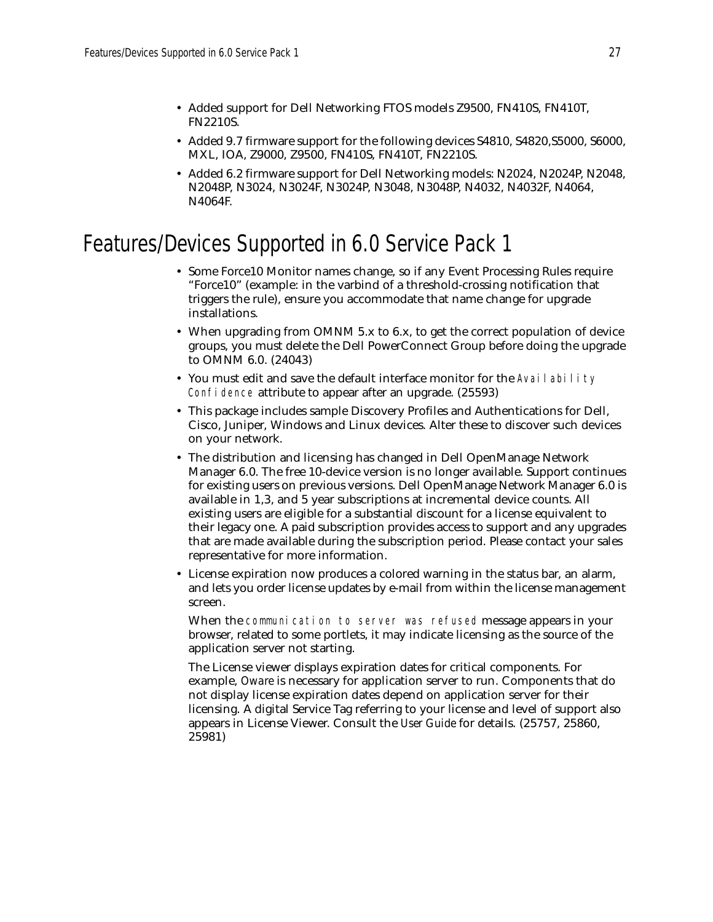- Added support for Dell Networking FTOS models Z9500, FN410S, FN410T, FN2210S.
- Added 9.7 firmware support for the following devices S4810, S4820,S5000, S6000, MXL, IOA, Z9000, Z9500, FN410S, FN410T, FN2210S.
- Added 6.2 firmware support for Dell Networking models: N2024, N2024P, N2048, N2048P, N3024, N3024F, N3024P, N3048, N3048P, N4032, N4032F, N4064, N4064F.

# Features/Devices Supported in 6.0 Service Pack 1

- Some Force10 Monitor names change, so if any Event Processing Rules require “Force10” (example: in the varbind of a threshold-crossing notification that triggers the rule), ensure you accommodate that name change for upgrade installations.
- When upgrading from OMNM 5.x to 6.x, to get the correct population of device groups, you must delete the Dell PowerConnect Group before doing the upgrade to OMNM 6.0. (24043)
- You must edit and save the default interface monitor for the `Availability Confidence` attribute to appear after an upgrade. (25593)
- This package includes sample Discovery Profiles and Authentications for Dell, Cisco, Juniper, Windows and Linux devices. Alter these to discover such devices on your network.
- The distribution and licensing has changed in Dell OpenManage Network Manager 6.0. The free 10-device version is no longer available. Support continues for existing users on previous versions. Dell OpenManage Network Manager 6.0 is available in 1,3, and 5 year subscriptions at incremental device counts. All existing users are eligible for a substantial discount for a license equivalent to their legacy one. A paid subscription provides access to support and any upgrades that are made available during the subscription period. Please contact your sales representative for more information.
- License expiration now produces a colored warning in the status bar, an alarm, and lets you order license updates by e-mail from within the license management screen.

  When the `communication to server was refused` message appears in your browser, related to some portlets, it may indicate licensing as the source of the application server not starting.

  The License viewer displays expiration dates for critical components. For example, Oware is necessary for application server to run. Components that do not display license expiration dates depend on application server for their licensing. A digital Service Tag referring to your license and level of support also appears in License Viewer. Consult the *User Guide* for details. (25757, 25860, 25981)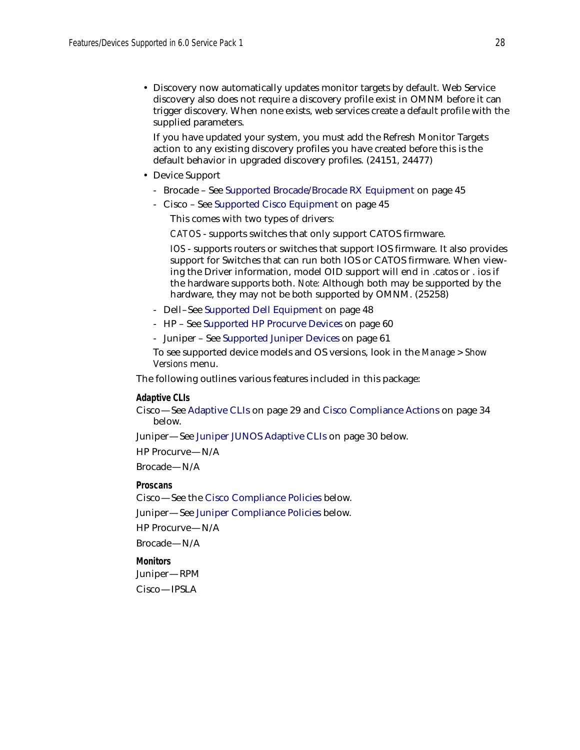- Discovery now automatically updates monitor targets by default. Web Service discovery also does not require a discovery profile exist in OMNM before it can trigger discovery. When none exists, web services create a default profile with the supplied parameters.

  If you have updated your system, you must add the Refresh Monitor Targets action to any existing discovery profiles you have created before this is the default behavior in upgraded discovery profiles. (24151, 24477)

- Device Support
  - Brocade – See Supported Brocade/Brocade RX Equipment on page 45
  - Cisco – See Supported Cisco Equipment on page 45

    This comes with two types of drivers:

    *CATOS* - supports switches that only support CATOS firmware.

    *IOS* - supports routers or switches that support IOS firmware. It also provides support for Switches that can run both IOS or CATOS firmware. When viewing the Driver information, model OID support will end in .catos or . ios if the hardware supports both. *Note:* Although both may be supported by the hardware, they may not be both supported by OMNM. (25258)
  - Dell–See Supported Dell Equipment on page 48
  - HP – See Supported HP Procurve Devices on page 60
  - Juniper – See Supported Juniper Devices on page 61

  To see supported device models and OS versions, look in the *Manage* > *Show Versions* menu.

The following outlines various features included in this package:

**Adaptive CLIs**

Cisco—See Adaptive CLIs on page 29 and Cisco Compliance Actions on page 34 below.

Juniper—See Juniper JUNOS Adaptive CLIs on page 30 below.

HP Procurve—N/A

Brocade—N/A

**Proscans**

Cisco—See the Cisco Compliance Policies below.

Juniper—See Juniper Compliance Policies below.

HP Procurve—N/A

Brocade—N/A

**Monitors**

Juniper—RPM

Cisco—IPSLA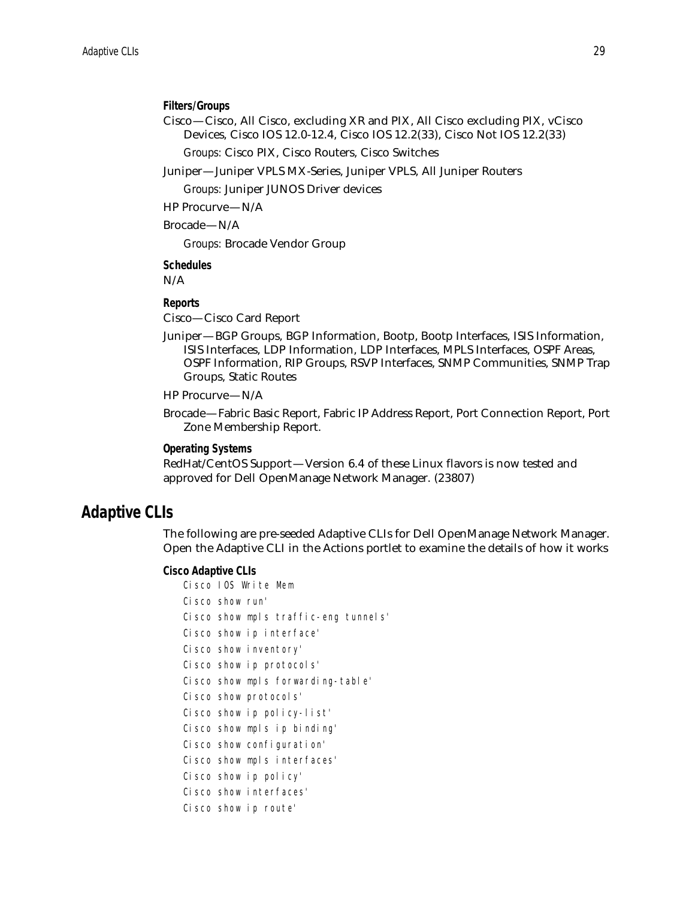#### Filters/Groups

Cisco—Cisco, All Cisco, excluding XR and PIX, All Cisco excluding PIX, vCisco Devices, Cisco IOS 12.0-12.4, Cisco IOS 12.2(33), Cisco Not IOS 12.2(33)

*Groups*: Cisco PIX, Cisco Routers, Cisco Switches

Juniper—Juniper VPLS MX-Series, Juniper VPLS, All Juniper Routers

*Groups*: Juniper JUNOS Driver devices

HP Procurve—N/A

Brocade—N/A

*Groups*: Brocade Vendor Group

#### Schedules

N/A

#### Reports

Cisco—Cisco Card Report

Juniper—BGP Groups, BGP Information, Bootp, Bootp Interfaces, ISIS Information, ISIS Interfaces, LDP Information, LDP Interfaces, MPLS Interfaces, OSPF Areas, OSPF Information, RIP Groups, RSVP Interfaces, SNMP Communities, SNMP Trap Groups, Static Routes

HP Procurve—N/A

Brocade—Fabric Basic Report, Fabric IP Address Report, Port Connection Report, Port Zone Membership Report.

#### Operating Systems

RedHat/CentOS Support—Version 6.4 of these Linux flavors is now tested and approved for Dell OpenManage Network Manager. (23807)

## Adaptive CLIs

The following are pre-seeded Adaptive CLIs for Dell OpenManage Network Manager. Open the Adaptive CLI in the Actions portlet to examine the details of how it works

#### Cisco Adaptive CLIs

```
Cisco IOS Write Mem
Cisco show run'
Cisco show mpls traffic-eng tunnels'
Cisco show ip interface'
Cisco show inventory'
Cisco show ip protocols'
Cisco show mpls forwarding-table'
Cisco show protocols'
Cisco show ip policy-list'
Cisco show mpls ip binding'
Cisco show configuration'
Cisco show mpls interfaces'
Cisco show ip policy'
Cisco show interfaces'
Cisco show ip route'
```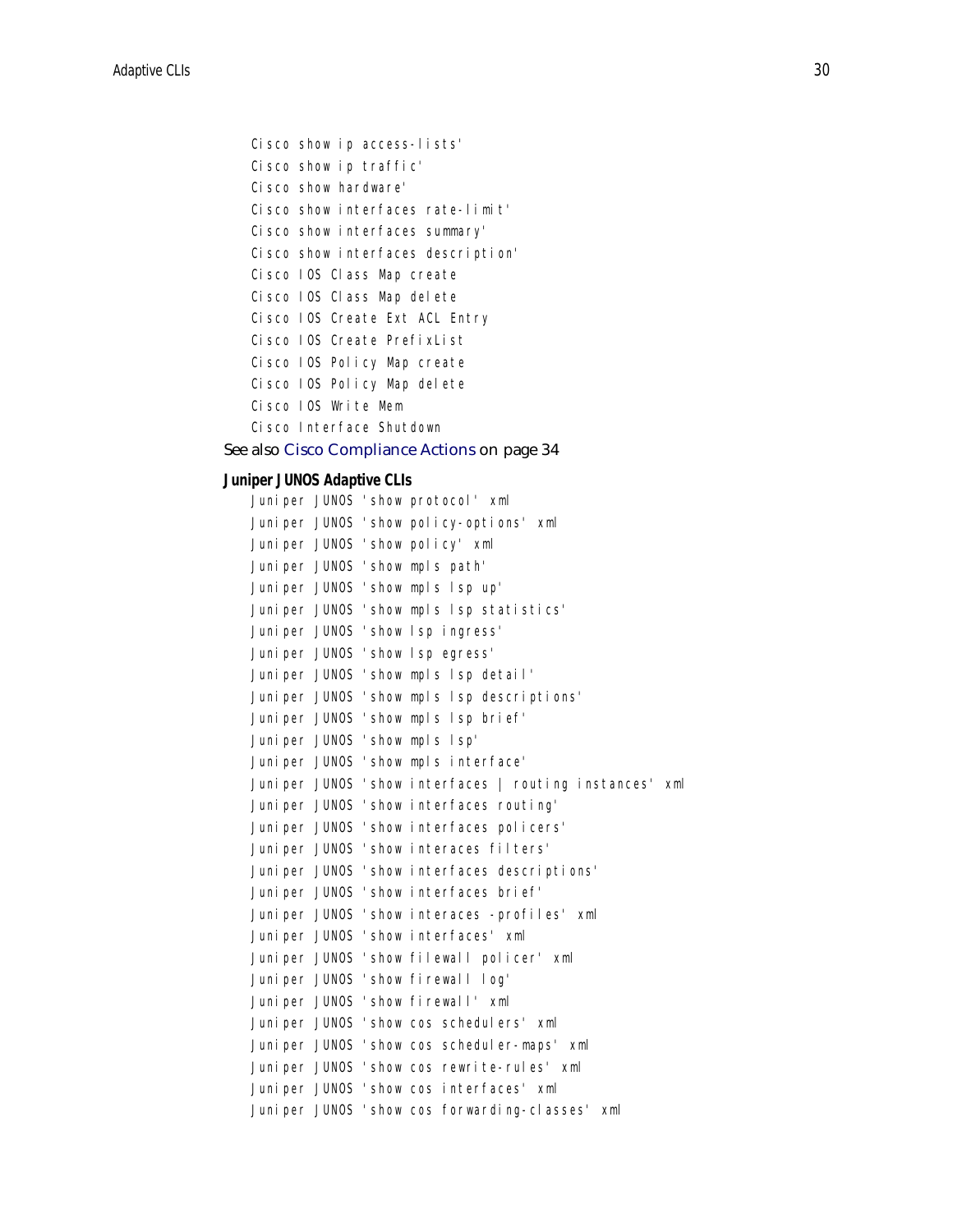Cisco show ip access-lists'

Cisco show ip traffic'

Cisco show hardware'

Cisco show interfaces rate-limit'

Cisco show interfaces summary'

Cisco show interfaces description'

Cisco IOS Class Map create

Cisco IOS Class Map delete

Cisco IOS Create Ext ACL Entry

Cisco IOS Create PrefixList

Cisco IOS Policy Map create

Cisco IOS Policy Map delete

Cisco IOS Write Mem

Cisco Interface Shutdown

See also Cisco Compliance Actions on page 34

**Juniper JUNOS Adaptive CLIs**

Juniper JUNOS 'show protocol' xml

Juniper JUNOS 'show policy-options' xml

Juniper JUNOS 'show policy' xml

Juniper JUNOS 'show mpls path'

Juniper JUNOS 'show mpls lsp up'

Juniper JUNOS 'show mpls lsp statistics'

Juniper JUNOS 'show lsp ingress'

Juniper JUNOS 'show lsp egress'

Juniper JUNOS 'show mpls lsp detail'

Juniper JUNOS 'show mpls lsp descriptions'

Juniper JUNOS 'show mpls lsp brief'

Juniper JUNOS 'show mpls lsp'

Juniper JUNOS 'show mpls interface'

Juniper JUNOS 'show interfaces | routing instances' xml

Juniper JUNOS 'show interfaces routing'

Juniper JUNOS 'show interfaces policers'

Juniper JUNOS 'show interaces filters'

Juniper JUNOS 'show interfaces descriptions'

Juniper JUNOS 'show interfaces brief'

Juniper JUNOS 'show interaces -profiles' xml

Juniper JUNOS 'show interfaces' xml

Juniper JUNOS 'show filewall policer' xml

Juniper JUNOS 'show firewall log'

Juniper JUNOS 'show firewall' xml

Juniper JUNOS 'show cos schedulers' xml

Juniper JUNOS 'show cos scheduler-maps' xml

Juniper JUNOS 'show cos rewrite-rules' xml

Juniper JUNOS 'show cos interfaces' xml

Juniper JUNOS 'show cos forwarding-classes' xml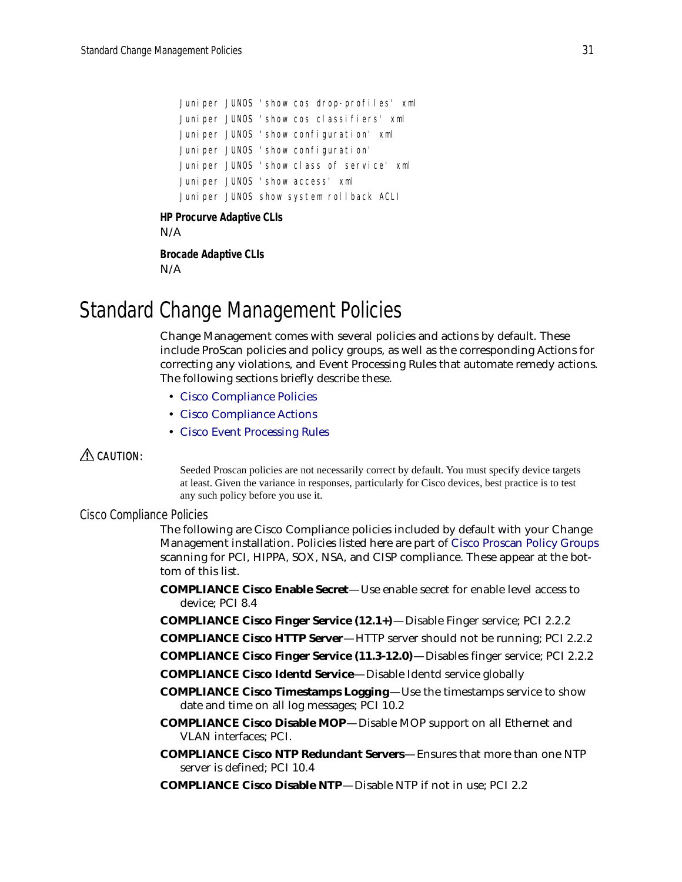```
Juniper JUNOS 'show cos drop-profiles' xml
Juniper JUNOS 'show cos classifiers' xml
Juniper JUNOS 'show configuration' xml
Juniper JUNOS 'show configuration'
Juniper JUNOS 'show class of service' xml
Juniper JUNOS 'show access' xml
Juniper JUNOS show system rollback ACLI
```

**HP Procurve Adaptive CLIs**

N/A

**Brocade Adaptive CLIs**

N/A

# Standard Change Management Policies

Change Management comes with several policies and actions by default. These include ProScan policies and policy groups, as well as the corresponding Actions for correcting any violations, and Event Processing Rules that automate remedy actions. The following sections briefly describe these.

- Cisco Compliance Policies
- Cisco Compliance Actions
- Cisco Event Processing Rules

⚠ CAUTION:

> Seeded Proscan policies are not necessarily correct by default. You must specify device targets at least. Given the variance in responses, particularly for Cisco devices, best practice is to test any such policy before you use it.

## Cisco Compliance Policies

The following are Cisco Compliance policies included by default with your Change Management installation. Policies listed here are part of Cisco Proscan Policy Groups scanning for PCI, HIPPA, SOX, NSA, and CISP compliance. These appear at the bottom of this list.

**COMPLIANCE Cisco Enable Secret**—Use enable secret for enable level access to device; PCI 8.4

**COMPLIANCE Cisco Finger Service (12.1+)**—Disable Finger service; PCI 2.2.2

**COMPLIANCE Cisco HTTP Server**—HTTP server should not be running; PCI 2.2.2

**COMPLIANCE Cisco Finger Service (11.3-12.0)**—Disables finger service; PCI 2.2.2

**COMPLIANCE Cisco Identd Service**—Disable Identd service globally

**COMPLIANCE Cisco Timestamps Logging**—Use the timestamps service to show date and time on all log messages; PCI 10.2

**COMPLIANCE Cisco Disable MOP**—Disable MOP support on all Ethernet and VLAN interfaces; PCI.

**COMPLIANCE Cisco NTP Redundant Servers**—Ensures that more than one NTP server is defined; PCI 10.4

**COMPLIANCE Cisco Disable NTP**—Disable NTP if not in use; PCI 2.2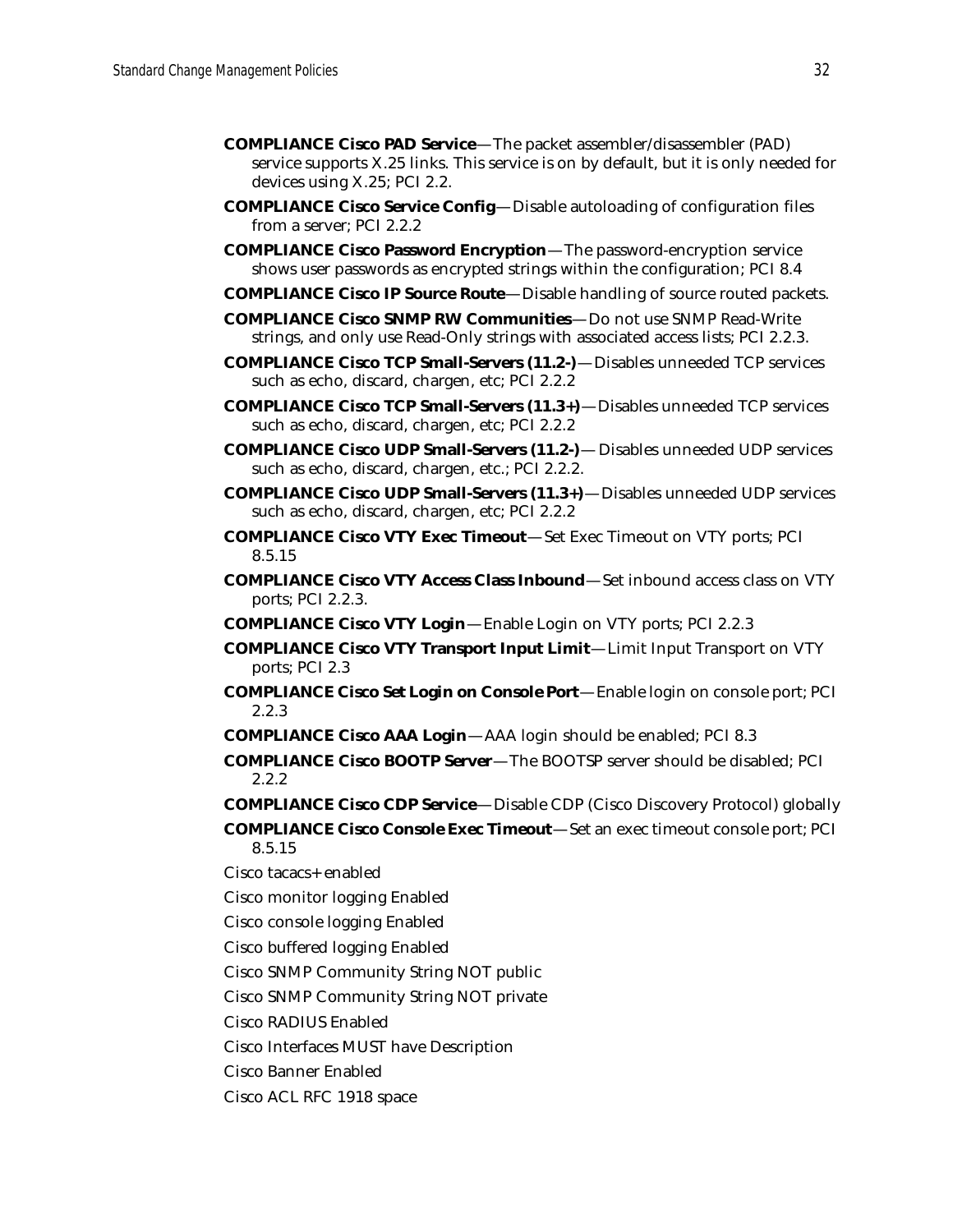**COMPLIANCE Cisco PAD Service**—The packet assembler/disassembler (PAD) service supports X.25 links. This service is on by default, but it is only needed for devices using X.25; PCI 2.2.

**COMPLIANCE Cisco Service Config**—Disable autoloading of configuration files from a server; PCI 2.2.2

**COMPLIANCE Cisco Password Encryption**—The password-encryption service shows user passwords as encrypted strings within the configuration; PCI 8.4

**COMPLIANCE Cisco IP Source Route**—Disable handling of source routed packets.

**COMPLIANCE Cisco SNMP RW Communities**—Do not use SNMP Read-Write strings, and only use Read-Only strings with associated access lists; PCI 2.2.3.

**COMPLIANCE Cisco TCP Small-Servers (11.2-)**—Disables unneeded TCP services such as echo, discard, chargen, etc; PCI 2.2.2

**COMPLIANCE Cisco TCP Small-Servers (11.3+)**—Disables unneeded TCP services such as echo, discard, chargen, etc; PCI 2.2.2

**COMPLIANCE Cisco UDP Small-Servers (11.2-)**— Disables unneeded UDP services such as echo, discard, chargen, etc.; PCI 2.2.2.

**COMPLIANCE Cisco UDP Small-Servers (11.3+)**—Disables unneeded UDP services such as echo, discard, chargen, etc; PCI 2.2.2

**COMPLIANCE Cisco VTY Exec Timeout**—Set Exec Timeout on VTY ports; PCI 8.5.15

**COMPLIANCE Cisco VTY Access Class Inbound**—Set inbound access class on VTY ports; PCI 2.2.3.

**COMPLIANCE Cisco VTY Login**—Enable Login on VTY ports; PCI 2.2.3

**COMPLIANCE Cisco VTY Transport Input Limit**—Limit Input Transport on VTY ports; PCI 2.3

**COMPLIANCE Cisco Set Login on Console Port**—Enable login on console port; PCI 2.2.3

**COMPLIANCE Cisco AAA Login**—AAA login should be enabled; PCI 8.3

**COMPLIANCE Cisco BOOTP Server**—The BOOTSP server should be disabled; PCI 2.2.2

**COMPLIANCE Cisco CDP Service**—Disable CDP (Cisco Discovery Protocol) globally

**COMPLIANCE Cisco Console Exec Timeout**—Set an exec timeout console port; PCI 8.5.15

Cisco tacacs+ enabled

Cisco monitor logging Enabled

Cisco console logging Enabled

Cisco buffered logging Enabled

Cisco SNMP Community String NOT public

Cisco SNMP Community String NOT private

Cisco RADIUS Enabled

Cisco Interfaces MUST have Description

Cisco Banner Enabled

Cisco ACL RFC 1918 space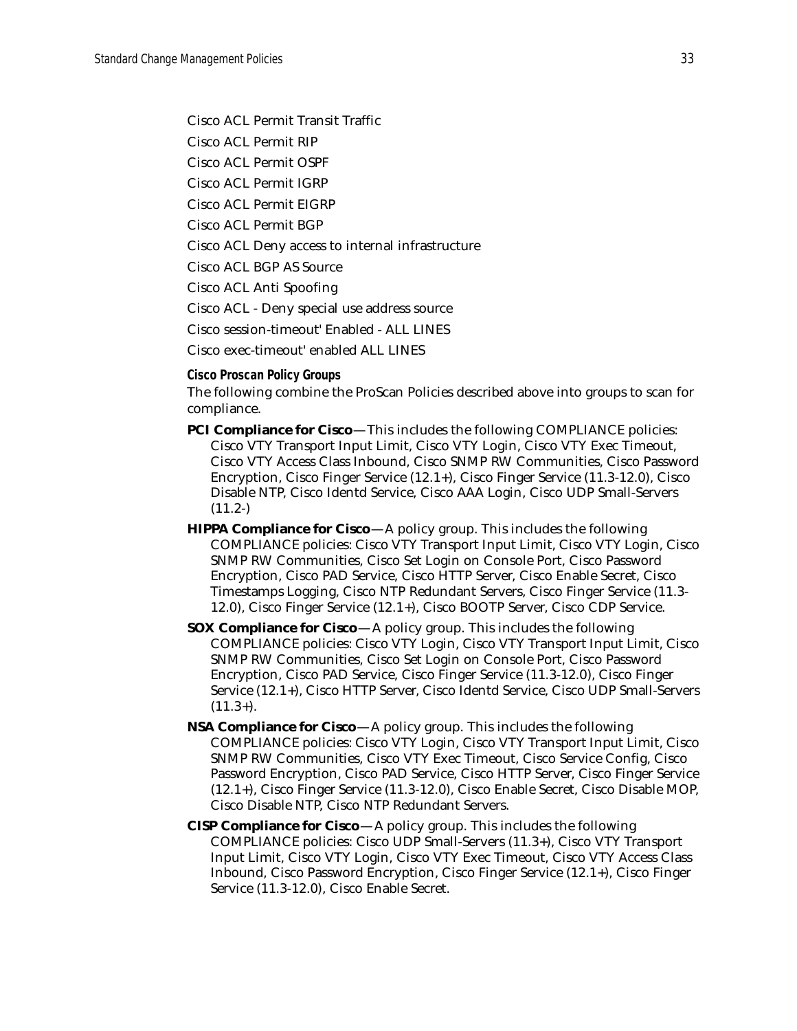Cisco ACL Permit Transit Traffic

Cisco ACL Permit RIP

Cisco ACL Permit OSPF

Cisco ACL Permit IGRP

Cisco ACL Permit EIGRP

Cisco ACL Permit BGP

Cisco ACL Deny access to internal infrastructure

Cisco ACL BGP AS Source

Cisco ACL Anti Spoofing

Cisco ACL - Deny special use address source

Cisco session-timeout' Enabled - ALL LINES

Cisco exec-timeout' enabled ALL LINES

#### Cisco Proscan Policy Groups

The following combine the ProScan Policies described above into groups to scan for compliance.

**PCI Compliance for Cisco**—This includes the following COMPLIANCE policies: Cisco VTY Transport Input Limit, Cisco VTY Login, Cisco VTY Exec Timeout, Cisco VTY Access Class Inbound, Cisco SNMP RW Communities, Cisco Password Encryption, Cisco Finger Service (12.1+), Cisco Finger Service (11.3-12.0), Cisco Disable NTP, Cisco Identd Service, Cisco AAA Login, Cisco UDP Small-Servers (11.2-)

**HIPPA Compliance for Cisco**—A policy group. This includes the following COMPLIANCE policies: Cisco VTY Transport Input Limit, Cisco VTY Login, Cisco SNMP RW Communities, Cisco Set Login on Console Port, Cisco Password Encryption, Cisco PAD Service, Cisco HTTP Server, Cisco Enable Secret, Cisco Timestamps Logging, Cisco NTP Redundant Servers, Cisco Finger Service (11.3-12.0), Cisco Finger Service (12.1+), Cisco BOOTP Server, Cisco CDP Service.

**SOX Compliance for Cisco**—A policy group. This includes the following COMPLIANCE policies: Cisco VTY Login, Cisco VTY Transport Input Limit, Cisco SNMP RW Communities, Cisco Set Login on Console Port, Cisco Password Encryption, Cisco PAD Service, Cisco Finger Service (11.3-12.0), Cisco Finger Service (12.1+), Cisco HTTP Server, Cisco Identd Service, Cisco UDP Small-Servers (11.3+).

**NSA Compliance for Cisco**—A policy group. This includes the following COMPLIANCE policies: Cisco VTY Login, Cisco VTY Transport Input Limit, Cisco SNMP RW Communities, Cisco VTY Exec Timeout, Cisco Service Config, Cisco Password Encryption, Cisco PAD Service, Cisco HTTP Server, Cisco Finger Service (12.1+), Cisco Finger Service (11.3-12.0), Cisco Enable Secret, Cisco Disable MOP, Cisco Disable NTP, Cisco NTP Redundant Servers.

**CISP Compliance for Cisco**—A policy group. This includes the following COMPLIANCE policies: Cisco UDP Small-Servers (11.3+), Cisco VTY Transport Input Limit, Cisco VTY Login, Cisco VTY Exec Timeout, Cisco VTY Access Class Inbound, Cisco Password Encryption, Cisco Finger Service (12.1+), Cisco Finger Service (11.3-12.0), Cisco Enable Secret.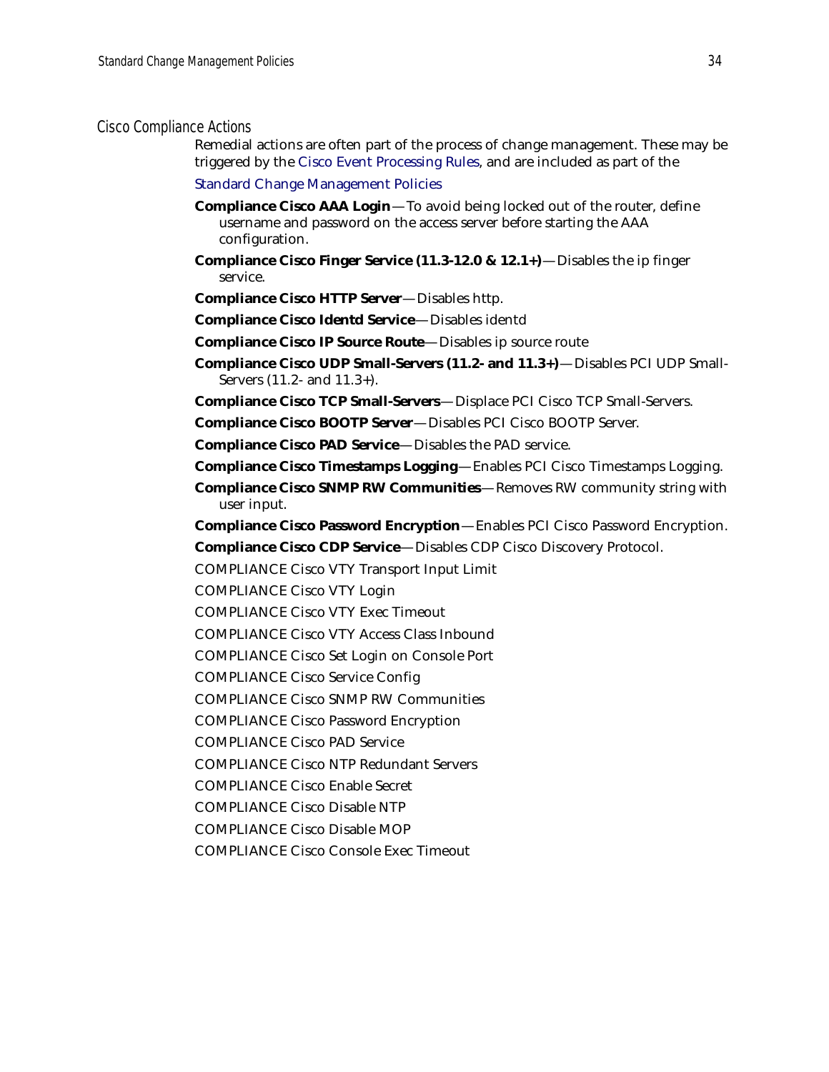## Cisco Compliance Actions

Remedial actions are often part of the process of change management. These may be triggered by the Cisco Event Processing Rules, and are included as part of the

Standard Change Management Policies

**Compliance Cisco AAA Login**—To avoid being locked out of the router, define username and password on the access server before starting the AAA configuration.

**Compliance Cisco Finger Service (11.3-12.0 & 12.1+)**—Disables the ip finger service.

**Compliance Cisco HTTP Server**—Disables http.

**Compliance Cisco Identd Service**—Disables identd

**Compliance Cisco IP Source Route**—Disables ip source route

**Compliance Cisco UDP Small-Servers (11.2- and 11.3+)**—Disables PCI UDP Small-Servers (11.2- and 11.3+).

**Compliance Cisco TCP Small-Servers**—Displace PCI Cisco TCP Small-Servers.

**Compliance Cisco BOOTP Server**—Disables PCI Cisco BOOTP Server.

**Compliance Cisco PAD Service**—Disables the PAD service.

**Compliance Cisco Timestamps Logging**—Enables PCI Cisco Timestamps Logging.

**Compliance Cisco SNMP RW Communities**—Removes RW community string with user input.

**Compliance Cisco Password Encryption**—Enables PCI Cisco Password Encryption.

**Compliance Cisco CDP Service**—Disables CDP Cisco Discovery Protocol.

COMPLIANCE Cisco VTY Transport Input Limit

COMPLIANCE Cisco VTY Login

COMPLIANCE Cisco VTY Exec Timeout

COMPLIANCE Cisco VTY Access Class Inbound

COMPLIANCE Cisco Set Login on Console Port

COMPLIANCE Cisco Service Config

COMPLIANCE Cisco SNMP RW Communities

COMPLIANCE Cisco Password Encryption

COMPLIANCE Cisco PAD Service

COMPLIANCE Cisco NTP Redundant Servers

COMPLIANCE Cisco Enable Secret

COMPLIANCE Cisco Disable NTP

COMPLIANCE Cisco Disable MOP

COMPLIANCE Cisco Console Exec Timeout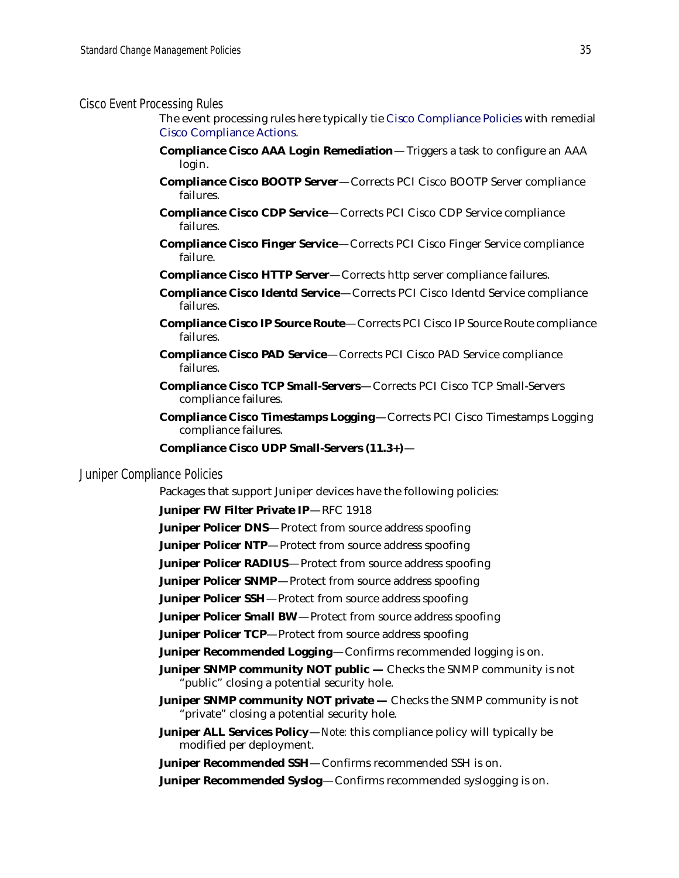### Cisco Event Processing Rules

The event processing rules here typically tie Cisco Compliance Policies with remedial Cisco Compliance Actions.

**Compliance Cisco AAA Login Remediation**— Triggers a task to configure an AAA login.

**Compliance Cisco BOOTP Server**— Corrects PCI Cisco BOOTP Server compliance failures.

**Compliance Cisco CDP Service**— Corrects PCI Cisco CDP Service compliance failures.

**Compliance Cisco Finger Service**— Corrects PCI Cisco Finger Service compliance failure.

**Compliance Cisco HTTP Server**— Corrects http server compliance failures.

**Compliance Cisco Identd Service**— Corrects PCI Cisco Identd Service compliance failures.

**Compliance Cisco IP Source Route**— Corrects PCI Cisco IP Source Route compliance failures.

**Compliance Cisco PAD Service**— Corrects PCI Cisco PAD Service compliance failures.

**Compliance Cisco TCP Small-Servers**— Corrects PCI Cisco TCP Small-Servers compliance failures.

**Compliance Cisco Timestamps Logging**— Corrects PCI Cisco Timestamps Logging compliance failures.

**Compliance Cisco UDP Small-Servers (11.3+)**—

### Juniper Compliance Policies

Packages that support Juniper devices have the following policies:

**Juniper FW Filter Private IP**— RFC 1918

**Juniper Policer DNS**— Protect from source address spoofing

**Juniper Policer NTP**— Protect from source address spoofing

**Juniper Policer RADIUS**— Protect from source address spoofing

**Juniper Policer SNMP**— Protect from source address spoofing

**Juniper Policer SSH**— Protect from source address spoofing

**Juniper Policer Small BW**— Protect from source address spoofing

**Juniper Policer TCP**— Protect from source address spoofing

**Juniper Recommended Logging**— Confirms recommended logging is on.

**Juniper SNMP community NOT public —** Checks the SNMP community is not "public" closing a potential security hole.

**Juniper SNMP community NOT private —** Checks the SNMP community is not "private" closing a potential security hole.

**Juniper ALL Services Policy**— *Note:* this compliance policy will typically be modified per deployment.

**Juniper Recommended SSH**— Confirms recommended SSH is on.

**Juniper Recommended Syslog**— Confirms recommended syslogging is on.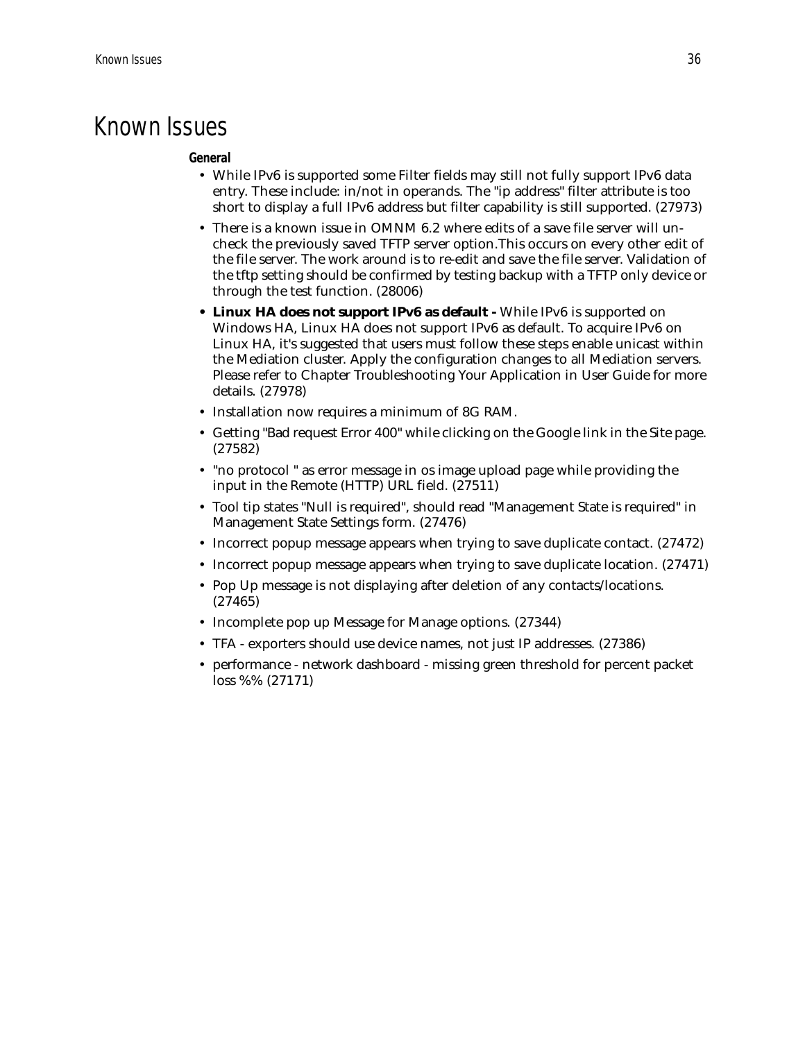# Known Issues

### General

- While IPv6 is supported some Filter fields may still not fully support IPv6 data entry. These include: in/not in operands. The "ip address" filter attribute is too short to display a full IPv6 address but filter capability is still supported. (27973)
- There is a known issue in OMNM 6.2 where edits of a save file server will un-check the previously saved TFTP server option.This occurs on every other edit of the file server. The work around is to re-edit and save the file server. Validation of the tftp setting should be confirmed by testing backup with a TFTP only device or through the test function. (28006)
- **Linux HA does not support IPv6 as default -** While IPv6 is supported on Windows HA, Linux HA does not support IPv6 as default. To acquire IPv6 on Linux HA, it's suggested that users must follow these steps enable unicast within the Mediation cluster. Apply the configuration changes to all Mediation servers. Please refer to Chapter Troubleshooting Your Application in User Guide for more details. (27978)
- Installation now requires a minimum of 8G RAM.
- Getting "Bad request Error 400" while clicking on the Google link in the Site page. (27582)
- "no protocol " as error message in os image upload page while providing the input in the Remote (HTTP) URL field. (27511)
- Tool tip states "Null is required", should read "Management State is required" in Management State Settings form. (27476)
- Incorrect popup message appears when trying to save duplicate contact. (27472)
- Incorrect popup message appears when trying to save duplicate location. (27471)
- Pop Up message is not displaying after deletion of any contacts/locations. (27465)
- Incomplete pop up Message for Manage options. (27344)
- TFA - exporters should use device names, not just IP addresses. (27386)
- performance - network dashboard - missing green threshold for percent packet loss %% (27171)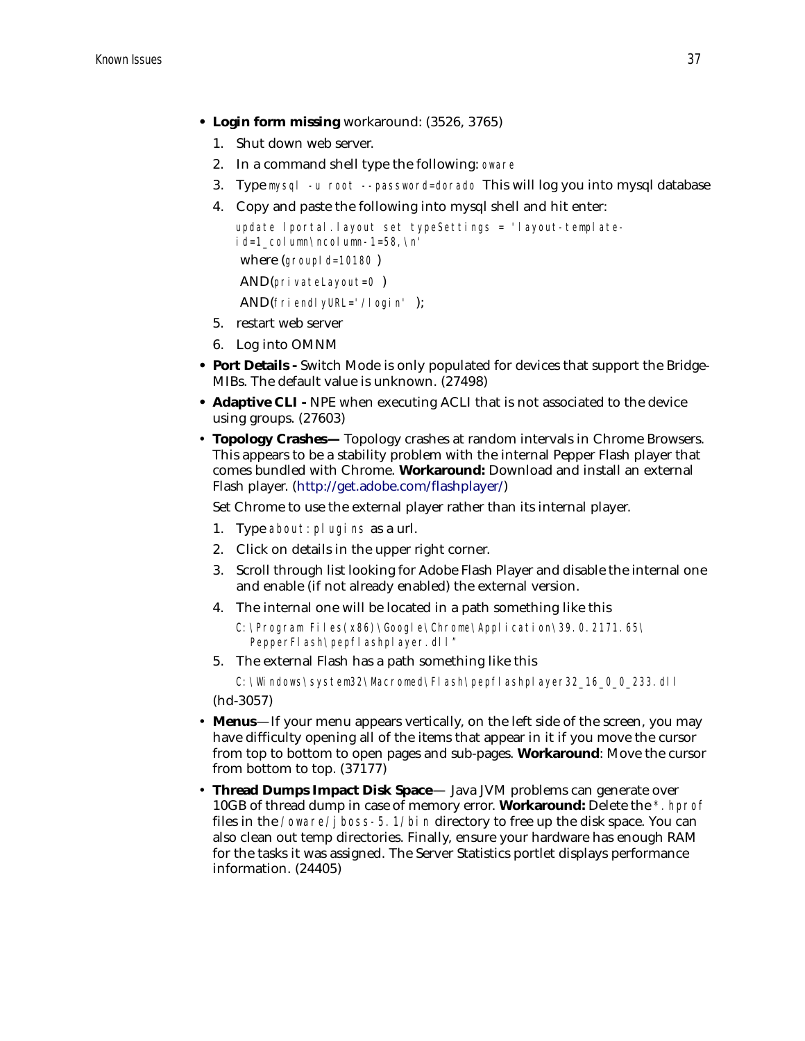- **Login form missing** workaround: (3526, 3765)
  1. Shut down web server.
  2. In a command shell type the following: `oware`
  3. Type `mysql -u root --password=dorado` This will log you into mysql database
  4. Copy and paste the following into mysql shell and hit enter:

     `update lportal.layout set typeSettings = 'layout-template-id=1_column\ncolumn-1=58,\n'`

     where (`groupId=10180` )

     AND(`privateLayout=0` )

     AND(`friendlyURL='/login'` );
  5. restart web server
  6. Log into OMNM
- **Port Details -** Switch Mode is only populated for devices that support the Bridge-MIBs. The default value is unknown. (27498)
- **Adaptive CLI -** NPE when executing ACLI that is not associated to the device using groups. (27603)
- **Topology Crashes—** Topology crashes at random intervals in Chrome Browsers. This appears to be a stability problem with the internal Pepper Flash player that comes bundled with Chrome. **Workaround:** Download and install an external Flash player. (http://get.adobe.com/flashplayer/)

  Set Chrome to use the external player rather than its internal player.
  1. Type `about:plugins` as a url.
  2. Click on details in the upper right corner.
  3. Scroll through list looking for Adobe Flash Player and disable the internal one and enable (if not already enabled) the external version.
  4. The internal one will be located in a path something like this

     `C:\Program Files(x86)\Google\Chrome\Application\39.0.2171.65\PepperFlash\pepflashplayer.dll"`
  5. The external Flash has a path something like this

     `C:\Windows\system32\Macromed\Flash\pepflashplayer32_16_0_0_233.dll`

  (hd-3057)
- **Menus**—If your menu appears vertically, on the left side of the screen, you may have difficulty opening all of the items that appear in it if you move the cursor from top to bottom to open pages and sub-pages. **Workaround**: Move the cursor from bottom to top. (37177)
- **Thread Dumps Impact Disk Space**— Java JVM problems can generate over 10GB of thread dump in case of memory error. **Workaround:** Delete the `*.hprof` files in the `/oware/jboss-5.1/bin` directory to free up the disk space. You can also clean out temp directories. Finally, ensure your hardware has enough RAM for the tasks it was assigned. The Server Statistics portlet displays performance information. (24405)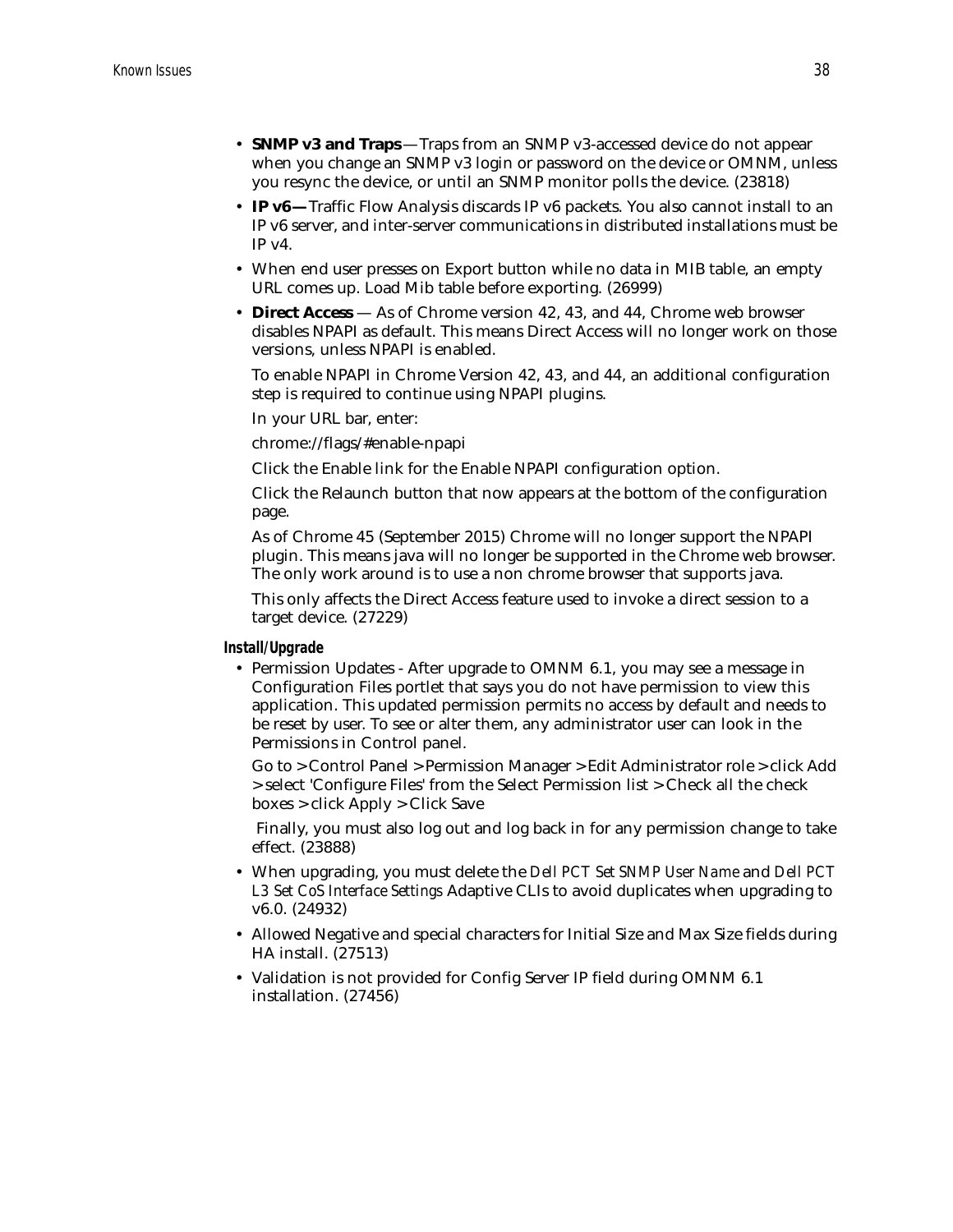- **SNMP v3 and Traps**—Traps from an SNMP v3-accessed device do not appear when you change an SNMP v3 login or password on the device or OMNM, unless you resync the device, or until an SNMP monitor polls the device. (23818)
- **IP v6—**Traffic Flow Analysis discards IP v6 packets. You also cannot install to an IP v6 server, and inter-server communications in distributed installations must be IP v4.
- When end user presses on Export button while no data in MIB table, an empty URL comes up. Load Mib table before exporting. (26999)
- **Direct Access** — As of Chrome version 42, 43, and 44, Chrome web browser disables NPAPI as default. This means Direct Access will no longer work on those versions, unless NPAPI is enabled.

  To enable NPAPI in Chrome Version 42, 43, and 44, an additional configuration step is required to continue using NPAPI plugins.

  In your URL bar, enter:

  chrome://flags/#enable-npapi

  Click the Enable link for the Enable NPAPI configuration option.

  Click the Relaunch button that now appears at the bottom of the configuration page.

  As of Chrome 45 (September 2015) Chrome will no longer support the NPAPI plugin. This means java will no longer be supported in the Chrome web browser. The only work around is to use a non chrome browser that supports java.

  This only affects the Direct Access feature used to invoke a direct session to a target device. (27229)

### Install/Upgrade

- Permission Updates - After upgrade to OMNM 6.1, you may see a message in Configuration Files portlet that says you do not have permission to view this application. This updated permission permits no access by default and needs to be reset by user. To see or alter them, any administrator user can look in the Permissions in Control panel.

  Go to > Control Panel > Permission Manager > Edit Administrator role > click Add > select 'Configure Files' from the Select Permission list > Check all the check boxes > click Apply > Click Save

  Finally, you must also log out and log back in for any permission change to take effect. (23888)
- When upgrading, you must delete the *Dell PCT Set SNMP User Name* and *Dell PCT L3 Set CoS Interface Settings* Adaptive CLIs to avoid duplicates when upgrading to v6.0. (24932)
- Allowed Negative and special characters for Initial Size and Max Size fields during HA install. (27513)
- Validation is not provided for Config Server IP field during OMNM 6.1 installation. (27456)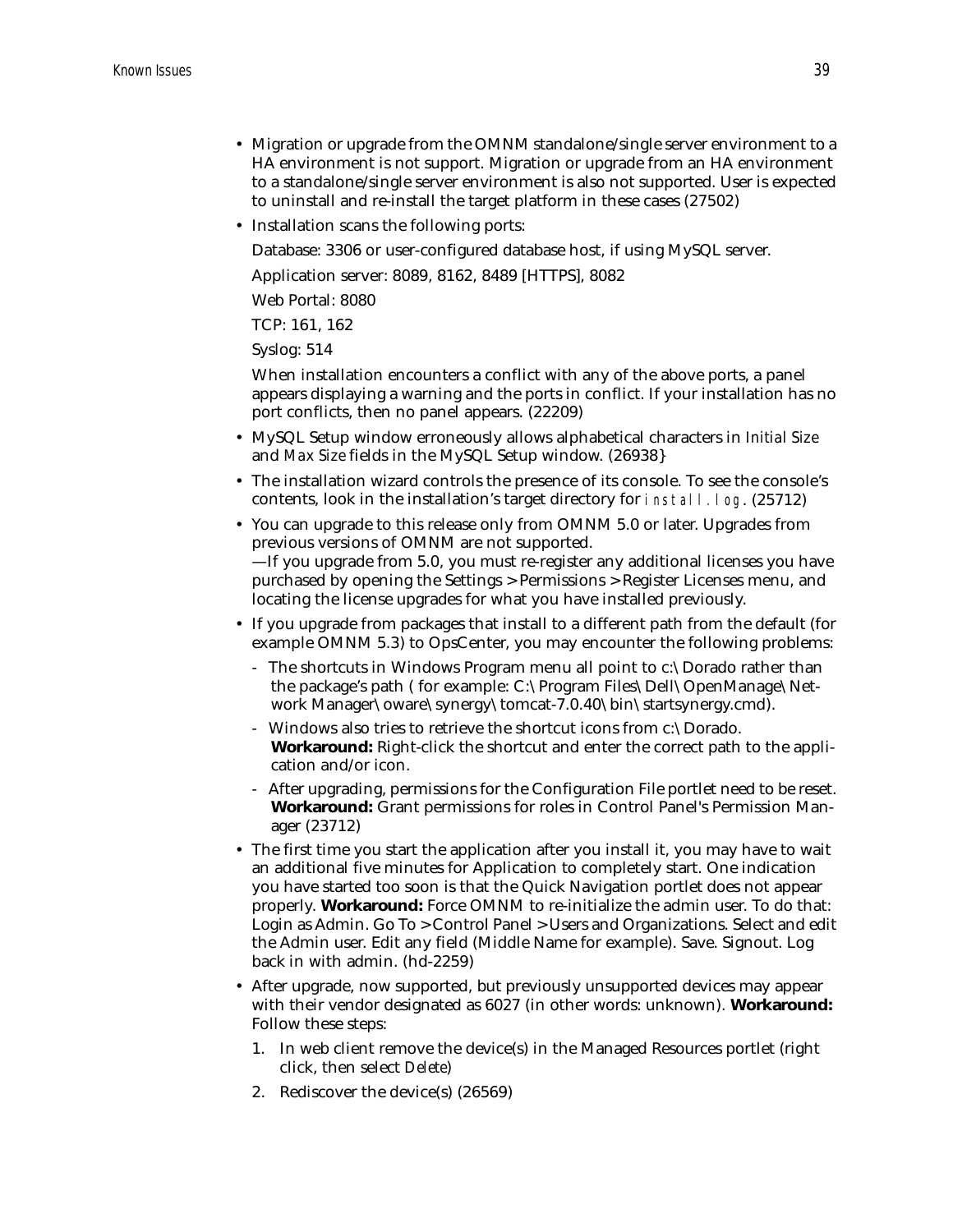- Migration or upgrade from the OMNM standalone/single server environment to a HA environment is not support. Migration or upgrade from an HA environment to a standalone/single server environment is also not supported. User is expected to uninstall and re-install the target platform in these cases (27502)
- Installation scans the following ports:

  Database: 3306 or user-configured database host, if using MySQL server.

  Application server: 8089, 8162, 8489 [HTTPS], 8082

  Web Portal: 8080

  TCP: 161, 162

  Syslog: 514

  When installation encounters a conflict with any of the above ports, a panel appears displaying a warning and the ports in conflict. If your installation has no port conflicts, then no panel appears. (22209)
- MySQL Setup window erroneously allows alphabetical characters in *Initial Size* and *Max Size* fields in the MySQL Setup window. (26938}
- The installation wizard controls the presence of its console. To see the console's contents, look in the installation's target directory for `install.log`. (25712)
- You can upgrade to this release only from OMNM 5.0 or later. Upgrades from previous versions of OMNM are not supported.
  —If you upgrade from 5.0, you must re-register any additional licenses you have purchased by opening the Settings > Permissions > Register Licenses menu, and locating the license upgrades for what you have installed previously.
- If you upgrade from packages that install to a different path from the default (for example OMNM 5.3) to OpsCenter, you may encounter the following problems:
  - The shortcuts in Windows Program menu all point to c:\Dorado rather than the package's path ( for example: C:\Program Files\Dell\OpenManage\Network Manager\oware\synergy\tomcat-7.0.40\bin\startsynergy.cmd).
  - Windows also tries to retrieve the shortcut icons from c:\Dorado. **Workaround:** Right-click the shortcut and enter the correct path to the application and/or icon.
  - After upgrading, permissions for the Configuration File portlet need to be reset. **Workaround:** Grant permissions for roles in Control Panel's Permission Manager (23712)
- The first time you start the application after you install it, you may have to wait an additional five minutes for Application to completely start. One indication you have started too soon is that the Quick Navigation portlet does not appear properly. **Workaround:** Force OMNM to re-initialize the admin user. To do that: Login as Admin. Go To > Control Panel > Users and Organizations. Select and edit the Admin user. Edit any field (Middle Name for example). Save. Signout. Log back in with admin. (hd-2259)
- After upgrade, now supported, but previously unsupported devices may appear with their vendor designated as 6027 (in other words: unknown). **Workaround:** Follow these steps:
  1. In web client remove the device(s) in the Managed Resources portlet (right click, then select *Delete*)
  2. Rediscover the device(s) (26569)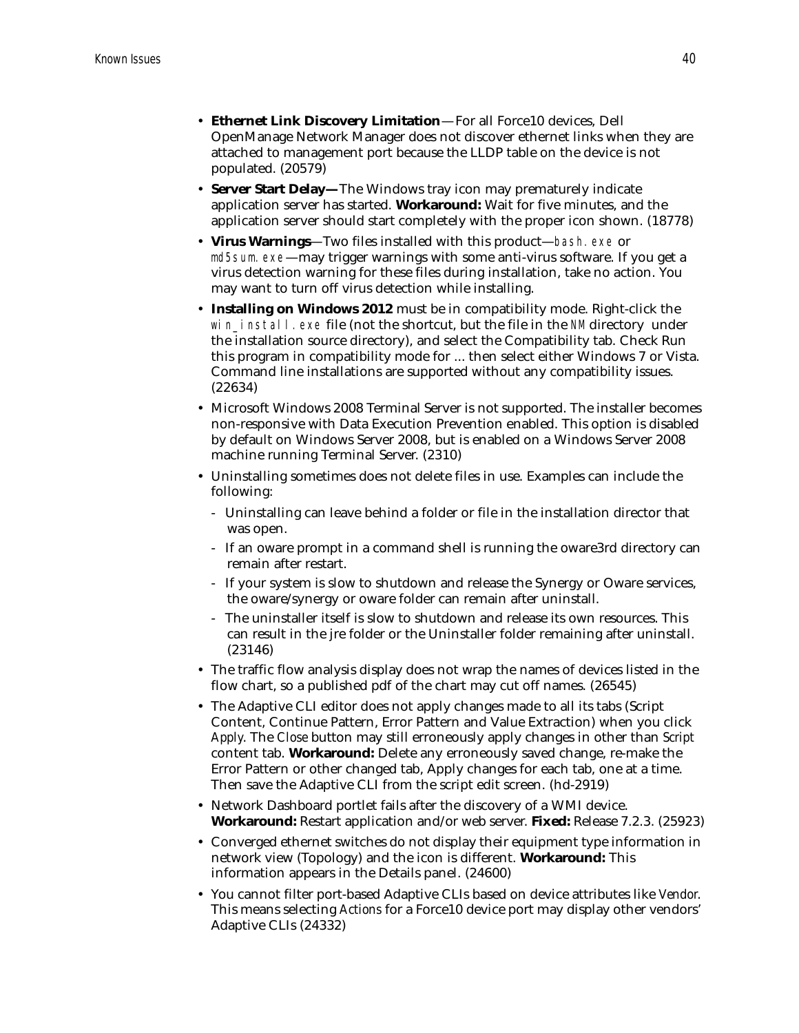- **Ethernet Link Discovery Limitation**—For all Force10 devices, Dell OpenManage Network Manager does not discover ethernet links when they are attached to management port because the LLDP table on the device is not populated. (20579)
- **Server Start Delay—**The Windows tray icon may prematurely indicate application server has started. **Workaround:** Wait for five minutes, and the application server should start completely with the proper icon shown. (18778)
- **Virus Warnings**—Two files installed with this product—`bash.exe` or `md5sum.exe`—may trigger warnings with some anti-virus software. If you get a virus detection warning for these files during installation, take no action. You may want to turn off virus detection while installing.
- **Installing on Windows 2012** must be in compatibility mode. Right-click the `win_install.exe` file (not the shortcut, but the file in the `NM` directory under the installation source directory), and select the Compatibility tab. Check Run this program in compatibility mode for ... then select either Windows 7 or Vista. Command line installations are supported without any compatibility issues. (22634)
- Microsoft Windows 2008 Terminal Server is not supported. The installer becomes non-responsive with Data Execution Prevention enabled. This option is disabled by default on Windows Server 2008, but is enabled on a Windows Server 2008 machine running Terminal Server. (2310)
- Uninstalling sometimes does not delete files in use. Examples can include the following:
  - Uninstalling can leave behind a folder or file in the installation director that was open.
  - If an oware prompt in a command shell is running the oware3rd directory can remain after restart.
  - If your system is slow to shutdown and release the Synergy or Oware services, the oware/synergy or oware folder can remain after uninstall.
  - The uninstaller itself is slow to shutdown and release its own resources. This can result in the jre folder or the Uninstaller folder remaining after uninstall. (23146)
- The traffic flow analysis display does not wrap the names of devices listed in the flow chart, so a published pdf of the chart may cut off names. (26545)
- The Adaptive CLI editor does not apply changes made to all its tabs (Script Content, Continue Pattern, Error Pattern and Value Extraction) when you click *Apply*. The *Close* button may still erroneously apply changes in other than *Script* content tab. **Workaround:** Delete any erroneously saved change, re-make the Error Pattern or other changed tab, Apply changes for each tab, one at a time. Then save the Adaptive CLI from the script edit screen. (hd-2919)
- Network Dashboard portlet fails after the discovery of a WMI device. **Workaround:** Restart application and/or web server. **Fixed:** Release 7.2.3. (25923)
- Converged ethernet switches do not display their equipment type information in network view (Topology) and the icon is different. **Workaround:** This information appears in the Details panel. (24600)
- You cannot filter port-based Adaptive CLIs based on device attributes like *Vendor*. This means selecting *Actions* for a Force10 device port may display other vendors' Adaptive CLIs (24332)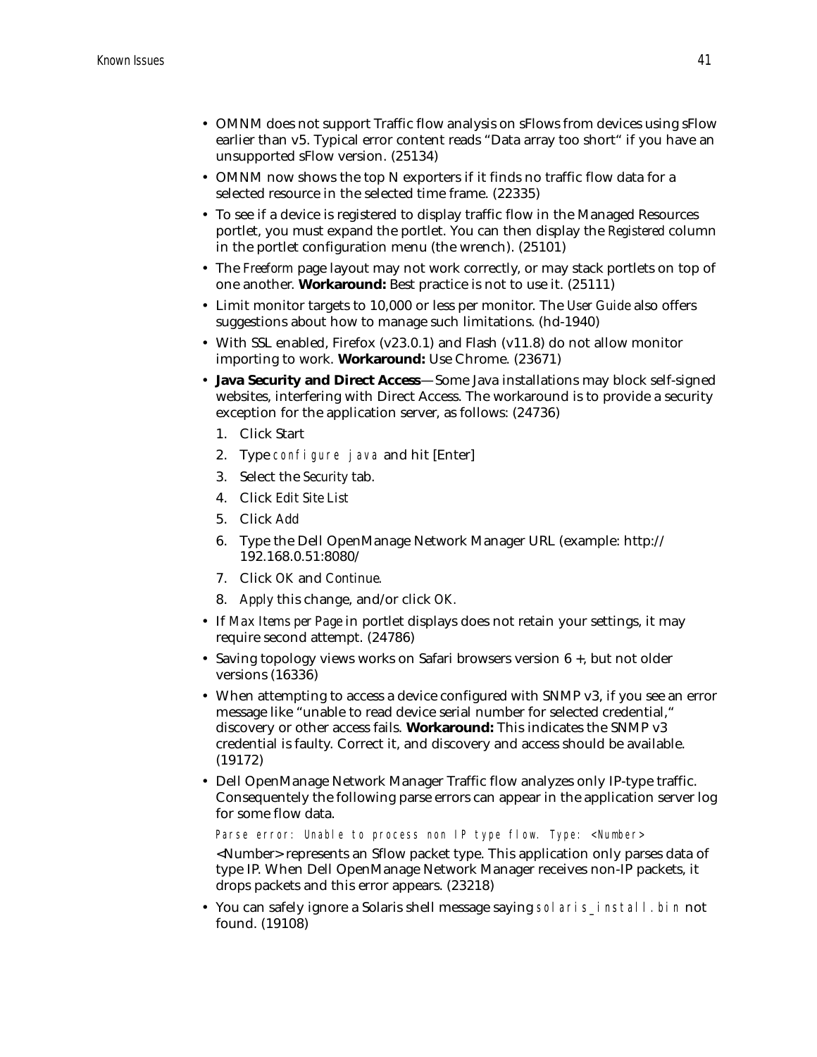- OMNM does not support Traffic flow analysis on sFlows from devices using sFlow earlier than v5. Typical error content reads "Data array too short" if you have an unsupported sFlow version. (25134)
- OMNM now shows the top N exporters if it finds no traffic flow data for a selected resource in the selected time frame. (22335)
- To see if a device is registered to display traffic flow in the Managed Resources portlet, you must expand the portlet. You can then display the *Registered* column in the portlet configuration menu (the wrench). (25101)
- The *Freeform* page layout may not work correctly, or may stack portlets on top of one another. **Workaround:** Best practice is not to use it. (25111)
- Limit monitor targets to 10,000 or less per monitor. The *User Guide* also offers suggestions about how to manage such limitations. (hd-1940)
- With SSL enabled, Firefox (v23.0.1) and Flash (v11.8) do not allow monitor importing to work. **Workaround:** Use Chrome. (23671)
- **Java Security and Direct Access**—Some Java installations may block self-signed websites, interfering with Direct Access. The workaround is to provide a security exception for the application server, as follows: (24736)
  1. Click Start
  2. Type `configure java` and hit [Enter]
  3. Select the *Security* tab.
  4. Click *Edit Site List*
  5. Click *Add*
  6. Type the Dell OpenManage Network Manager URL (example: http://192.168.0.51:8080/
  7. Click *OK* and *Continue*.
  8. *Apply* this change, and/or click *OK*.
- If *Max Items per Page* in portlet displays does not retain your settings, it may require second attempt. (24786)
- Saving topology views works on Safari browsers version 6 +, but not older versions (16336)
- When attempting to access a device configured with SNMP v3, if you see an error message like "unable to read device serial number for selected credential," discovery or other access fails. **Workaround:** This indicates the SNMP v3 credential is faulty. Correct it, and discovery and access should be available. (19172)
- Dell OpenManage Network Manager Traffic flow analyzes only IP-type traffic. Consequently the following parse errors can appear in the application server log for some flow data.

  `Parse error: Unable to process non IP type flow. Type: <Number>`

  <Number> represents an Sflow packet type. This application only parses data of type IP. When Dell OpenManage Network Manager receives non-IP packets, it drops packets and this error appears. (23218)
- You can safely ignore a Solaris shell message saying `solaris_install.bin` not found. (19108)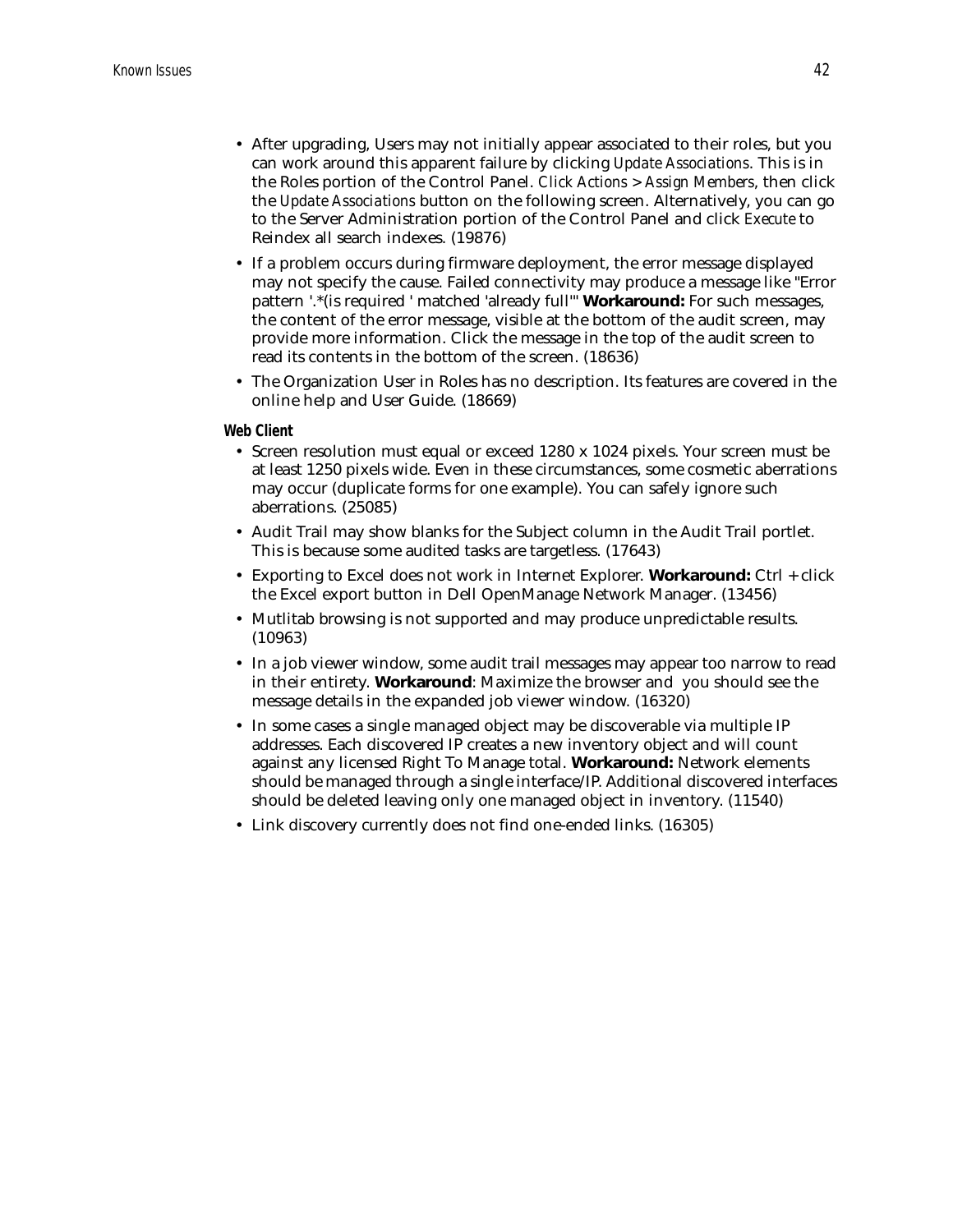- After upgrading, Users may not initially appear associated to their roles, but you can work around this apparent failure by clicking *Update Associations*. This is in the Roles portion of the Control Panel. *Click Actions > Assign Members*, then click the *Update Associations* button on the following screen. Alternatively, you can go to the Server Administration portion of the Control Panel and click *Execute* to Reindex all search indexes. (19876)
- If a problem occurs during firmware deployment, the error message displayed may not specify the cause. Failed connectivity may produce a message like "Error pattern '.*(is required ' matched 'already full'" **Workaround:** For such messages, the content of the error message, visible at the bottom of the audit screen, may provide more information. Click the message in the top of the audit screen to read its contents in the bottom of the screen. (18636)
- The Organization User in Roles has no description. Its features are covered in the online help and User Guide. (18669)

### Web Client

- Screen resolution must equal or exceed 1280 x 1024 pixels. Your screen must be at least 1250 pixels wide. Even in these circumstances, some cosmetic aberrations may occur (duplicate forms for one example). You can safely ignore such aberrations. (25085)
- Audit Trail may show blanks for the Subject column in the Audit Trail portlet. This is because some audited tasks are targetless. (17643)
- Exporting to Excel does not work in Internet Explorer. **Workaround:** Ctrl + click the Excel export button in Dell OpenManage Network Manager. (13456)
- Mutlitab browsing is not supported and may produce unpredictable results. (10963)
- In a job viewer window, some audit trail messages may appear too narrow to read in their entirety. **Workaround**: Maximize the browser and you should see the message details in the expanded job viewer window. (16320)
- In some cases a single managed object may be discoverable via multiple IP addresses. Each discovered IP creates a new inventory object and will count against any licensed Right To Manage total. **Workaround:** Network elements should be managed through a single interface/IP. Additional discovered interfaces should be deleted leaving only one managed object in inventory. (11540)
- Link discovery currently does not find one-ended links. (16305)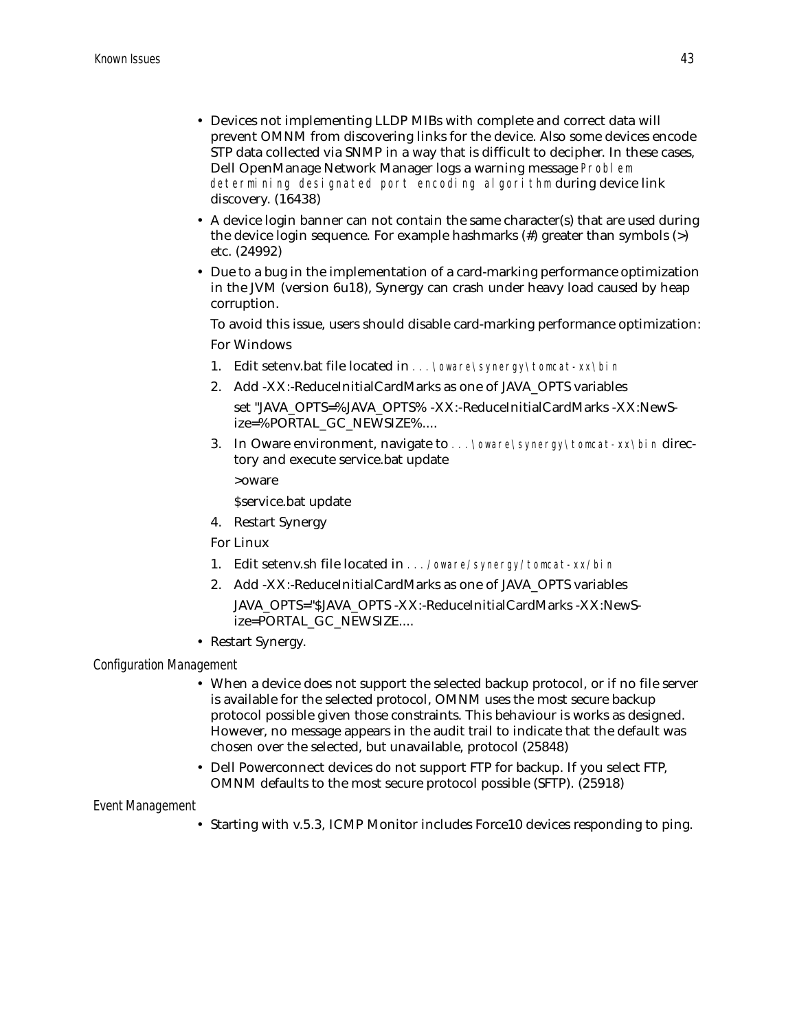- Devices not implementing LLDP MIBs with complete and correct data will prevent OMNM from discovering links for the device. Also some devices encode STP data collected via SNMP in a way that is difficult to decipher. In these cases, Dell OpenManage Network Manager logs a warning message `Problem determining designated port encoding algorithm` during device link discovery. (16438)
- A device login banner can not contain the same character(s) that are used during the device login sequence. For example hashmarks (#) greater than symbols (>) etc. (24992)
- Due to a bug in the implementation of a card-marking performance optimization in the JVM (version 6u18), Synergy can crash under heavy load caused by heap corruption.

  To avoid this issue, users should disable card-marking performance optimization:

  For Windows

  1. Edit setenv.bat file located in `...\oware\synergy\tomcat-xx\bin`
  2. Add -XX:-ReduceInitialCardMarks as one of JAVA_OPTS variables

     set "JAVA_OPTS=%JAVA_OPTS% -XX:-ReduceInitialCardMarks -XX:NewSize=%PORTAL_GC_NEWSIZE%....
  3. In Oware environment, navigate to `...\oware\synergy\tomcat-xx\bin` directory and execute service.bat update

     >oware

     $service.bat update
  4. Restart Synergy

  For Linux

  1. Edit setenv.sh file located in `.../oware/synergy/tomcat-xx/bin`
  2. Add -XX:-ReduceInitialCardMarks as one of JAVA_OPTS variables

     JAVA_OPTS="$JAVA_OPTS -XX:-ReduceInitialCardMarks -XX:NewSize=PORTAL_GC_NEWSIZE....
- Restart Synergy.

### Configuration Management

- When a device does not support the selected backup protocol, or if no file server is available for the selected protocol, OMNM uses the most secure backup protocol possible given those constraints. This behaviour is works as designed. However, no message appears in the audit trail to indicate that the default was chosen over the selected, but unavailable, protocol (25848)
- Dell Powerconnect devices do not support FTP for backup. If you select FTP, OMNM defaults to the most secure protocol possible (SFTP). (25918)

### Event Management

- Starting with v.5.3, ICMP Monitor includes Force10 devices responding to ping.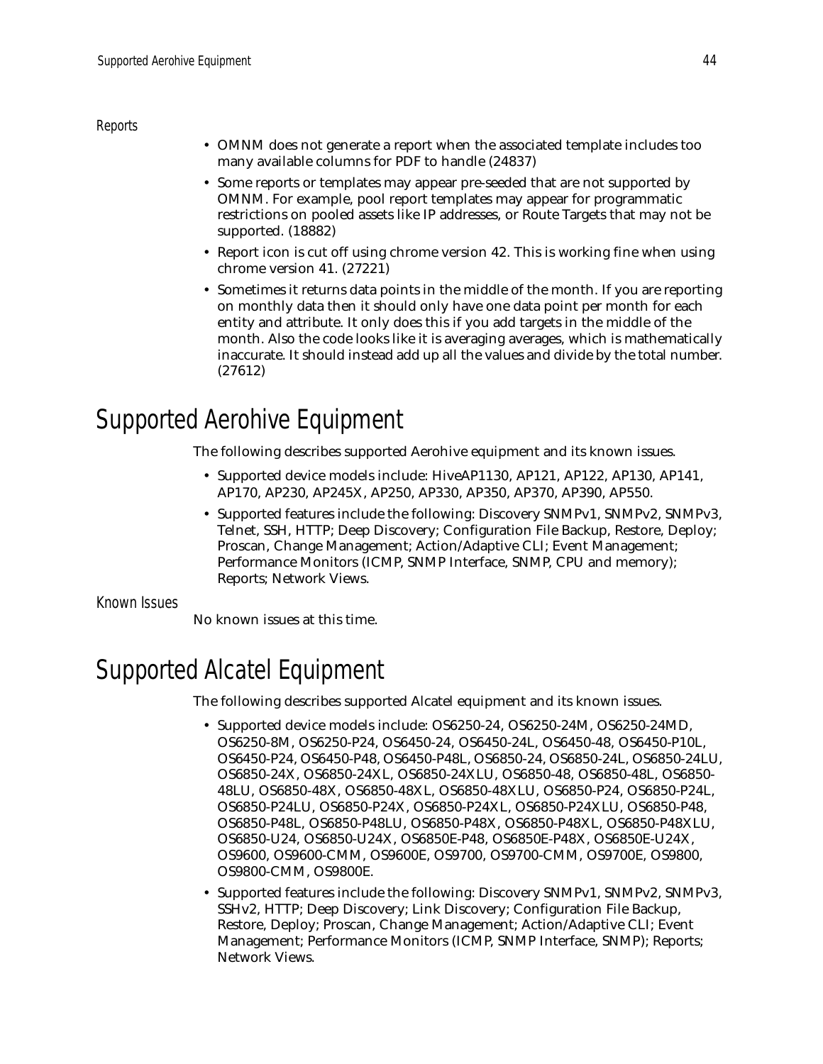### Reports

- OMNM does not generate a report when the associated template includes too many available columns for PDF to handle (24837)
- Some reports or templates may appear pre-seeded that are not supported by OMNM. For example, pool report templates may appear for programmatic restrictions on pooled assets like IP addresses, or Route Targets that may not be supported. (18882)
- Report icon is cut off using chrome version 42. This is working fine when using chrome version 41. (27221)
- Sometimes it returns data points in the middle of the month. If you are reporting on monthly data then it should only have one data point per month for each entity and attribute. It only does this if you add targets in the middle of the month. Also the code looks like it is averaging averages, which is mathematically inaccurate. It should instead add up all the values and divide by the total number. (27612)

# Supported Aerohive Equipment

The following describes supported Aerohive equipment and its known issues.

- Supported device models include: HiveAP1130, AP121, AP122, AP130, AP141, AP170, AP230, AP245X, AP250, AP330, AP350, AP370, AP390, AP550.
- Supported features include the following: Discovery SNMPv1, SNMPv2, SNMPv3, Telnet, SSH, HTTP; Deep Discovery; Configuration File Backup, Restore, Deploy; Proscan, Change Management; Action/Adaptive CLI; Event Management; Performance Monitors (ICMP, SNMP Interface, SNMP, CPU and memory); Reports; Network Views.

### Known Issues

No known issues at this time.

# Supported Alcatel Equipment

The following describes supported Alcatel equipment and its known issues.

- Supported device models include: OS6250-24, OS6250-24M, OS6250-24MD, OS6250-8M, OS6250-P24, OS6450-24, OS6450-24L, OS6450-48, OS6450-P10L, OS6450-P24, OS6450-P48, OS6450-P48L, OS6850-24, OS6850-24L, OS6850-24LU, OS6850-24X, OS6850-24XL, OS6850-24XLU, OS6850-48, OS6850-48L, OS6850-48LU, OS6850-48X, OS6850-48XL, OS6850-48XLU, OS6850-P24, OS6850-P24L, OS6850-P24LU, OS6850-P24X, OS6850-P24XL, OS6850-P24XLU, OS6850-P48, OS6850-P48L, OS6850-P48LU, OS6850-P48X, OS6850-P48XL, OS6850-P48XLU, OS6850-U24, OS6850-U24X, OS6850E-P48, OS6850E-P48X, OS6850E-U24X, OS9600, OS9600-CMM, OS9600E, OS9700, OS9700-CMM, OS9700E, OS9800, OS9800-CMM, OS9800E.
- Supported features include the following: Discovery SNMPv1, SNMPv2, SNMPv3, SSHv2, HTTP; Deep Discovery; Link Discovery; Configuration File Backup, Restore, Deploy; Proscan, Change Management; Action/Adaptive CLI; Event Management; Performance Monitors (ICMP, SNMP Interface, SNMP); Reports; Network Views.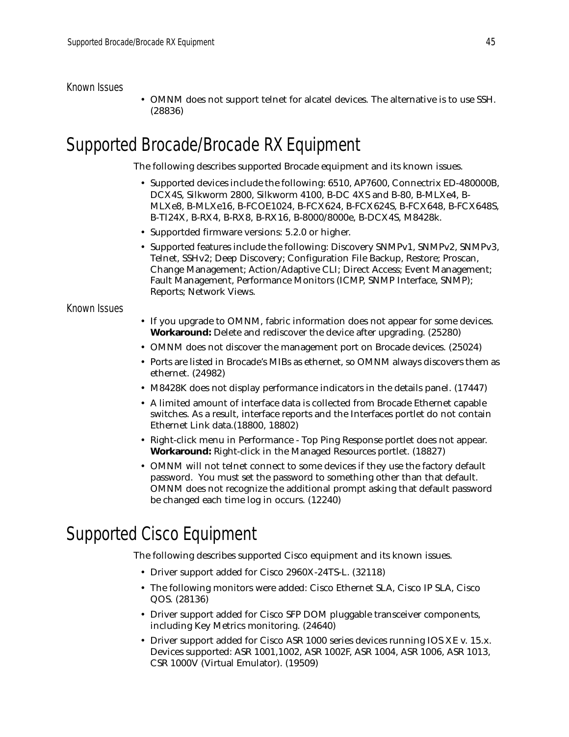### Known Issues

- OMNM does not support telnet for alcatel devices. The alternative is to use SSH. (28836)

## Supported Brocade/Brocade RX Equipment

The following describes supported Brocade equipment and its known issues.

- Supported devices include the following: 6510, AP7600, Connectrix ED-480000B, DCX4S, Silkworm 2800, Silkworm 4100, B-DC 4XS and B-80, B-MLXe4, B-MLXe8, B-MLXe16, B-FCOE1024, B-FCX624, B-FCX624S, B-FCX648, B-FCX648S, B-TI24X, B-RX4, B-RX8, B-RX16, B-8000/8000e, B-DCX4S, M8428k.
- Supportded firmware versions: 5.2.0 or higher.
- Supported features include the following: Discovery SNMPv1, SNMPv2, SNMPv3, Telnet, SSHv2; Deep Discovery; Configuration File Backup, Restore; Proscan, Change Management; Action/Adaptive CLI; Direct Access; Event Management; Fault Management, Performance Monitors (ICMP, SNMP Interface, SNMP); Reports; Network Views.

### Known Issues

- If you upgrade to OMNM, fabric information does not appear for some devices. **Workaround:** Delete and rediscover the device after upgrading. (25280)
- OMNM does not discover the management port on Brocade devices. (25024)
- Ports are listed in Brocade's MIBs as ethernet, so OMNM always discovers them as ethernet. (24982)
- M8428K does not display performance indicators in the details panel. (17447)
- A limited amount of interface data is collected from Brocade Ethernet capable switches. As a result, interface reports and the Interfaces portlet do not contain Ethernet Link data.(18800, 18802)
- Right-click menu in Performance - Top Ping Response portlet does not appear. **Workaround:** Right-click in the Managed Resources portlet. (18827)
- OMNM will not telnet connect to some devices if they use the factory default password. You must set the password to something other than that default. OMNM does not recognize the additional prompt asking that default password be changed each time log in occurs. (12240)

## Supported Cisco Equipment

The following describes supported Cisco equipment and its known issues.

- Driver support added for Cisco 2960X-24TS-L. (32118)
- The following monitors were added: Cisco Ethernet SLA, Cisco IP SLA, Cisco QOS. (28136)
- Driver support added for Cisco SFP DOM pluggable transceiver components, including Key Metrics monitoring. (24640)
- Driver support added for Cisco ASR 1000 series devices running IOS XE v. 15.x. Devices supported: ASR 1001,1002, ASR 1002F, ASR 1004, ASR 1006, ASR 1013, CSR 1000V (Virtual Emulator). (19509)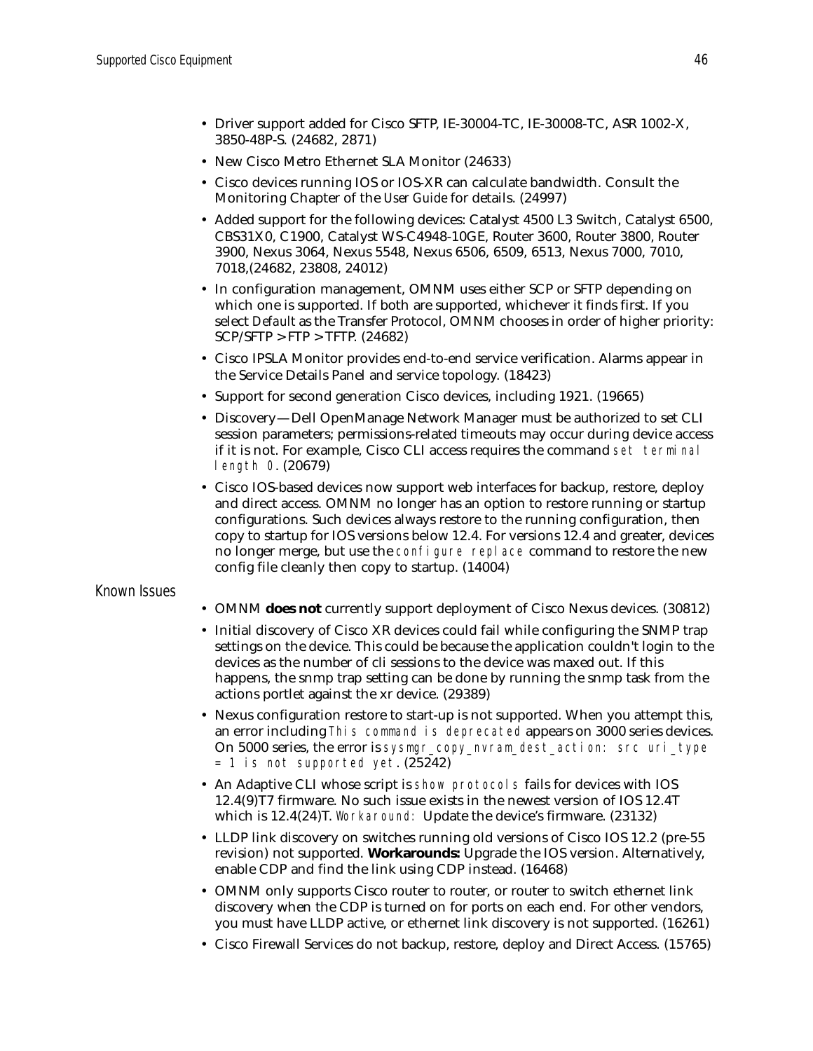- Driver support added for Cisco SFTP, IE-30004-TC, IE-30008-TC, ASR 1002-X, 3850-48P-S. (24682, 2871)
- New Cisco Metro Ethernet SLA Monitor (24633)
- Cisco devices running IOS or IOS-XR can calculate bandwidth. Consult the Monitoring Chapter of the *User Guide* for details. (24997)
- Added support for the following devices: Catalyst 4500 L3 Switch, Catalyst 6500, CBS31X0, C1900, Catalyst WS-C4948-10GE, Router 3600, Router 3800, Router 3900, Nexus 3064, Nexus 5548, Nexus 6506, 6509, 6513, Nexus 7000, 7010, 7018,(24682, 23808, 24012)
- In configuration management, OMNM uses either SCP or SFTP depending on which one is supported. If both are supported, whichever it finds first. If you select *Default* as the Transfer Protocol, OMNM chooses in order of higher priority: SCP/SFTP > FTP > TFTP. (24682)
- Cisco IPSLA Monitor provides end-to-end service verification. Alarms appear in the Service Details Panel and service topology. (18423)
- Support for second generation Cisco devices, including 1921. (19665)
- Discovery—Dell OpenManage Network Manager must be authorized to set CLI session parameters; permissions-related timeouts may occur during device access if it is not. For example, Cisco CLI access requires the command `set terminal length 0`. (20679)
- Cisco IOS-based devices now support web interfaces for backup, restore, deploy and direct access. OMNM no longer has an option to restore running or startup configurations. Such devices always restore to the running configuration, then copy to startup for IOS versions below 12.4. For versions 12.4 and greater, devices no longer merge, but use the `configure replace` command to restore the new config file cleanly then copy to startup. (14004)

## Known Issues

- OMNM **does not** currently support deployment of Cisco Nexus devices. (30812)
- Initial discovery of Cisco XR devices could fail while configuring the SNMP trap settings on the device. This could be because the application couldn't login to the devices as the number of cli sessions to the device was maxed out. If this happens, the snmp trap setting can be done by running the snmp task from the actions portlet against the xr device. (29389)
- Nexus configuration restore to start-up is not supported. When you attempt this, an error including `This command is deprecated` appears on 3000 series devices. On 5000 series, the error is `sysmgr_copy_nvram_dest_action: src uri_type = 1 is not supported yet`. (25242)
- An Adaptive CLI whose script is `show protocols` fails for devices with IOS 12.4(9)T7 firmware. No such issue exists in the newest version of IOS 12.4T which is 12.4(24)T. *Workaround:* Update the device's firmware. (23132)
- LLDP link discovery on switches running old versions of Cisco IOS 12.2 (pre-55 revision) not supported. **Workarounds:** Upgrade the IOS version. Alternatively, enable CDP and find the link using CDP instead. (16468)
- OMNM only supports Cisco router to router, or router to switch ethernet link discovery when the CDP is turned on for ports on each end. For other vendors, you must have LLDP active, or ethernet link discovery is not supported. (16261)
- Cisco Firewall Services do not backup, restore, deploy and Direct Access. (15765)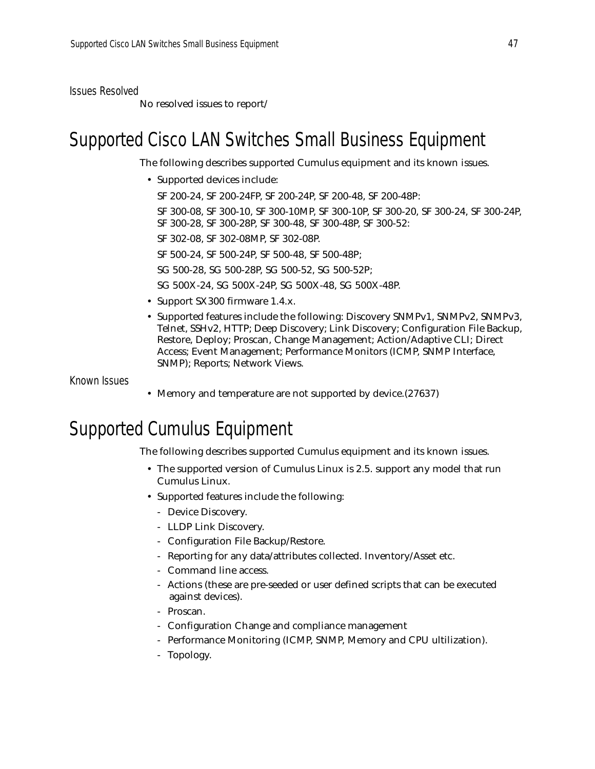### Issues Resolved

No resolved issues to report/

## Supported Cisco LAN Switches Small Business Equipment

The following describes supported Cumulus equipment and its known issues.

- Supported devices include:

  SF 200-24, SF 200-24FP, SF 200-24P, SF 200-48, SF 200-48P:

  SF 300-08, SF 300-10, SF 300-10MP, SF 300-10P, SF 300-20, SF 300-24, SF 300-24P, SF 300-28, SF 300-28P, SF 300-48, SF 300-48P, SF 300-52:

  SF 302-08, SF 302-08MP, SF 302-08P.

  SF 500-24, SF 500-24P, SF 500-48, SF 500-48P;

  SG 500-28, SG 500-28P, SG 500-52, SG 500-52P;

  SG 500X-24, SG 500X-24P, SG 500X-48, SG 500X-48P.
- Support SX300 firmware 1.4.x.
- Supported features include the following: Discovery SNMPv1, SNMPv2, SNMPv3, Telnet, SSHv2, HTTP; Deep Discovery; Link Discovery; Configuration File Backup, Restore, Deploy; Proscan, Change Management; Action/Adaptive CLI; Direct Access; Event Management; Performance Monitors (ICMP, SNMP Interface, SNMP); Reports; Network Views.

### Known Issues

- Memory and temperature are not supported by device.(27637)

## Supported Cumulus Equipment

The following describes supported Cumulus equipment and its known issues.

- The supported version of Cumulus Linux is 2.5. support any model that run Cumulus Linux.
- Supported features include the following:
  - Device Discovery.
  - LLDP Link Discovery.
  - Configuration File Backup/Restore.
  - Reporting for any data/attributes collected. Inventory/Asset etc.
  - Command line access.
  - Actions (these are pre-seeded or user defined scripts that can be executed against devices).
  - Proscan.
  - Configuration Change and compliance management
  - Performance Monitoring (ICMP, SNMP, Memory and CPU ultilization).
  - Topology.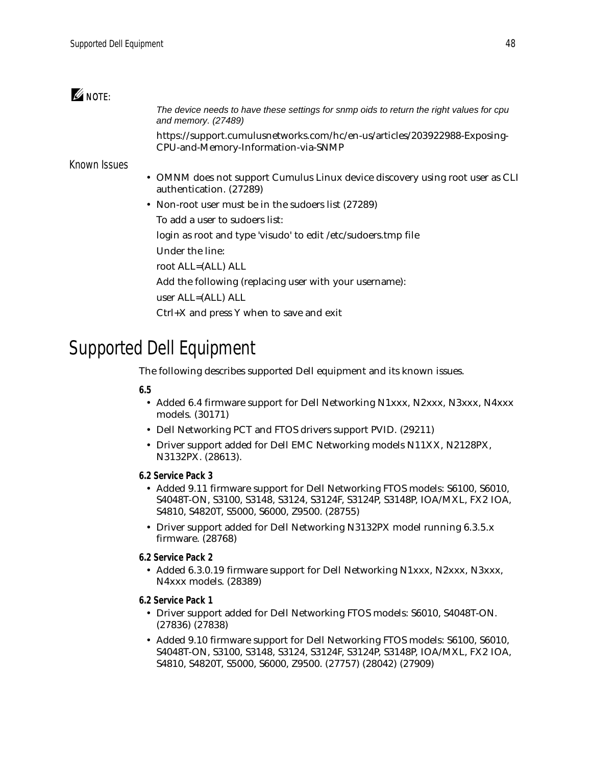**NOTE:**

*The device needs to have these settings for snmp oids to return the right values for cpu and memory. (27489)*

https://support.cumulusnetworks.com/hc/en-us/articles/203922988-Exposing-CPU-and-Memory-Information-via-SNMP

### Known Issues

- OMNM does not support Cumulus Linux device discovery using root user as CLI authentication. (27289)
- Non-root user must be in the sudoers list (27289)

  To add a user to sudoers list:

  login as root and type 'visudo' to edit /etc/sudoers.tmp file

  Under the line:

  root ALL=(ALL) ALL

  Add the following (replacing user with your username):

  user ALL=(ALL) ALL

  Ctrl+X and press Y when to save and exit

# Supported Dell Equipment

The following describes supported Dell equipment and its known issues.

**6.5**

- Added 6.4 firmware support for Dell Networking N1xxx, N2xxx, N3xxx, N4xxx models. (30171)
- Dell Networking PCT and FTOS drivers support PVID. (29211)
- Driver support added for Dell EMC Networking models N11XX, N2128PX, N3132PX. (28613).

**6.2 Service Pack 3**

- Added 9.11 firmware support for Dell Networking FTOS models: S6100, S6010, S4048T-ON, S3100, S3148, S3124, S3124F, S3124P, S3148P, IOA/MXL, FX2 IOA, S4810, S4820T, S5000, S6000, Z9500. (28755)
- Driver support added for Dell Networking N3132PX model running 6.3.5.x firmware. (28768)

**6.2 Service Pack 2**

- Added 6.3.0.19 firmware support for Dell Networking N1xxx, N2xxx, N3xxx, N4xxx models. (28389)

**6.2 Service Pack 1**

- Driver support added for Dell Networking FTOS models: S6010, S4048T-ON. (27836) (27838)
- Added 9.10 firmware support for Dell Networking FTOS models: S6100, S6010, S4048T-ON, S3100, S3148, S3124, S3124F, S3124P, S3148P, IOA/MXL, FX2 IOA, S4810, S4820T, S5000, S6000, Z9500. (27757) (28042) (27909)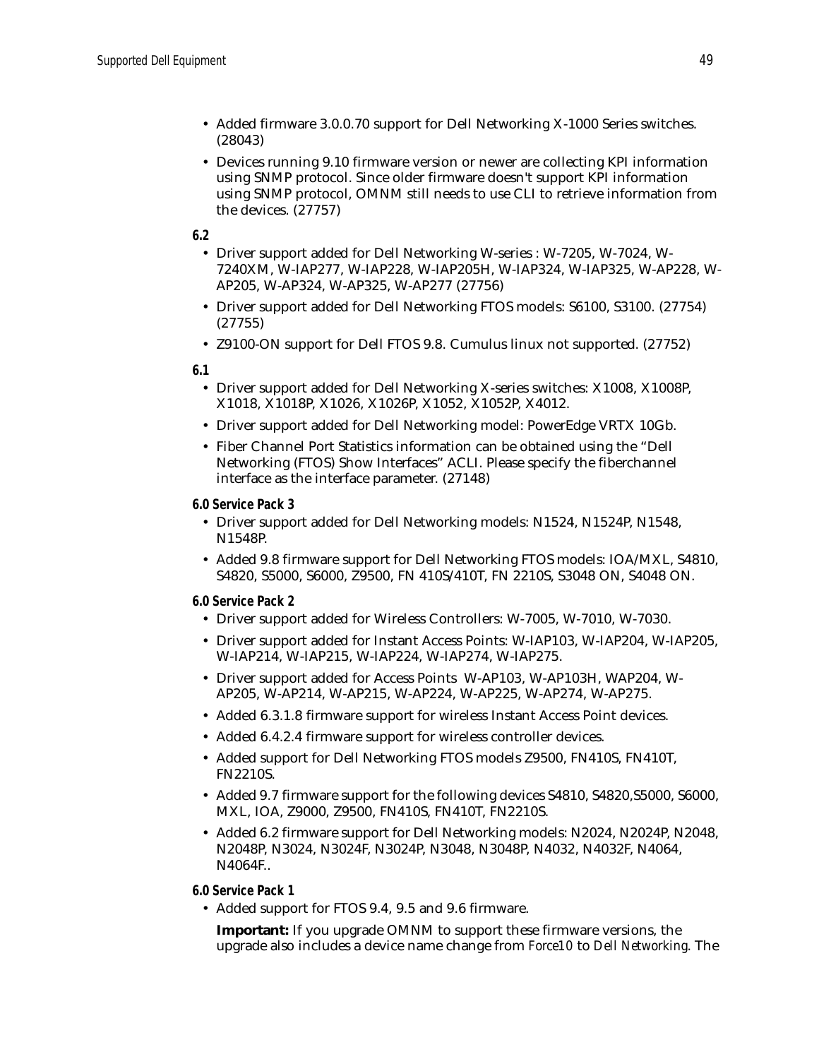- Added firmware 3.0.0.70 support for Dell Networking X-1000 Series switches. (28043)
- Devices running 9.10 firmware version or newer are collecting KPI information using SNMP protocol. Since older firmware doesn't support KPI information using SNMP protocol, OMNM still needs to use CLI to retrieve information from the devices. (27757)

**6.2**

- Driver support added for Dell Networking W-series : W-7205, W-7024, W-7240XM, W-IAP277, W-IAP228, W-IAP205H, W-IAP324, W-IAP325, W-AP228, W-AP205, W-AP324, W-AP325, W-AP277 (27756)
- Driver support added for Dell Networking FTOS models: S6100, S3100. (27754) (27755)
- Z9100-ON support for Dell FTOS 9.8. Cumulus linux not supported. (27752)

**6.1**

- Driver support added for Dell Networking X-series switches: X1008, X1008P, X1018, X1018P, X1026, X1026P, X1052, X1052P, X4012.
- Driver support added for Dell Networking model: PowerEdge VRTX 10Gb.
- Fiber Channel Port Statistics information can be obtained using the “Dell Networking (FTOS) Show Interfaces” ACLI. Please specify the fiberchannel interface as the interface parameter. (27148)

**6.0 Service Pack 3**

- Driver support added for Dell Networking models: N1524, N1524P, N1548, N1548P.
- Added 9.8 firmware support for Dell Networking FTOS models: IOA/MXL, S4810, S4820, S5000, S6000, Z9500, FN 410S/410T, FN 2210S, S3048 ON, S4048 ON.

**6.0 Service Pack 2**

- Driver support added for Wireless Controllers: W-7005, W-7010, W-7030.
- Driver support added for Instant Access Points: W-IAP103, W-IAP204, W-IAP205, W-IAP214, W-IAP215, W-IAP224, W-IAP274, W-IAP275.
- Driver support added for Access Points W-AP103, W-AP103H, WAP204, W-AP205, W-AP214, W-AP215, W-AP224, W-AP225, W-AP274, W-AP275.
- Added 6.3.1.8 firmware support for wireless Instant Access Point devices.
- Added 6.4.2.4 firmware support for wireless controller devices.
- Added support for Dell Networking FTOS models Z9500, FN410S, FN410T, FN2210S.
- Added 9.7 firmware support for the following devices S4810, S4820,S5000, S6000, MXL, IOA, Z9000, Z9500, FN410S, FN410T, FN2210S.
- Added 6.2 firmware support for Dell Networking models: N2024, N2024P, N2048, N2048P, N3024, N3024F, N3024P, N3048, N3048P, N4032, N4032F, N4064, N4064F..

**6.0 Service Pack 1**

- Added support for FTOS 9.4, 9.5 and 9.6 firmware.

  **Important:** If you upgrade OMNM to support these firmware versions, the upgrade also includes a device name change from *Force10* to *Dell Networking*. The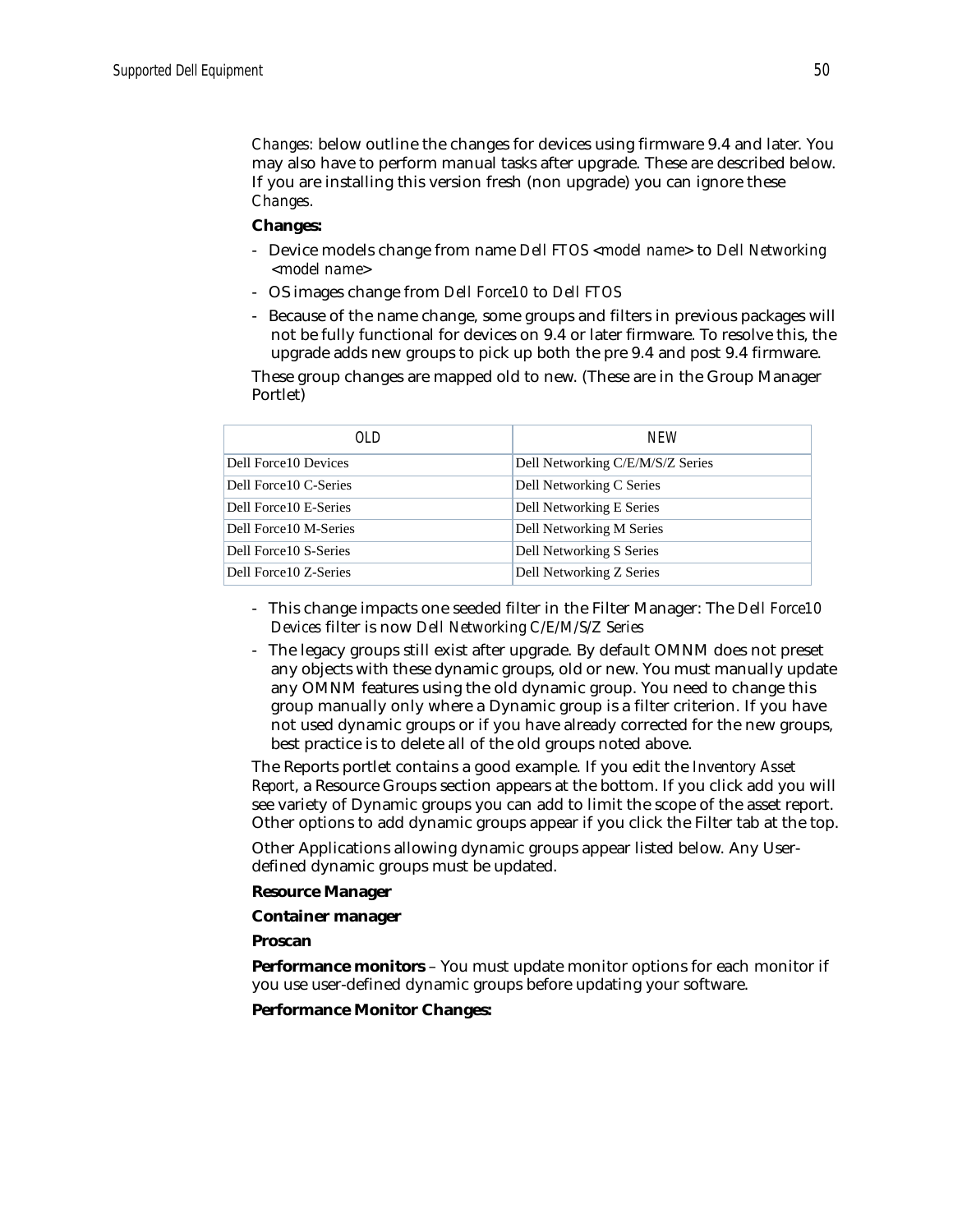*Changes:* below outline the changes for devices using firmware 9.4 and later. You may also have to perform manual tasks after upgrade. These are described below. If you are installing this version fresh (non upgrade) you can ignore these *Changes*.

**Changes:**

- Device models change from name *Dell FTOS <model name>* to *Dell Networking <model name>*
- OS images change from *Dell Force10* to *Dell FTOS*
- Because of the name change, some groups and filters in previous packages will not be fully functional for devices on 9.4 or later firmware. To resolve this, the upgrade adds new groups to pick up both the pre 9.4 and post 9.4 firmware.

These group changes are mapped old to new. (These are in the Group Manager Portlet)

| OLD | NEW |
|---|---|
| Dell Force10 Devices | Dell Networking C/E/M/S/Z Series |
| Dell Force10 C-Series | Dell Networking C Series |
| Dell Force10 E-Series | Dell Networking E Series |
| Dell Force10 M-Series | Dell Networking M Series |
| Dell Force10 S-Series | Dell Networking S Series |
| Dell Force10 Z-Series | Dell Networking Z Series |

- This change impacts one seeded filter in the Filter Manager: The *Dell Force10 Devices* filter is now *Dell Networking C/E/M/S/Z Series*
- The legacy groups still exist after upgrade. By default OMNM does not preset any objects with these dynamic groups, old or new. You must manually update any OMNM features using the old dynamic group. You need to change this group manually only where a Dynamic group is a filter criterion. If you have not used dynamic groups or if you have already corrected for the new groups, best practice is to delete all of the old groups noted above.

The Reports portlet contains a good example. If you edit the *Inventory Asset Report*, a Resource Groups section appears at the bottom. If you click add you will see variety of Dynamic groups you can add to limit the scope of the asset report. Other options to add dynamic groups appear if you click the Filter tab at the top.

Other Applications allowing dynamic groups appear listed below. Any User-defined dynamic groups must be updated.

**Resource Manager**

**Container manager**

**Proscan**

**Performance monitors** – You must update monitor options for each monitor if you use user-defined dynamic groups before updating your software.

**Performance Monitor Changes:**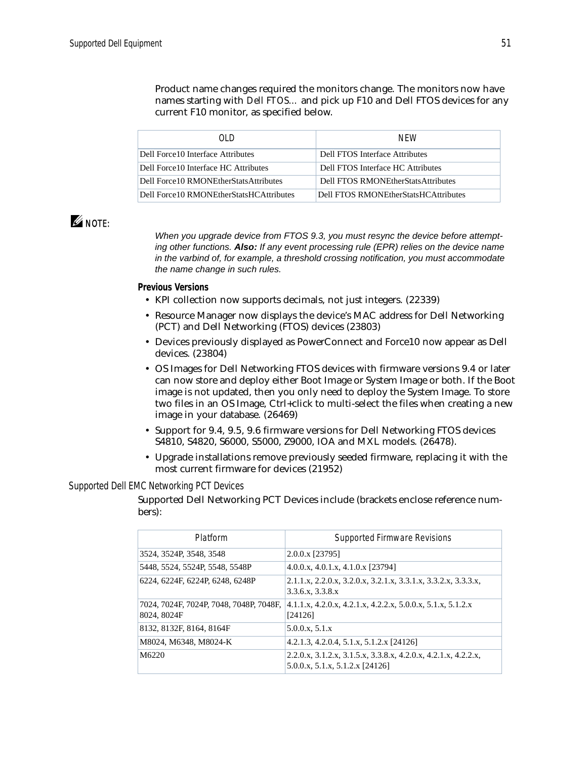Product name changes required the monitors change. The monitors now have names starting with *Dell FTOS...* and pick up F10 and Dell FTOS devices for any current F10 monitor, as specified below.

| OLD | NEW |
| --- | --- |
| Dell Force10 Interface Attributes | Dell FTOS Interface Attributes |
| Dell Force10 Interface HC Attributes | Dell FTOS Interface HC Attributes |
| Dell Force10 RMONEtherStatsAttributes | Dell FTOS RMONEtherStatsAttributes |
| Dell Force10 RMONEtherStatsHCAttributes | Dell FTOS RMONEtherStatsHCAttributes |

**NOTE:**

*When you upgrade device from FTOS 9.3, you must resync the device before attempting other functions.* ***Also:*** *If any event processing rule (EPR) relies on the device name in the varbind of, for example, a threshold crossing notification, you must accommodate the name change in such rules.*

**Previous Versions**

- KPI collection now supports decimals, not just integers. (22339)
- Resource Manager now displays the device's MAC address for Dell Networking (PCT) and Dell Networking (FTOS) devices (23803)
- Devices previously displayed as PowerConnect and Force10 now appear as Dell devices. (23804)
- OS Images for Dell Networking FTOS devices with firmware versions 9.4 or later can now store and deploy either Boot Image or System Image or both. If the Boot image is not updated, then you only need to deploy the System Image. To store two files in an OS Image, Ctrl+click to multi-select the files when creating a new image in your database. (26469)
- Support for 9.4, 9.5, 9.6 firmware versions for Dell Networking FTOS devices S4810, S4820, S6000, S5000, Z9000, IOA and MXL models. (26478).
- Upgrade installations remove previously seeded firmware, replacing it with the most current firmware for devices (21952)

## Supported Dell EMC Networking PCT Devices

Supported Dell Networking PCT Devices include (brackets enclose reference numbers):

| Platform | Supported Firmware Revisions |
| --- | --- |
| 3524, 3524P, 3548, 3548 | 2.0.0.x [23795] |
| 5448, 5524, 5524P, 5548, 5548P | 4.0.0.x, 4.0.1.x, 4.1.0.x [23794] |
| 6224, 6224F, 6224P, 6248, 6248P | 2.1.1.x, 2.2.0.x, 3.2.0.x, 3.2.1.x, 3.3.1.x, 3.3.2.x, 3.3.3.x, 3.3.6.x, 3.3.8.x |
| 7024, 7024F, 7024P, 7048, 7048P, 7048F, 8024, 8024F | 4.1.1.x, 4.2.0.x, 4.2.1.x, 4.2.2.x, 5.0.0.x, 5.1.x, 5.1.2.x [24126] |
| 8132, 8132F, 8164, 8164F | 5.0.0.x, 5.1.x |
| M8024, M6348, M8024-K | 4.2.1.3, 4.2.0.4, 5.1.x, 5.1.2.x [24126] |
| M6220 | 2.2.0.x, 3.1.2.x, 3.1.5.x, 3.3.8.x, 4.2.0.x, 4.2.1.x, 4.2.2.x, 5.0.0.x, 5.1.x, 5.1.2.x [24126] |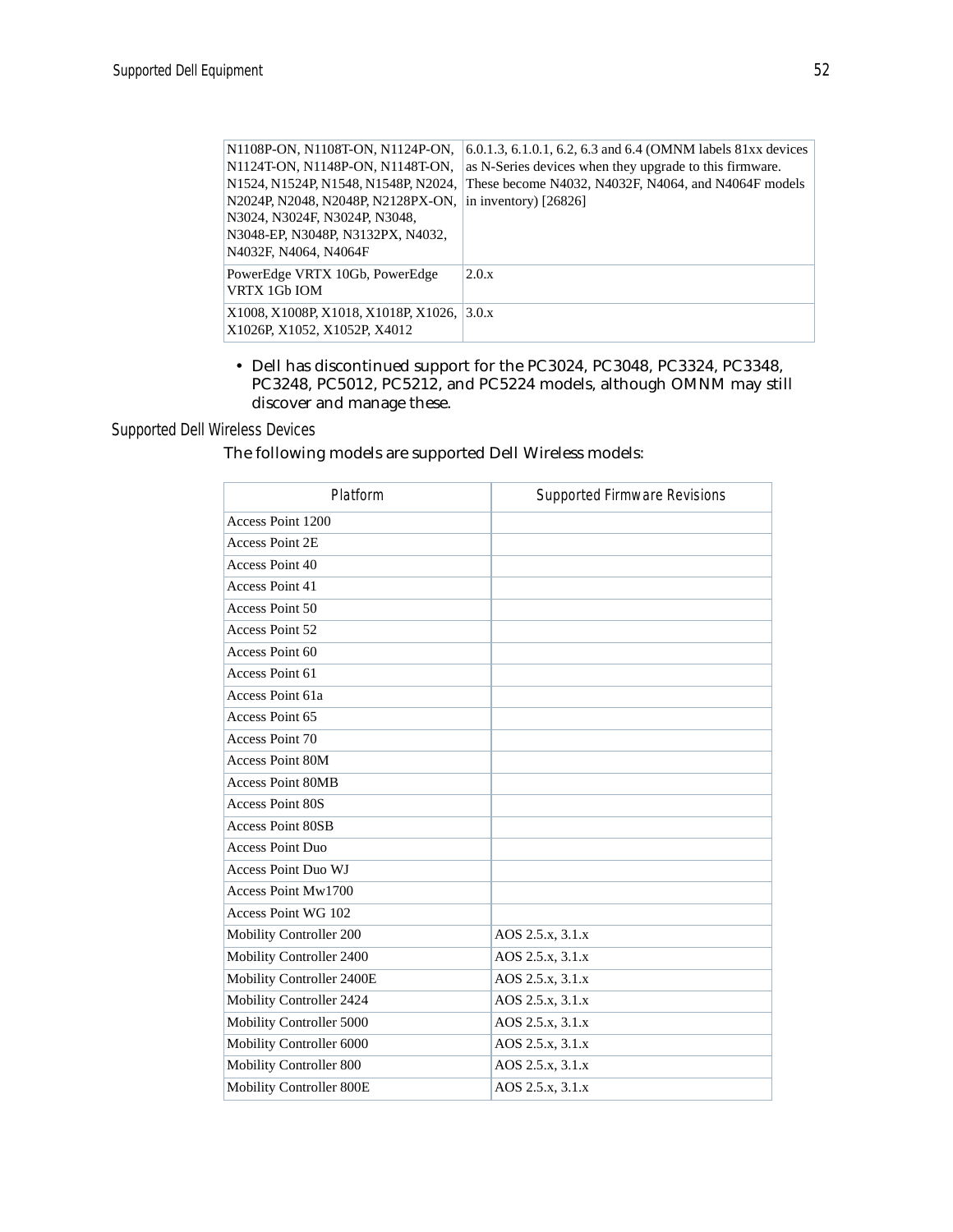| | |
|---|---|
| N1108P-ON, N1108T-ON, N1124P-ON, N1124T-ON, N1148P-ON, N1148T-ON, N1524, N1524P, N1548, N1548P, N2024, N2024P, N2048, N2048P, N2128PX-ON, N3024, N3024F, N3024P, N3048, N3048-EP, N3048P, N3132PX, N4032, N4032F, N4064, N4064F | 6.0.1.3, 6.1.0.1, 6.2, 6.3 and 6.4 (OMNM labels 81xx devices as N-Series devices when they upgrade to this firmware. These become N4032, N4032F, N4064, and N4064F models in inventory) [26826] |
| PowerEdge VRTX 10Gb, PowerEdge VRTX 1Gb IOM | 2.0.x |
| X1008, X1008P, X1018, X1018P, X1026, X1026P, X1052, X1052P, X4012 | 3.0.x |

- Dell has discontinued support for the PC3024, PC3048, PC3324, PC3348, PC3248, PC5012, PC5212, and PC5224 models, although OMNM may still discover and manage these.

## Supported Dell Wireless Devices

The following models are supported Dell Wireless models:

| Platform | Supported Firmware Revisions |
|---|---|
| Access Point 1200 | |
| Access Point 2E | |
| Access Point 40 | |
| Access Point 41 | |
| Access Point 50 | |
| Access Point 52 | |
| Access Point 60 | |
| Access Point 61 | |
| Access Point 61a | |
| Access Point 65 | |
| Access Point 70 | |
| Access Point 80M | |
| Access Point 80MB | |
| Access Point 80S | |
| Access Point 80SB | |
| Access Point Duo | |
| Access Point Duo WJ | |
| Access Point Mw1700 | |
| Access Point WG 102 | |
| Mobility Controller 200 | AOS 2.5.x, 3.1.x |
| Mobility Controller 2400 | AOS 2.5.x, 3.1.x |
| Mobility Controller 2400E | AOS 2.5.x, 3.1.x |
| Mobility Controller 2424 | AOS 2.5.x, 3.1.x |
| Mobility Controller 5000 | AOS 2.5.x, 3.1.x |
| Mobility Controller 6000 | AOS 2.5.x, 3.1.x |
| Mobility Controller 800 | AOS 2.5.x, 3.1.x |
| Mobility Controller 800E | AOS 2.5.x, 3.1.x |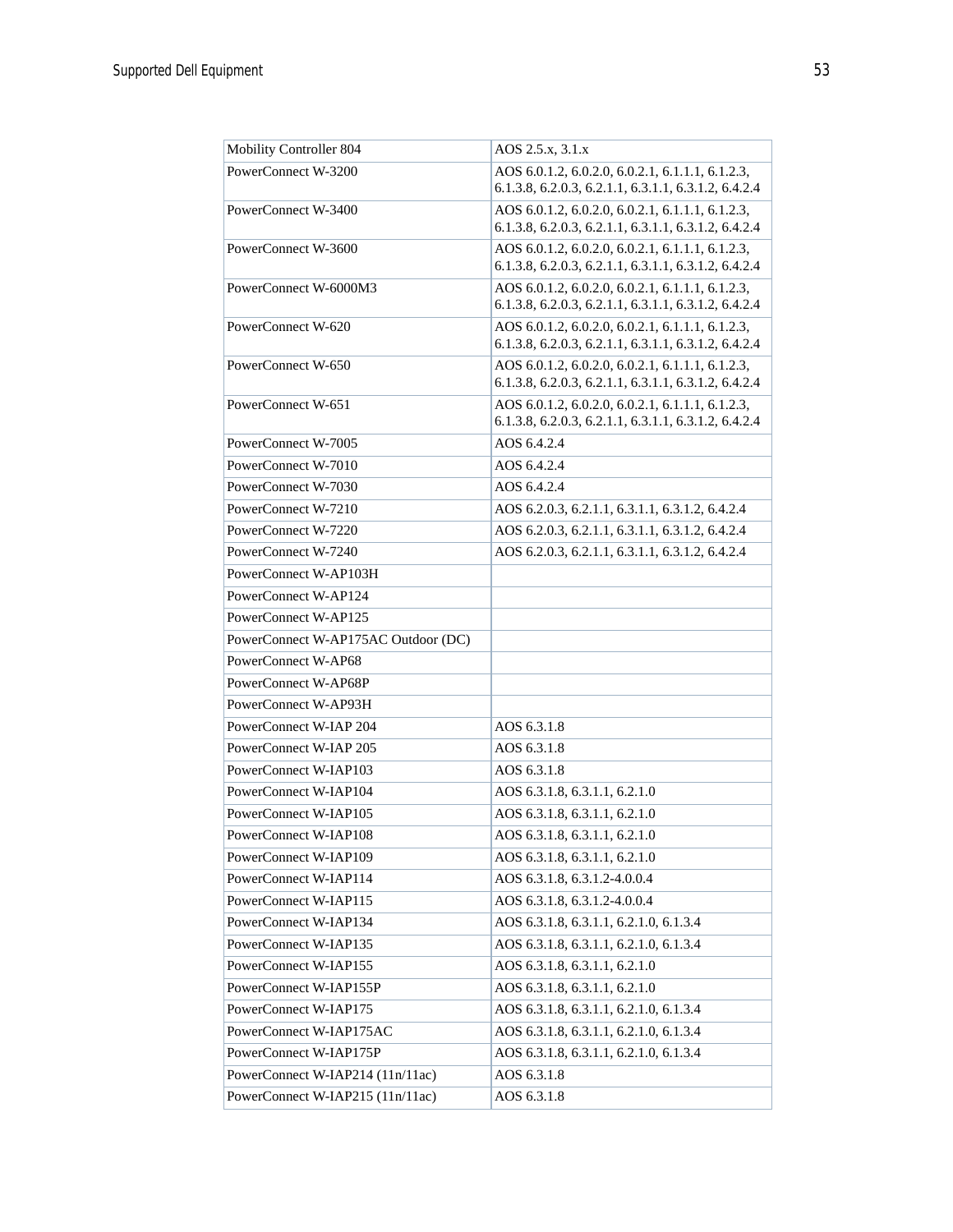| | |
|---|---|
| Mobility Controller 804 | AOS 2.5.x, 3.1.x |
| PowerConnect W-3200 | AOS 6.0.1.2, 6.0.2.0, 6.0.2.1, 6.1.1.1, 6.1.2.3, 6.1.3.8, 6.2.0.3, 6.2.1.1, 6.3.1.1, 6.3.1.2, 6.4.2.4 |
| PowerConnect W-3400 | AOS 6.0.1.2, 6.0.2.0, 6.0.2.1, 6.1.1.1, 6.1.2.3, 6.1.3.8, 6.2.0.3, 6.2.1.1, 6.3.1.1, 6.3.1.2, 6.4.2.4 |
| PowerConnect W-3600 | AOS 6.0.1.2, 6.0.2.0, 6.0.2.1, 6.1.1.1, 6.1.2.3, 6.1.3.8, 6.2.0.3, 6.2.1.1, 6.3.1.1, 6.3.1.2, 6.4.2.4 |
| PowerConnect W-6000M3 | AOS 6.0.1.2, 6.0.2.0, 6.0.2.1, 6.1.1.1, 6.1.2.3, 6.1.3.8, 6.2.0.3, 6.2.1.1, 6.3.1.1, 6.3.1.2, 6.4.2.4 |
| PowerConnect W-620 | AOS 6.0.1.2, 6.0.2.0, 6.0.2.1, 6.1.1.1, 6.1.2.3, 6.1.3.8, 6.2.0.3, 6.2.1.1, 6.3.1.1, 6.3.1.2, 6.4.2.4 |
| PowerConnect W-650 | AOS 6.0.1.2, 6.0.2.0, 6.0.2.1, 6.1.1.1, 6.1.2.3, 6.1.3.8, 6.2.0.3, 6.2.1.1, 6.3.1.1, 6.3.1.2, 6.4.2.4 |
| PowerConnect W-651 | AOS 6.0.1.2, 6.0.2.0, 6.0.2.1, 6.1.1.1, 6.1.2.3, 6.1.3.8, 6.2.0.3, 6.2.1.1, 6.3.1.1, 6.3.1.2, 6.4.2.4 |
| PowerConnect W-7005 | AOS 6.4.2.4 |
| PowerConnect W-7010 | AOS 6.4.2.4 |
| PowerConnect W-7030 | AOS 6.4.2.4 |
| PowerConnect W-7210 | AOS 6.2.0.3, 6.2.1.1, 6.3.1.1, 6.3.1.2, 6.4.2.4 |
| PowerConnect W-7220 | AOS 6.2.0.3, 6.2.1.1, 6.3.1.1, 6.3.1.2, 6.4.2.4 |
| PowerConnect W-7240 | AOS 6.2.0.3, 6.2.1.1, 6.3.1.1, 6.3.1.2, 6.4.2.4 |
| PowerConnect W-AP103H | |
| PowerConnect W-AP124 | |
| PowerConnect W-AP125 | |
| PowerConnect W-AP175AC Outdoor (DC) | |
| PowerConnect W-AP68 | |
| PowerConnect W-AP68P | |
| PowerConnect W-AP93H | |
| PowerConnect W-IAP 204 | AOS 6.3.1.8 |
| PowerConnect W-IAP 205 | AOS 6.3.1.8 |
| PowerConnect W-IAP103 | AOS 6.3.1.8 |
| PowerConnect W-IAP104 | AOS 6.3.1.8, 6.3.1.1, 6.2.1.0 |
| PowerConnect W-IAP105 | AOS 6.3.1.8, 6.3.1.1, 6.2.1.0 |
| PowerConnect W-IAP108 | AOS 6.3.1.8, 6.3.1.1, 6.2.1.0 |
| PowerConnect W-IAP109 | AOS 6.3.1.8, 6.3.1.1, 6.2.1.0 |
| PowerConnect W-IAP114 | AOS 6.3.1.8, 6.3.1.2-4.0.0.4 |
| PowerConnect W-IAP115 | AOS 6.3.1.8, 6.3.1.2-4.0.0.4 |
| PowerConnect W-IAP134 | AOS 6.3.1.8, 6.3.1.1, 6.2.1.0, 6.1.3.4 |
| PowerConnect W-IAP135 | AOS 6.3.1.8, 6.3.1.1, 6.2.1.0, 6.1.3.4 |
| PowerConnect W-IAP155 | AOS 6.3.1.8, 6.3.1.1, 6.2.1.0 |
| PowerConnect W-IAP155P | AOS 6.3.1.8, 6.3.1.1, 6.2.1.0 |
| PowerConnect W-IAP175 | AOS 6.3.1.8, 6.3.1.1, 6.2.1.0, 6.1.3.4 |
| PowerConnect W-IAP175AC | AOS 6.3.1.8, 6.3.1.1, 6.2.1.0, 6.1.3.4 |
| PowerConnect W-IAP175P | AOS 6.3.1.8, 6.3.1.1, 6.2.1.0, 6.1.3.4 |
| PowerConnect W-IAP214 (11n/11ac) | AOS 6.3.1.8 |
| PowerConnect W-IAP215 (11n/11ac) | AOS 6.3.1.8 |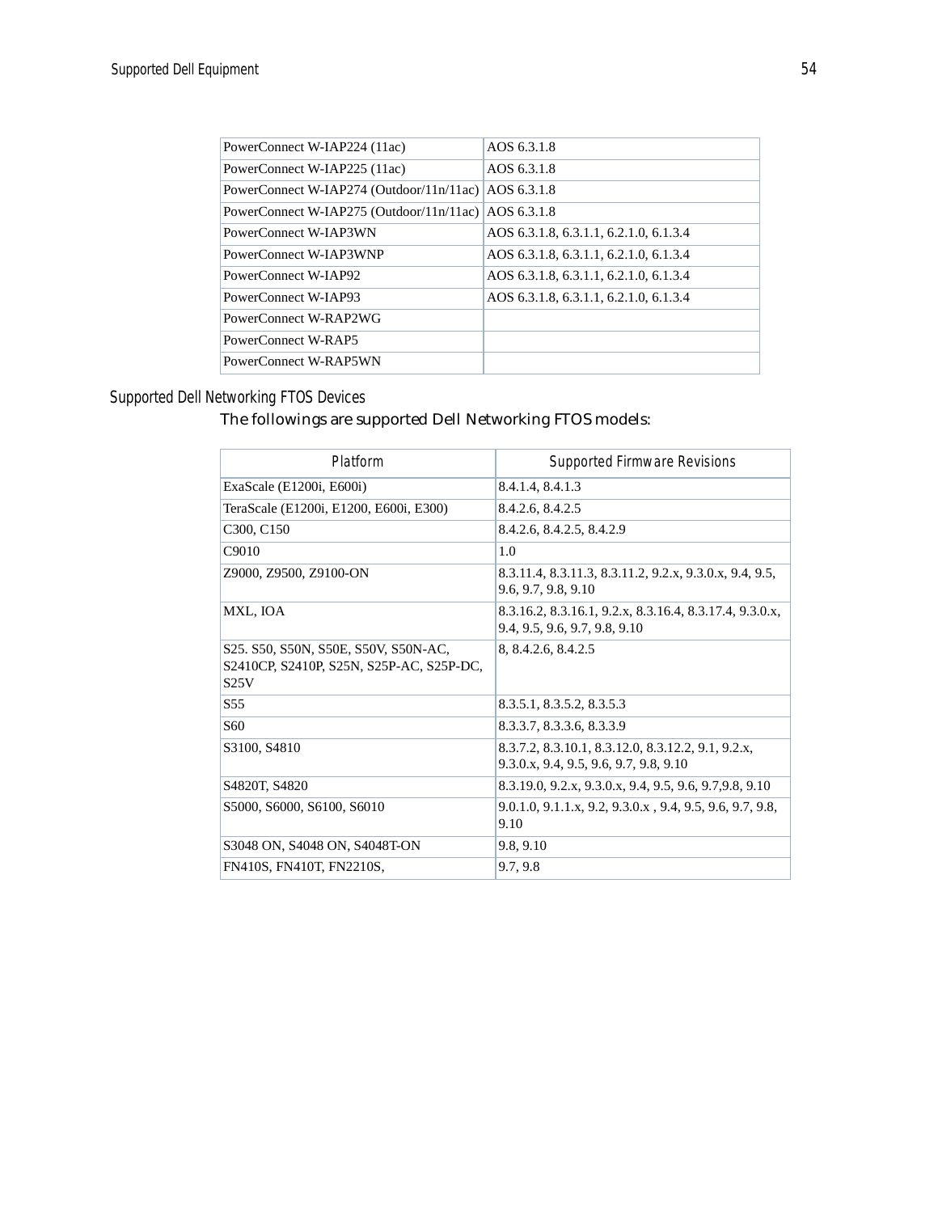| PowerConnect W-IAP224 (11ac) | AOS 6.3.1.8 |
|---|---|
| PowerConnect W-IAP225 (11ac) | AOS 6.3.1.8 |
| PowerConnect W-IAP274 (Outdoor/11n/11ac) | AOS 6.3.1.8 |
| PowerConnect W-IAP275 (Outdoor/11n/11ac) | AOS 6.3.1.8 |
| PowerConnect W-IAP3WN | AOS 6.3.1.8, 6.3.1.1, 6.2.1.0, 6.1.3.4 |
| PowerConnect W-IAP3WNP | AOS 6.3.1.8, 6.3.1.1, 6.2.1.0, 6.1.3.4 |
| PowerConnect W-IAP92 | AOS 6.3.1.8, 6.3.1.1, 6.2.1.0, 6.1.3.4 |
| PowerConnect W-IAP93 | AOS 6.3.1.8, 6.3.1.1, 6.2.1.0, 6.1.3.4 |
| PowerConnect W-RAP2WG | |
| PowerConnect W-RAP5 | |
| PowerConnect W-RAP5WN | |

## Supported Dell Networking FTOS Devices

The followings are supported Dell Networking FTOS models:

| Platform | Supported Firmware Revisions |
|---|---|
| ExaScale (E1200i, E600i) | 8.4.1.4, 8.4.1.3 |
| TeraScale (E1200i, E1200, E600i, E300) | 8.4.2.6, 8.4.2.5 |
| C300, C150 | 8.4.2.6, 8.4.2.5, 8.4.2.9 |
| C9010 | 1.0 |
| Z9000, Z9500, Z9100-ON | 8.3.11.4, 8.3.11.3, 8.3.11.2, 9.2.x, 9.3.0.x, 9.4, 9.5, 9.6, 9.7, 9.8, 9.10 |
| MXL, IOA | 8.3.16.2, 8.3.16.1, 9.2.x, 8.3.16.4, 8.3.17.4, 9.3.0.x, 9.4, 9.5, 9.6, 9.7, 9.8, 9.10 |
| S25. S50, S50N, S50E, S50V, S50N-AC, S2410CP, S2410P, S25N, S25P-AC, S25P-DC, S25V | 8, 8.4.2.6, 8.4.2.5 |
| S55 | 8.3.5.1, 8.3.5.2, 8.3.5.3 |
| S60 | 8.3.3.7, 8.3.3.6, 8.3.3.9 |
| S3100, S4810 | 8.3.7.2, 8.3.10.1, 8.3.12.0, 8.3.12.2, 9.1, 9.2.x, 9.3.0.x, 9.4, 9.5, 9.6, 9.7, 9.8, 9.10 |
| S4820T, S4820 | 8.3.19.0, 9.2.x, 9.3.0.x, 9.4, 9.5, 9.6, 9.7,9.8, 9.10 |
| S5000, S6000, S6100, S6010 | 9.0.1.0, 9.1.1.x, 9.2, 9.3.0.x , 9.4, 9.5, 9.6, 9.7, 9.8, 9.10 |
| S3048 ON, S4048 ON, S4048T-ON | 9.8, 9.10 |
| FN410S, FN410T, FN2210S, | 9.7, 9.8 |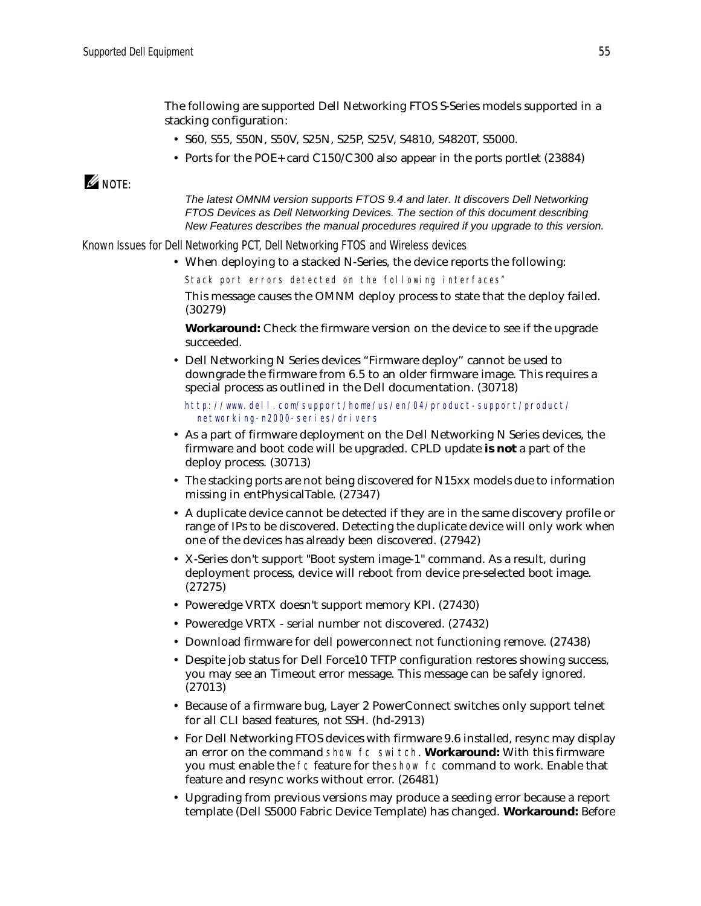The following are supported Dell Networking FTOS S-Series models supported in a stacking configuration:

- S60, S55, S50N, S50V, S25N, S25P, S25V, S4810, S4820T, S5000.
- Ports for the POE+ card C150/C300 also appear in the ports portlet (23884)

**NOTE:**

*The latest OMNM version supports FTOS 9.4 and later. It discovers Dell Networking FTOS Devices as Dell Networking Devices. The section of this document describing New Features describes the manual procedures required if you upgrade to this version.*

### Known Issues for Dell Networking PCT, Dell Networking FTOS and Wireless devices

- When deploying to a stacked N-Series, the device reports the following:

  `Stack port errors detected on the following interfaces"`

  This message causes the OMNM deploy process to state that the deploy failed. (30279)

  **Workaround:** Check the firmware version on the device to see if the upgrade succeeded.

- Dell Networking N Series devices "Firmware deploy" cannot be used to downgrade the firmware from 6.5 to an older firmware image. This requires a special process as outlined in the Dell documentation. (30718)

  `http://www.dell.com/support/home/us/en/04/product-support/product/networking-n2000-series/drivers`

- As a part of firmware deployment on the Dell Networking N Series devices, the firmware and boot code will be upgraded. CPLD update **is not** a part of the deploy process. (30713)
- The stacking ports are not being discovered for N15xx models due to information missing in entPhysicalTable. (27347)
- A duplicate device cannot be detected if they are in the same discovery profile or range of IPs to be discovered. Detecting the duplicate device will only work when one of the devices has already been discovered. (27942)
- X-Series don't support "Boot system image-1" command. As a result, during deployment process, device will reboot from device pre-selected boot image. (27275)
- Poweredge VRTX doesn't support memory KPI. (27430)
- Poweredge VRTX - serial number not discovered. (27432)
- Download firmware for dell powerconnect not functioning remove. (27438)
- Despite job status for Dell Force10 TFTP configuration restores showing success, you may see an Timeout error message. This message can be safely ignored. (27013)
- Because of a firmware bug, Layer 2 PowerConnect switches only support telnet for all CLI based features, not SSH. (hd-2913)
- For Dell Networking FTOS devices with firmware 9.6 installed, resync may display an error on the command `show fc switch`. **Workaround:** With this firmware you must enable the `fc` feature for the `show fc` command to work. Enable that feature and resync works without error. (26481)
- Upgrading from previous versions may produce a seeding error because a report template (Dell S5000 Fabric Device Template) has changed. **Workaround:** Before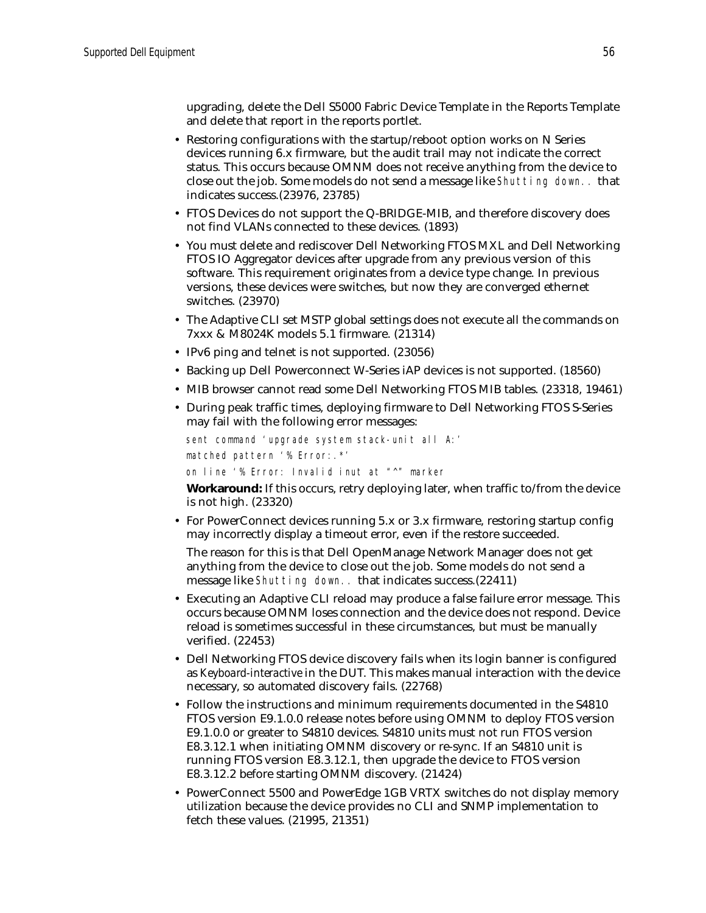upgrading, delete the Dell S5000 Fabric Device Template in the Reports Template and delete that report in the reports portlet.

- Restoring configurations with the startup/reboot option works on N Series devices running 6.x firmware, but the audit trail may not indicate the correct status. This occurs because OMNM does not receive anything from the device to close out the job. Some models do not send a message like `Shutting down..` that indicates success.(23976, 23785)
- FTOS Devices do not support the Q-BRIDGE-MIB, and therefore discovery does not find VLANs connected to these devices. (1893)
- You must delete and rediscover Dell Networking FTOS MXL and Dell Networking FTOS IO Aggregator devices after upgrade from any previous version of this software. This requirement originates from a device type change. In previous versions, these devices were switches, but now they are converged ethernet switches. (23970)
- The Adaptive CLI set MSTP global settings does not execute all the commands on 7xxx & M8024K models 5.1 firmware. (21314)
- IPv6 ping and telnet is not supported. (23056)
- Backing up Dell Powerconnect W-Series iAP devices is not supported. (18560)
- MIB browser cannot read some Dell Networking FTOS MIB tables. (23318, 19461)
- During peak traffic times, deploying firmware to Dell Networking FTOS S-Series may fail with the following error messages:

  ```
  sent command 'upgrade system stack-unit all A:'
  matched pattern '% Error:.*'
  on line '% Error: Invalid inut at "^" marker
  ```

  **Workaround:** If this occurs, retry deploying later, when traffic to/from the device is not high. (23320)
- For PowerConnect devices running 5.x or 3.x firmware, restoring startup config may incorrectly display a timeout error, even if the restore succeeded.

  The reason for this is that Dell OpenManage Network Manager does not get anything from the device to close out the job. Some models do not send a message like `Shutting down..` that indicates success.(22411)
- Executing an Adaptive CLI reload may produce a false failure error message. This occurs because OMNM loses connection and the device does not respond. Device reload is sometimes successful in these circumstances, but must be manually verified. (22453)
- Dell Networking FTOS device discovery fails when its login banner is configured as *Keyboard-interactive* in the DUT. This makes manual interaction with the device necessary, so automated discovery fails. (22768)
- Follow the instructions and minimum requirements documented in the S4810 FTOS version E9.1.0.0 release notes before using OMNM to deploy FTOS version E9.1.0.0 or greater to S4810 devices. S4810 units must not run FTOS version E8.3.12.1 when initiating OMNM discovery or re-sync. If an S4810 unit is running FTOS version E8.3.12.1, then upgrade the device to FTOS version E8.3.12.2 before starting OMNM discovery. (21424)
- PowerConnect 5500 and PowerEdge 1GB VRTX switches do not display memory utilization because the device provides no CLI and SNMP implementation to fetch these values. (21995, 21351)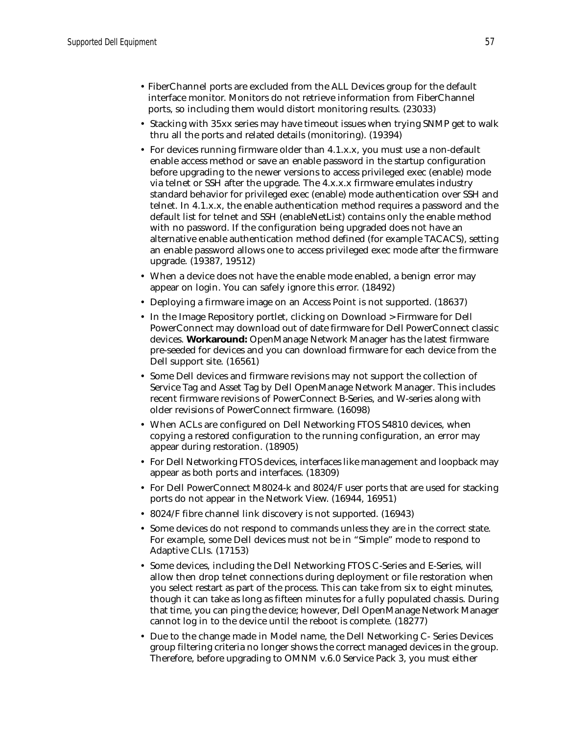- FiberChannel ports are excluded from the ALL Devices group for the default interface monitor. Monitors do not retrieve information from FiberChannel ports, so including them would distort monitoring results. (23033)
- Stacking with 35xx series may have timeout issues when trying SNMP get to walk thru all the ports and related details (monitoring). (19394)
- For devices running firmware older than 4.1.x.x, you must use a non-default enable access method or save an enable password in the startup configuration before upgrading to the newer versions to access privileged exec (enable) mode via telnet or SSH after the upgrade. The 4.x.x.x firmware emulates industry standard behavior for privileged exec (enable) mode authentication over SSH and telnet. In 4.1.x.x, the enable authentication method requires a password and the default list for telnet and SSH (enableNetList) contains only the enable method with no password. If the configuration being upgraded does not have an alternative enable authentication method defined (for example TACACS), setting an enable password allows one to access privileged exec mode after the firmware upgrade. (19387, 19512)
- When a device does not have the enable mode enabled, a benign error may appear on login. You can safely ignore this error. (18492)
- Deploying a firmware image on an Access Point is not supported. (18637)
- In the Image Repository portlet, clicking on Download > Firmware for Dell PowerConnect may download out of date firmware for Dell PowerConnect classic devices. **Workaround:** OpenManage Network Manager has the latest firmware pre-seeded for devices and you can download firmware for each device from the Dell support site. (16561)
- Some Dell devices and firmware revisions may not support the collection of Service Tag and Asset Tag by Dell OpenManage Network Manager. This includes recent firmware revisions of PowerConnect B-Series, and W-series along with older revisions of PowerConnect firmware. (16098)
- When ACLs are configured on Dell Networking FTOS S4810 devices, when copying a restored configuration to the running configuration, an error may appear during restoration. (18905)
- For Dell Networking FTOS devices, interfaces like management and loopback may appear as both ports and interfaces. (18309)
- For Dell PowerConnect M8024-k and 8024/F user ports that are used for stacking ports do not appear in the Network View. (16944, 16951)
- 8024/F fibre channel link discovery is not supported. (16943)
- Some devices do not respond to commands unless they are in the correct state. For example, some Dell devices must not be in "Simple" mode to respond to Adaptive CLIs. (17153)
- Some devices, including the Dell Networking FTOS C-Series and E-Series, will allow then drop telnet connections during deployment or file restoration when you select restart as part of the process. This can take from six to eight minutes, though it can take as long as fifteen minutes for a fully populated chassis. During that time, you can ping the device; however, Dell OpenManage Network Manager cannot log in to the device until the reboot is complete. (18277)
- Due to the change made in Model name, the Dell Networking C- Series Devices group filtering criteria no longer shows the correct managed devices in the group. Therefore, before upgrading to OMNM v.6.0 Service Pack 3, you must either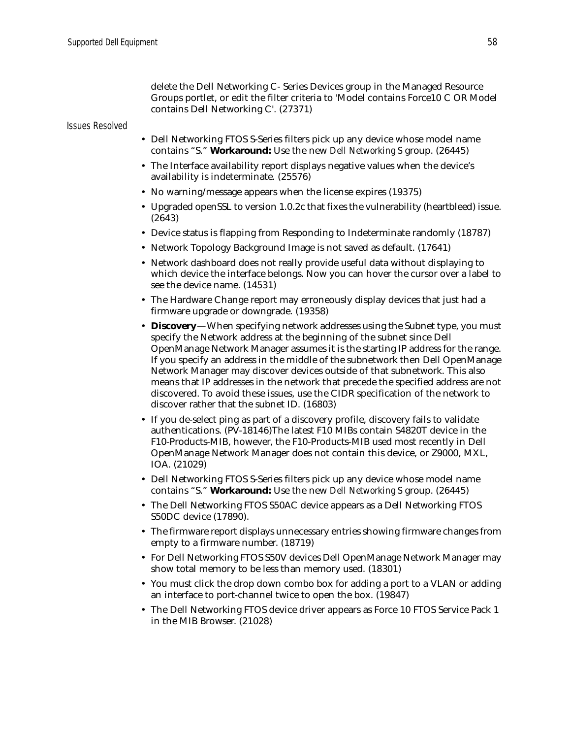delete the Dell Networking C- Series Devices group in the Managed Resource Groups portlet, or edit the filter criteria to 'Model contains Force10 C OR Model contains Dell Networking C'. (27371)

### Issues Resolved

- Dell Networking FTOS S-Series filters pick up any device whose model name contains "S." **Workaround:** Use the new *Dell Networking S* group. (26445)
- The Interface availability report displays negative values when the device's availability is indeterminate. (25576)
- No warning/message appears when the license expires (19375)
- Upgraded openSSL to version 1.0.2c that fixes the vulnerability (heartbleed) issue. (2643)
- Device status is flapping from Responding to Indeterminate randomly (18787)
- Network Topology Background Image is not saved as default. (17641)
- Network dashboard does not really provide useful data without displaying to which device the interface belongs. Now you can hover the cursor over a label to see the device name. (14531)
- The Hardware Change report may erroneously display devices that just had a firmware upgrade or downgrade. (19358)
- **Discovery**—When specifying network addresses using the Subnet type, you must specify the Network address at the beginning of the subnet since Dell OpenManage Network Manager assumes it is the starting IP address for the range. If you specify an address in the middle of the subnetwork then Dell OpenManage Network Manager may discover devices outside of that subnetwork. This also means that IP addresses in the network that precede the specified address are not discovered. To avoid these issues, use the CIDR specification of the network to discover rather that the subnet ID. (16803)
- If you de-select ping as part of a discovery profile, discovery fails to validate authentications. (PV-18146)The latest F10 MIBs contain S4820T device in the F10-Products-MIB, however, the F10-Products-MIB used most recently in Dell OpenManage Network Manager does not contain this device, or Z9000, MXL, IOA. (21029)
- Dell Networking FTOS S-Series filters pick up any device whose model name contains "S." **Workaround:** Use the new *Dell Networking S* group. (26445)
- The Dell Networking FTOS S50AC device appears as a Dell Networking FTOS S50DC device (17890).
- The firmware report displays unnecessary entries showing firmware changes from empty to a firmware number. (18719)
- For Dell Networking FTOS S50V devices Dell OpenManage Network Manager may show total memory to be less than memory used. (18301)
- You must click the drop down combo box for adding a port to a VLAN or adding an interface to port-channel twice to open the box. (19847)
- The Dell Networking FTOS device driver appears as Force 10 FTOS Service Pack 1 in the MIB Browser. (21028)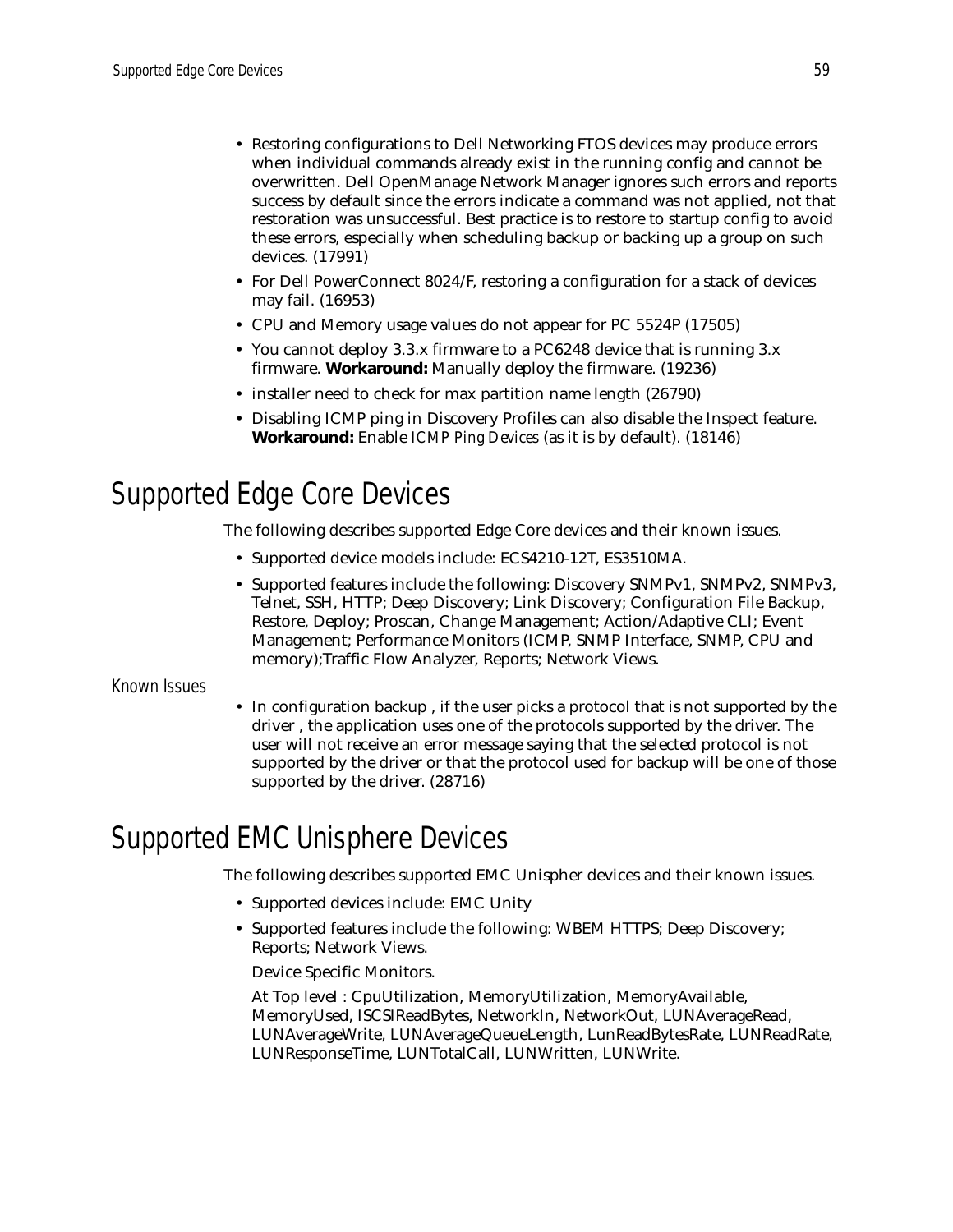- Restoring configurations to Dell Networking FTOS devices may produce errors when individual commands already exist in the running config and cannot be overwritten. Dell OpenManage Network Manager ignores such errors and reports success by default since the errors indicate a command was not applied, not that restoration was unsuccessful. Best practice is to restore to startup config to avoid these errors, especially when scheduling backup or backing up a group on such devices. (17991)
- For Dell PowerConnect 8024/F, restoring a configuration for a stack of devices may fail. (16953)
- CPU and Memory usage values do not appear for PC 5524P (17505)
- You cannot deploy 3.3.x firmware to a PC6248 device that is running 3.x firmware. **Workaround:** Manually deploy the firmware. (19236)
- installer need to check for max partition name length (26790)
- Disabling ICMP ping in Discovery Profiles can also disable the Inspect feature. **Workaround:** Enable *ICMP Ping Devices* (as it is by default). (18146)

# Supported Edge Core Devices

The following describes supported Edge Core devices and their known issues.

- Supported device models include: ECS4210-12T, ES3510MA.
- Supported features include the following: Discovery SNMPv1, SNMPv2, SNMPv3, Telnet, SSH, HTTP; Deep Discovery; Link Discovery; Configuration File Backup, Restore, Deploy; Proscan, Change Management; Action/Adaptive CLI; Event Management; Performance Monitors (ICMP, SNMP Interface, SNMP, CPU and memory);Traffic Flow Analyzer, Reports; Network Views.

### Known Issues

- In configuration backup , if the user picks a protocol that is not supported by the driver , the application uses one of the protocols supported by the driver. The user will not receive an error message saying that the selected protocol is not supported by the driver or that the protocol used for backup will be one of those supported by the driver. (28716)

# Supported EMC Unisphere Devices

The following describes supported EMC Unispher devices and their known issues.

- Supported devices include: EMC Unity
- Supported features include the following: WBEM HTTPS; Deep Discovery; Reports; Network Views.

  Device Specific Monitors.

  At Top level : CpuUtilization, MemoryUtilization, MemoryAvailable, MemoryUsed, ISCSIReadBytes, NetworkIn, NetworkOut, LUNAverageRead, LUNAverageWrite, LUNAverageQueueLength, LunReadBytesRate, LUNReadRate, LUNResponseTime, LUNTotalCall, LUNWritten, LUNWrite.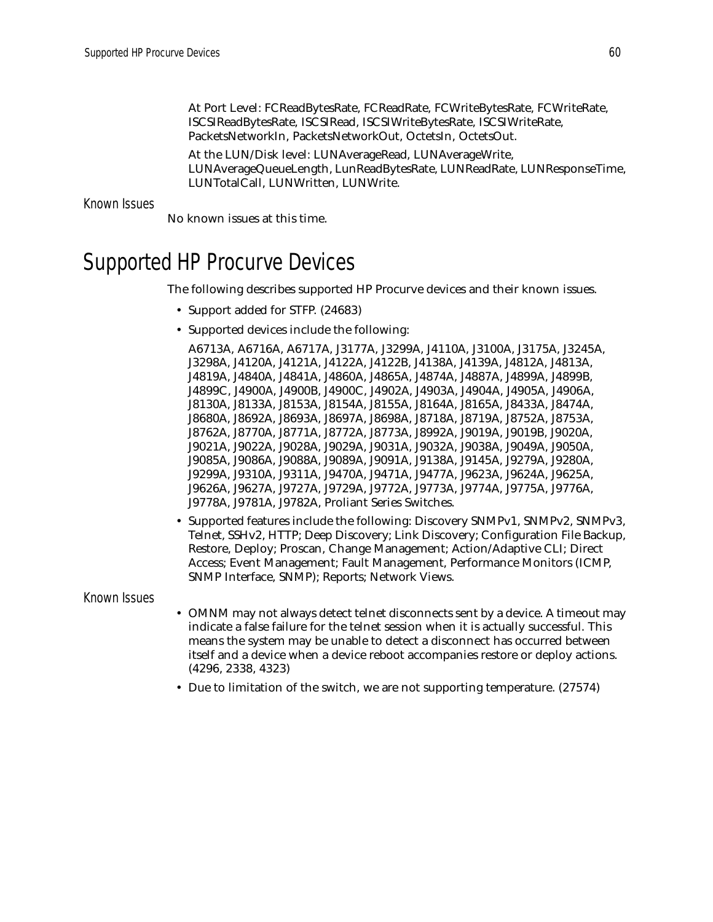At Port Level: FCReadBytesRate, FCReadRate, FCWriteBytesRate, FCWriteRate, ISCSIReadBytesRate, ISCSIRead, ISCSIWriteBytesRate, ISCSIWriteRate, PacketsNetworkIn, PacketsNetworkOut, OctetsIn, OctetsOut.

At the LUN/Disk level: LUNAverageRead, LUNAverageWrite, LUNAverageQueueLength, LunReadBytesRate, LUNReadRate, LUNResponseTime, LUNTotalCall, LUNWritten, LUNWrite.

### Known Issues

No known issues at this time.

## Supported HP Procurve Devices

The following describes supported HP Procurve devices and their known issues.

- Support added for STFP. (24683)
- Supported devices include the following:

  A6713A, A6716A, A6717A, J3177A, J3299A, J4110A, J3100A, J3175A, J3245A, J3298A, J4120A, J4121A, J4122A, J4122B, J4138A, J4139A, J4812A, J4813A, J4819A, J4840A, J4841A, J4860A, J4865A, J4874A, J4887A, J4899A, J4899B, J4899C, J4900A, J4900B, J4900C, J4902A, J4903A, J4904A, J4905A, J4906A, J8130A, J8133A, J8153A, J8154A, J8155A, J8164A, J8165A, J8433A, J8474A, J8680A, J8692A, J8693A, J8697A, J8698A, J8718A, J8719A, J8752A, J8753A, J8762A, J8770A, J8771A, J8772A, J8773A, J8992A, J9019A, J9019B, J9020A, J9021A, J9022A, J9028A, J9029A, J9031A, J9032A, J9038A, J9049A, J9050A, J9085A, J9086A, J9088A, J9089A, J9091A, J9138A, J9145A, J9279A, J9280A, J9299A, J9310A, J9311A, J9470A, J9471A, J9477A, J9623A, J9624A, J9625A, J9626A, J9627A, J9727A, J9729A, J9772A, J9773A, J9774A, J9775A, J9776A, J9778A, J9781A, J9782A, Proliant Series Switches.

- Supported features include the following: Discovery SNMPv1, SNMPv2, SNMPv3, Telnet, SSHv2, HTTP; Deep Discovery; Link Discovery; Configuration File Backup, Restore, Deploy; Proscan, Change Management; Action/Adaptive CLI; Direct Access; Event Management; Fault Management, Performance Monitors (ICMP, SNMP Interface, SNMP); Reports; Network Views.

### Known Issues

- OMNM may not always detect telnet disconnects sent by a device. A timeout may indicate a false failure for the telnet session when it is actually successful. This means the system may be unable to detect a disconnect has occurred between itself and a device when a device reboot accompanies restore or deploy actions. (4296, 2338, 4323)
- Due to limitation of the switch, we are not supporting temperature. (27574)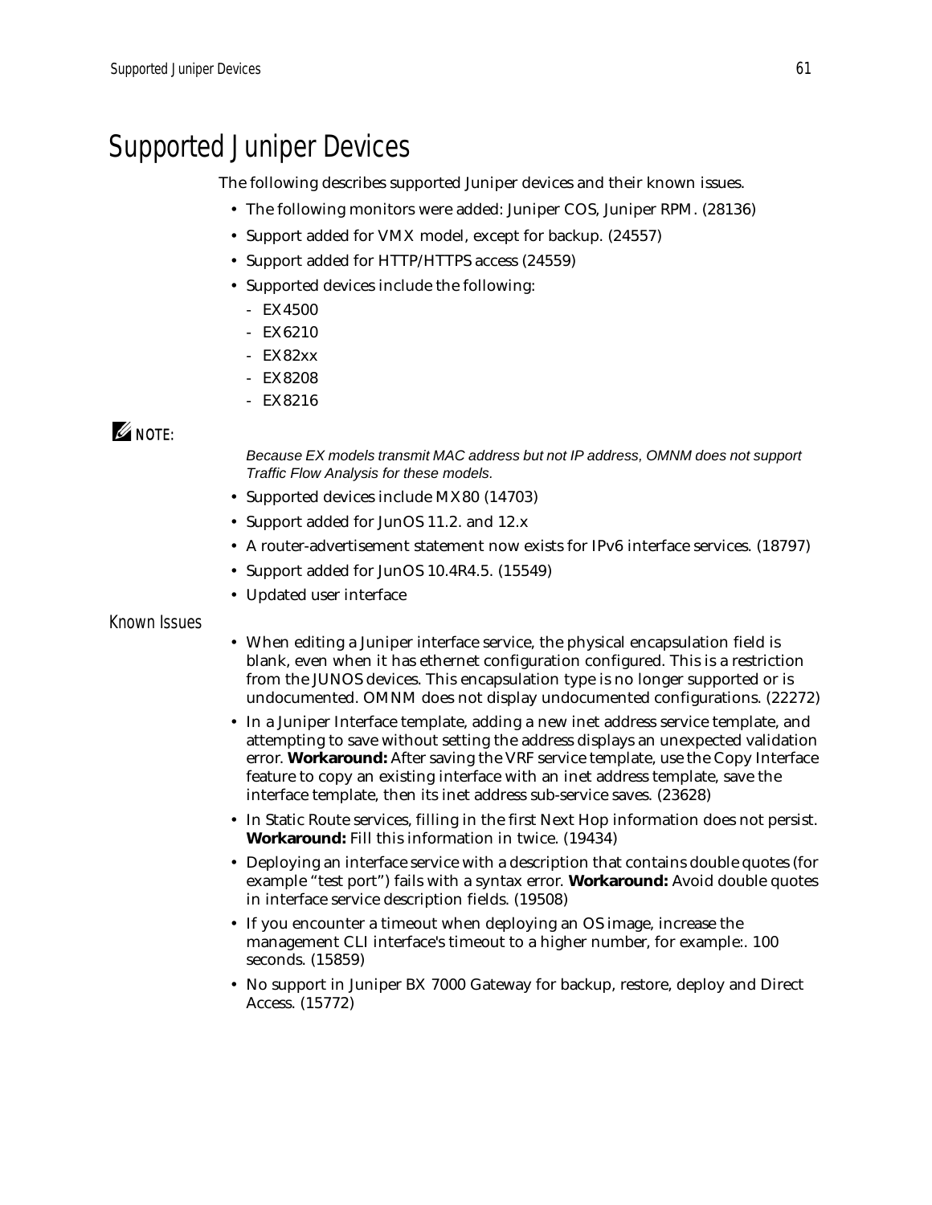# Supported Juniper Devices

The following describes supported Juniper devices and their known issues.

- The following monitors were added: Juniper COS, Juniper RPM. (28136)
- Support added for VMX model, except for backup. (24557)
- Support added for HTTP/HTTPS access (24559)
- Supported devices include the following:
  - EX4500
  - EX6210
  - EX82xx
  - EX8208
  - EX8216

**NOTE:**

*Because EX models transmit MAC address but not IP address, OMNM does not support Traffic Flow Analysis for these models.*

- Supported devices include MX80 (14703)
- Support added for JunOS 11.2. and 12.x
- A router-advertisement statement now exists for IPv6 interface services. (18797)
- Support added for JunOS 10.4R4.5. (15549)
- Updated user interface

## Known Issues

- When editing a Juniper interface service, the physical encapsulation field is blank, even when it has ethernet configuration configured. This is a restriction from the JUNOS devices. This encapsulation type is no longer supported or is undocumented. OMNM does not display undocumented configurations. (22272)
- In a Juniper Interface template, adding a new inet address service template, and attempting to save without setting the address displays an unexpected validation error. **Workaround:** After saving the VRF service template, use the Copy Interface feature to copy an existing interface with an inet address template, save the interface template, then its inet address sub-service saves. (23628)
- In Static Route services, filling in the first Next Hop information does not persist. **Workaround:** Fill this information in twice. (19434)
- Deploying an interface service with a description that contains double quotes (for example "test port") fails with a syntax error. **Workaround:** Avoid double quotes in interface service description fields. (19508)
- If you encounter a timeout when deploying an OS image, increase the management CLI interface's timeout to a higher number, for example:. 100 seconds. (15859)
- No support in Juniper BX 7000 Gateway for backup, restore, deploy and Direct Access. (15772)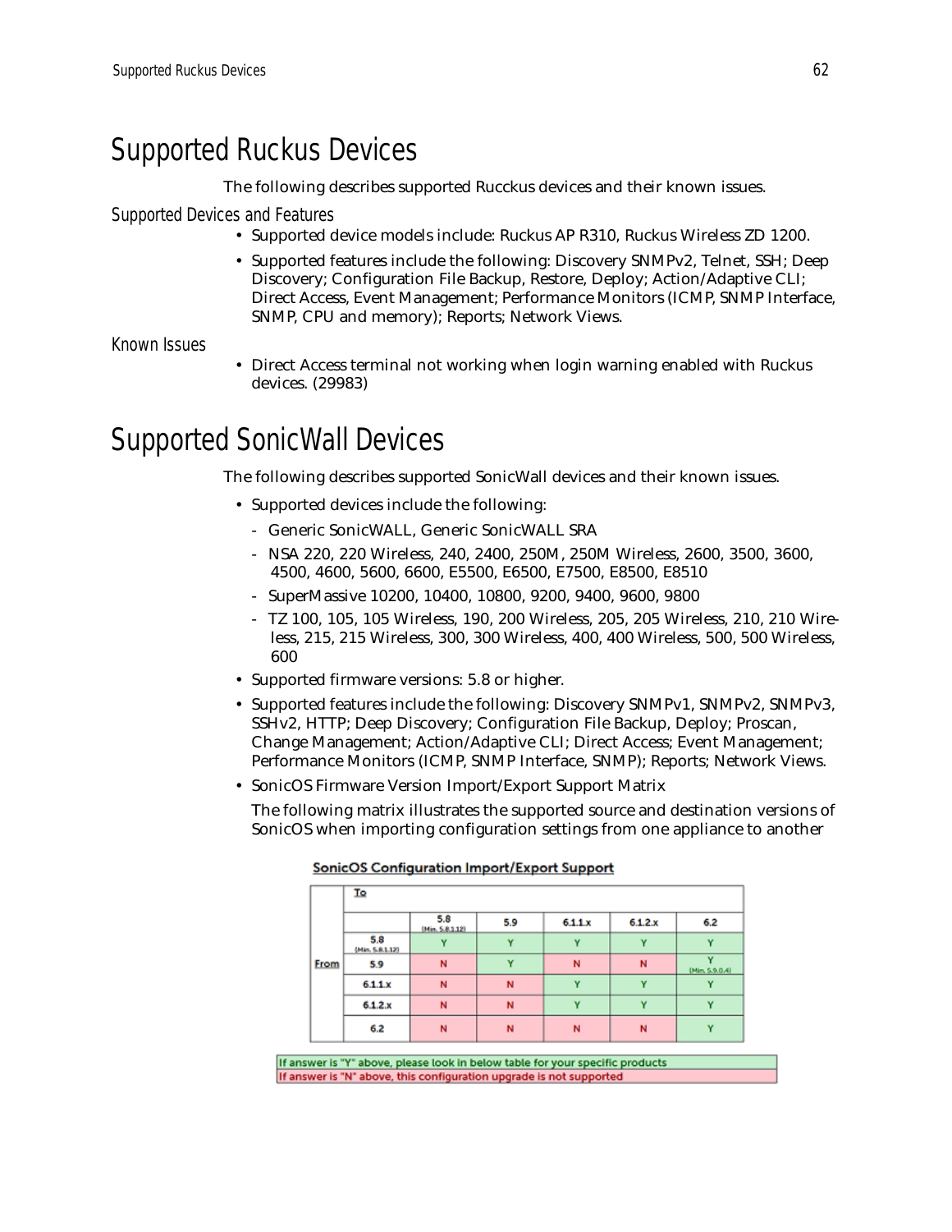# Supported Ruckus Devices

The following describes supported Rucckus devices and their known issues.

## Supported Devices and Features

- Supported device models include: Ruckus AP R310, Ruckus Wireless ZD 1200.
- Supported features include the following: Discovery SNMPv2, Telnet, SSH; Deep Discovery; Configuration File Backup, Restore, Deploy; Action/Adaptive CLI; Direct Access, Event Management; Performance Monitors (ICMP, SNMP Interface, SNMP, CPU and memory); Reports; Network Views.

## Known Issues

- Direct Access terminal not working when login warning enabled with Ruckus devices. (29983)

# Supported SonicWall Devices

The following describes supported SonicWall devices and their known issues.

- Supported devices include the following:
  - Generic SonicWALL, Generic SonicWALL SRA
  - NSA 220, 220 Wireless, 240, 2400, 250M, 250M Wireless, 2600, 3500, 3600, 4500, 4600, 5600, 6600, E5500, E6500, E7500, E8500, E8510
  - SuperMassive 10200, 10400, 10800, 9200, 9400, 9600, 9800
  - TZ 100, 105, 105 Wireless, 190, 200 Wireless, 205, 205 Wireless, 210, 210 Wireless, 215, 215 Wireless, 300, 300 Wireless, 400, 400 Wireless, 500, 500 Wireless, 600
- Supported firmware versions: 5.8 or higher.
- Supported features include the following: Discovery SNMPv1, SNMPv2, SNMPv3, SSHv2, HTTP; Deep Discovery; Configuration File Backup, Deploy; Proscan, Change Management; Action/Adaptive CLI; Direct Access; Event Management; Performance Monitors (ICMP, SNMP Interface, SNMP); Reports; Network Views.
- SonicOS Firmware Version Import/Export Support Matrix

  The following matrix illustrates the supported source and destination versions of SonicOS when importing configuration settings from one appliance to another

**SonicOS Configuration Import/Export Support**

| | | To | | | | |
|---|---|---|---|---|---|---|
| | | 5.8 (Min. 5.8.1.12) | 5.9 | 6.1.1.x | 6.1.2.x | 6.2 |
| From | 5.8 (Min. 5.8.1.12) | Y | Y | Y | Y | Y |
| | 5.9 | N | Y | N | N | Y (Min. 5.9.0.4) |
| | 6.1.1.x | N | N | Y | Y | Y |
| | 6.1.2.x | N | N | Y | Y | Y |
| | 6.2 | N | N | N | N | Y |

If answer is "Y" above, please look in below table for your specific products

If answer is "N" above, this configuration upgrade is not supported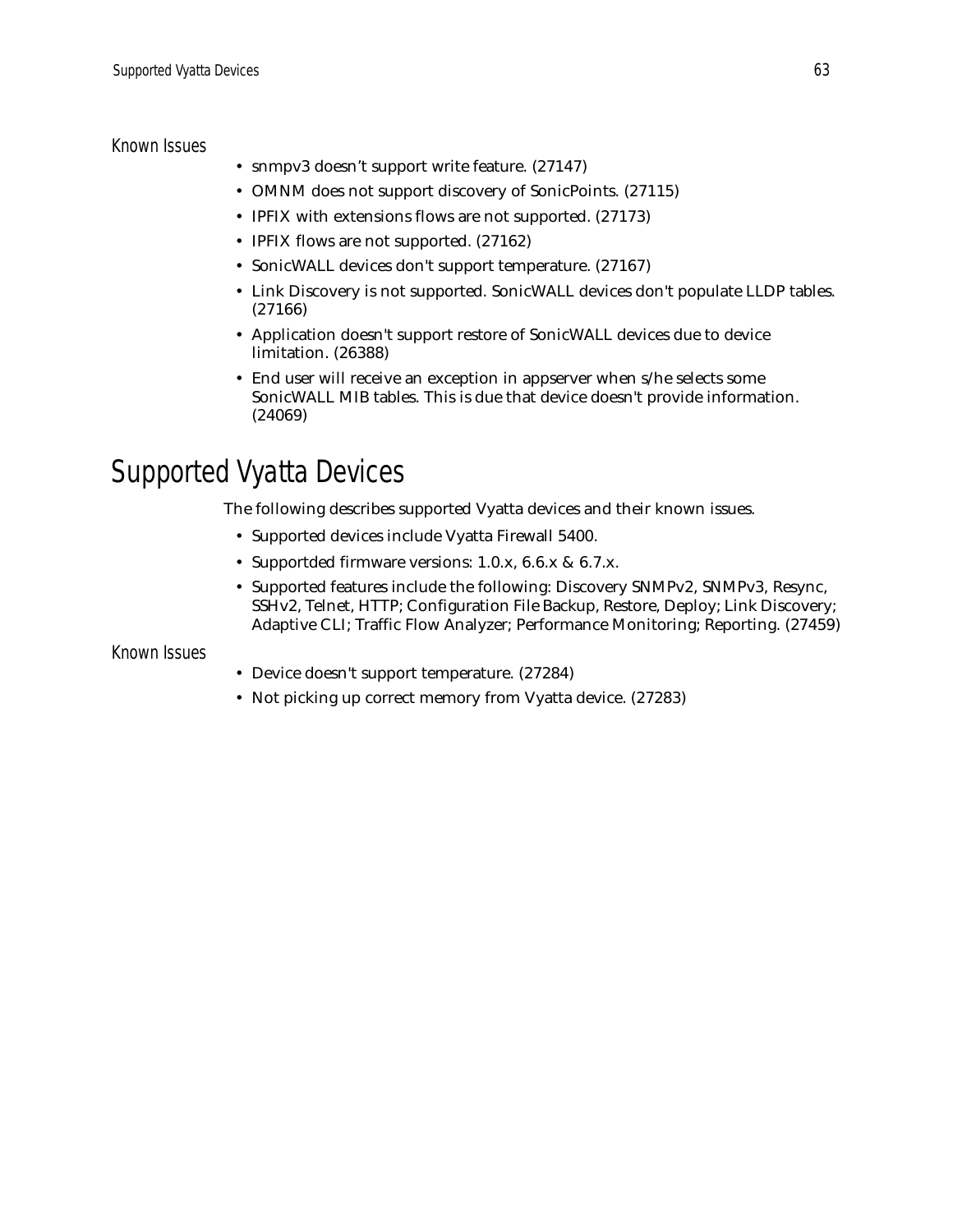### Known Issues

- snmpv3 doesn’t support write feature. (27147)
- OMNM does not support discovery of SonicPoints. (27115)
- IPFIX with extensions flows are not supported. (27173)
- IPFIX flows are not supported. (27162)
- SonicWALL devices don't support temperature. (27167)
- Link Discovery is not supported. SonicWALL devices don't populate LLDP tables. (27166)
- Application doesn't support restore of SonicWALL devices due to device limitation. (26388)
- End user will receive an exception in appserver when s/he selects some SonicWALL MIB tables. This is due that device doesn't provide information. (24069)

## Supported Vyatta Devices

The following describes supported Vyatta devices and their known issues.

- Supported devices include Vyatta Firewall 5400.
- Supportded firmware versions: 1.0.x, 6.6.x & 6.7.x.
- Supported features include the following: Discovery SNMPv2, SNMPv3, Resync, SSHv2, Telnet, HTTP; Configuration File Backup, Restore, Deploy; Link Discovery; Adaptive CLI; Traffic Flow Analyzer; Performance Monitoring; Reporting. (27459)

### Known Issues

- Device doesn't support temperature. (27284)
- Not picking up correct memory from Vyatta device. (27283)